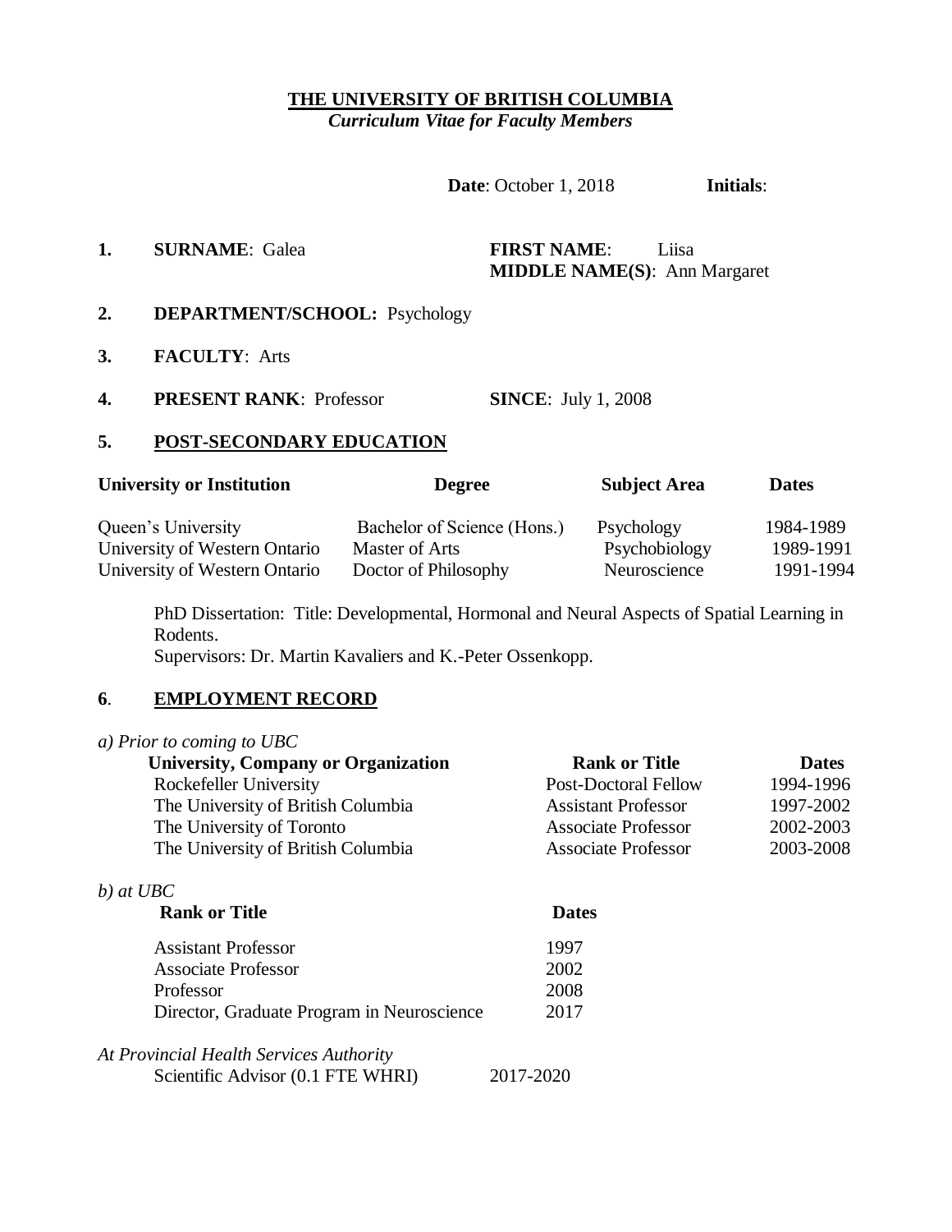**THE UNIVERSITY OF BRITISH COLUMBIA**
*Curriculum Vitae for Faculty Members*

**Date**: October 1, 2018 **Initials**:

**1. SURNAME**: Galea **FIRST NAME**: Liisa
**MIDDLE NAME(S)**: Ann Margaret

**2. DEPARTMENT/SCHOOL:** Psychology

**3. FACULTY**: Arts

**4. PRESENT RANK**: Professor **SINCE**: July 1, 2008

## 5. POST-SECONDARY EDUCATION

| University or Institution | Degree | Subject Area | Dates |
|---|---|---|---|
| Queen's University | Bachelor of Science (Hons.) | Psychology | 1984-1989 |
| University of Western Ontario | Master of Arts | Psychobiology | 1989-1991 |
| University of Western Ontario | Doctor of Philosophy | Neuroscience | 1991-1994 |

PhD Dissertation: Title: Developmental, Hormonal and Neural Aspects of Spatial Learning in Rodents.
Supervisors: Dr. Martin Kavaliers and K.-Peter Ossenkopp.

## 6. EMPLOYMENT RECORD

*a) Prior to coming to UBC*

| University, Company or Organization | Rank or Title | Dates |
|---|---|---|
| Rockefeller University | Post-Doctoral Fellow | 1994-1996 |
| The University of British Columbia | Assistant Professor | 1997-2002 |
| The University of Toronto | Associate Professor | 2002-2003 |
| The University of British Columbia | Associate Professor | 2003-2008 |

*b) at UBC*

| Rank or Title | Dates |
|---|---|
| Assistant Professor | 1997 |
| Associate Professor | 2002 |
| Professor | 2008 |
| Director, Graduate Program in Neuroscience | 2017 |

*At Provincial Health Services Authority*

| | |
|---|---|
| Scientific Advisor (0.1 FTE WHRI) | 2017-2020 |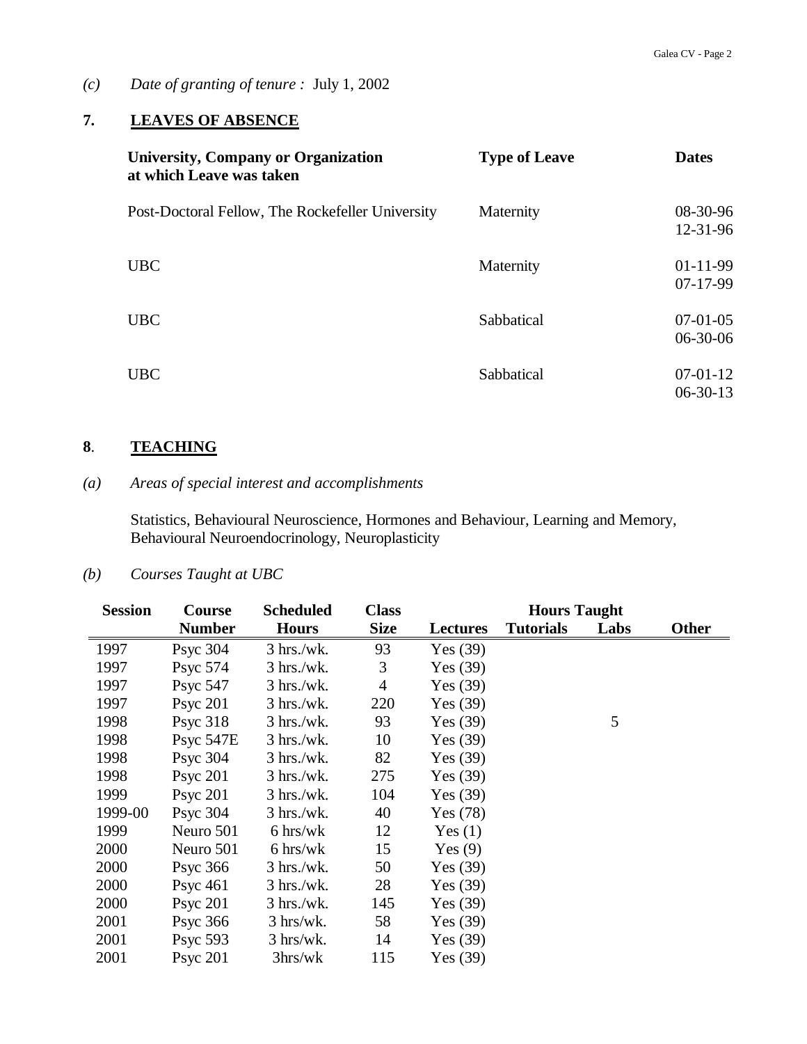*(c)* *Date of granting of tenure :* July 1, 2002

## 7. LEAVES OF ABSENCE

| University, Company or Organization at which Leave was taken | Type of Leave | Dates |
|---|---|---|
| Post-Doctoral Fellow, The Rockefeller University | Maternity | 08-30-96 12-31-96 |
| UBC | Maternity | 01-11-99 07-17-99 |
| UBC | Sabbatical | 07-01-05 06-30-06 |
| UBC | Sabbatical | 07-01-12 06-30-13 |

## 8. TEACHING

*(a)* *Areas of special interest and accomplishments*

Statistics, Behavioural Neuroscience, Hormones and Behaviour, Learning and Memory, Behavioural Neuroendocrinology, Neuroplasticity

*(b)* *Courses Taught at UBC*

| Session | Course Number | Scheduled Hours | Class Size | Hours Taught | | | |
|---|---|---|---|---|---|---|---|
| | | | | Lectures | Tutorials | Labs | Other |
| 1997 | Psyc 304 | 3 hrs./wk. | 93 | Yes (39) | | | |
| 1997 | Psyc 574 | 3 hrs./wk. | 3 | Yes (39) | | | |
| 1997 | Psyc 547 | 3 hrs./wk. | 4 | Yes (39) | | | |
| 1997 | Psyc 201 | 3 hrs./wk. | 220 | Yes (39) | | | |
| 1998 | Psyc 318 | 3 hrs./wk. | 93 | Yes (39) | | 5 | |
| 1998 | Psyc 547E | 3 hrs./wk. | 10 | Yes (39) | | | |
| 1998 | Psyc 304 | 3 hrs./wk. | 82 | Yes (39) | | | |
| 1998 | Psyc 201 | 3 hrs./wk. | 275 | Yes (39) | | | |
| 1999 | Psyc 201 | 3 hrs./wk. | 104 | Yes (39) | | | |
| 1999-00 | Psyc 304 | 3 hrs./wk. | 40 | Yes (78) | | | |
| 1999 | Neuro 501 | 6 hrs/wk | 12 | Yes (1) | | | |
| 2000 | Neuro 501 | 6 hrs/wk | 15 | Yes (9) | | | |
| 2000 | Psyc 366 | 3 hrs./wk. | 50 | Yes (39) | | | |
| 2000 | Psyc 461 | 3 hrs./wk. | 28 | Yes (39) | | | |
| 2000 | Psyc 201 | 3 hrs./wk. | 145 | Yes (39) | | | |
| 2001 | Psyc 366 | 3 hrs/wk. | 58 | Yes (39) | | | |
| 2001 | Psyc 593 | 3 hrs/wk. | 14 | Yes (39) | | | |
| 2001 | Psyc 201 | 3hrs/wk | 115 | Yes (39) | | | |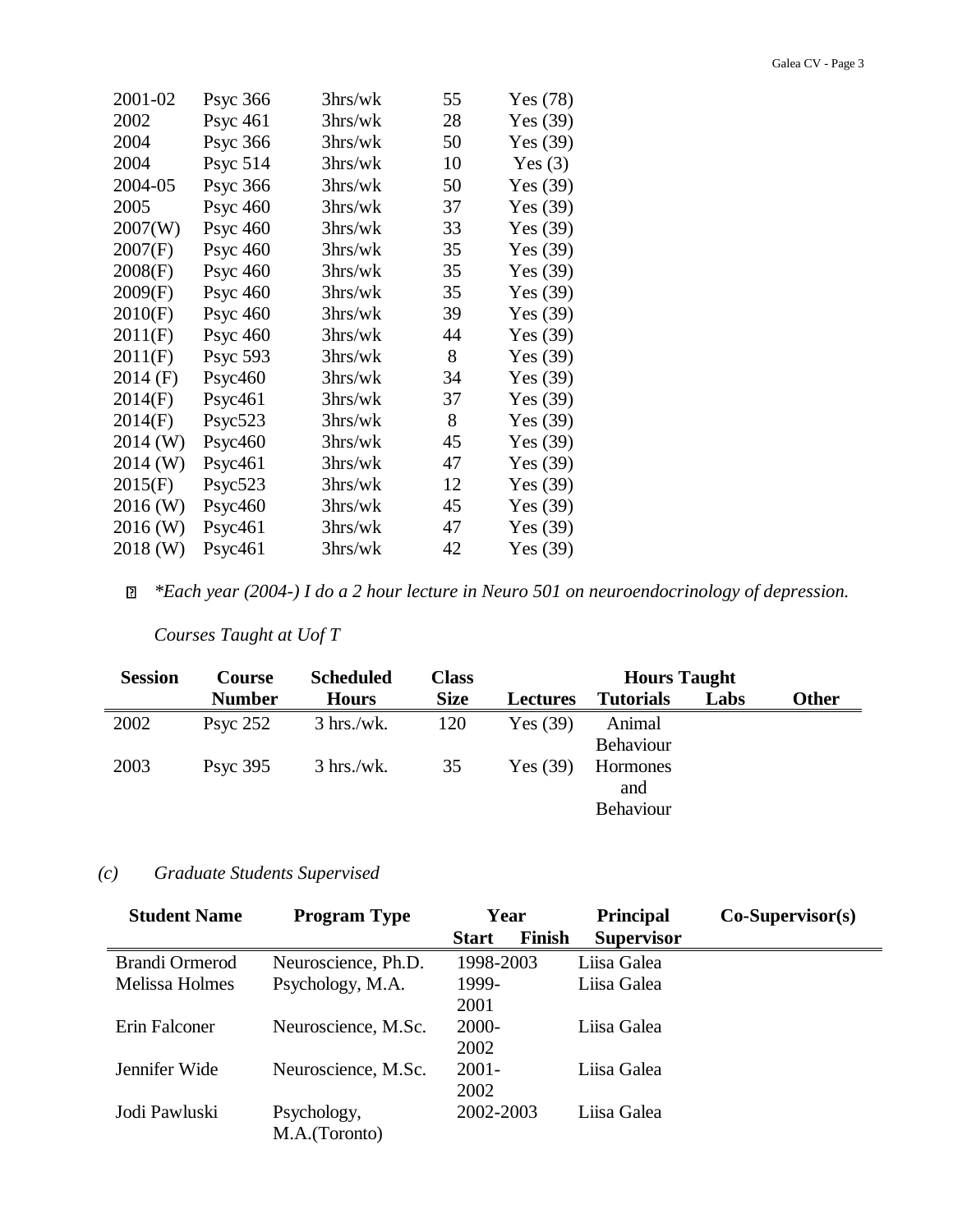| | | | | |
|---|---|---|---|---|
| 2001-02 | Psyc 366 | 3hrs/wk | 55 | Yes (78) |
| 2002 | Psyc 461 | 3hrs/wk | 28 | Yes (39) |
| 2004 | Psyc 366 | 3hrs/wk | 50 | Yes (39) |
| 2004 | Psyc 514 | 3hrs/wk | 10 | Yes (3) |
| 2004-05 | Psyc 366 | 3hrs/wk | 50 | Yes (39) |
| 2005 | Psyc 460 | 3hrs/wk | 37 | Yes (39) |
| 2007(W) | Psyc 460 | 3hrs/wk | 33 | Yes (39) |
| 2007(F) | Psyc 460 | 3hrs/wk | 35 | Yes (39) |
| 2008(F) | Psyc 460 | 3hrs/wk | 35 | Yes (39) |
| 2009(F) | Psyc 460 | 3hrs/wk | 35 | Yes (39) |
| 2010(F) | Psyc 460 | 3hrs/wk | 39 | Yes (39) |
| 2011(F) | Psyc 460 | 3hrs/wk | 44 | Yes (39) |
| 2011(F) | Psyc 593 | 3hrs/wk | 8 | Yes (39) |
| 2014 (F) | Psyc460 | 3hrs/wk | 34 | Yes (39) |
| 2014(F) | Psyc461 | 3hrs/wk | 37 | Yes (39) |
| 2014(F) | Psyc523 | 3hrs/wk | 8 | Yes (39) |
| 2014 (W) | Psyc460 | 3hrs/wk | 45 | Yes (39) |
| 2014 (W) | Psyc461 | 3hrs/wk | 47 | Yes (39) |
| 2015(F) | Psyc523 | 3hrs/wk | 12 | Yes (39) |
| 2016 (W) | Psyc460 | 3hrs/wk | 45 | Yes (39) |
| 2016 (W) | Psyc461 | 3hrs/wk | 47 | Yes (39) |
| 2018 (W) | Psyc461 | 3hrs/wk | 42 | Yes (39) |

- *\*Each year (2004-) I do a 2 hour lecture in Neuro 501 on neuroendocrinology of depression.*

*Courses Taught at Uof T*

| Session | Course Number | Scheduled Hours | Class Size | Hours Taught | | | |
|---|---|---|---|---|---|---|---|
| | | | | Lectures | Tutorials | Labs | Other |
| 2002 | Psyc 252 | 3 hrs./wk. | 120 | Yes (39) | Animal Behaviour | | |
| 2003 | Psyc 395 | 3 hrs./wk. | 35 | Yes (39) | Hormones and Behaviour | | |

## *(c) Graduate Students Supervised*

| Student Name | Program Type | Year | | Principal Supervisor | Co-Supervisor(s) |
|---|---|---|---|---|---|
| | | Start | Finish | | |
| Brandi Ormerod | Neuroscience, Ph.D. | 1998-2003 | | Liisa Galea | |
| Melissa Holmes | Psychology, M.A. | 1999-2001 | | Liisa Galea | |
| Erin Falconer | Neuroscience, M.Sc. | 2000-2002 | | Liisa Galea | |
| Jennifer Wide | Neuroscience, M.Sc. | 2001-2002 | | Liisa Galea | |
| Jodi Pawluski | Psychology, M.A.(Toronto) | 2002-2003 | | Liisa Galea | |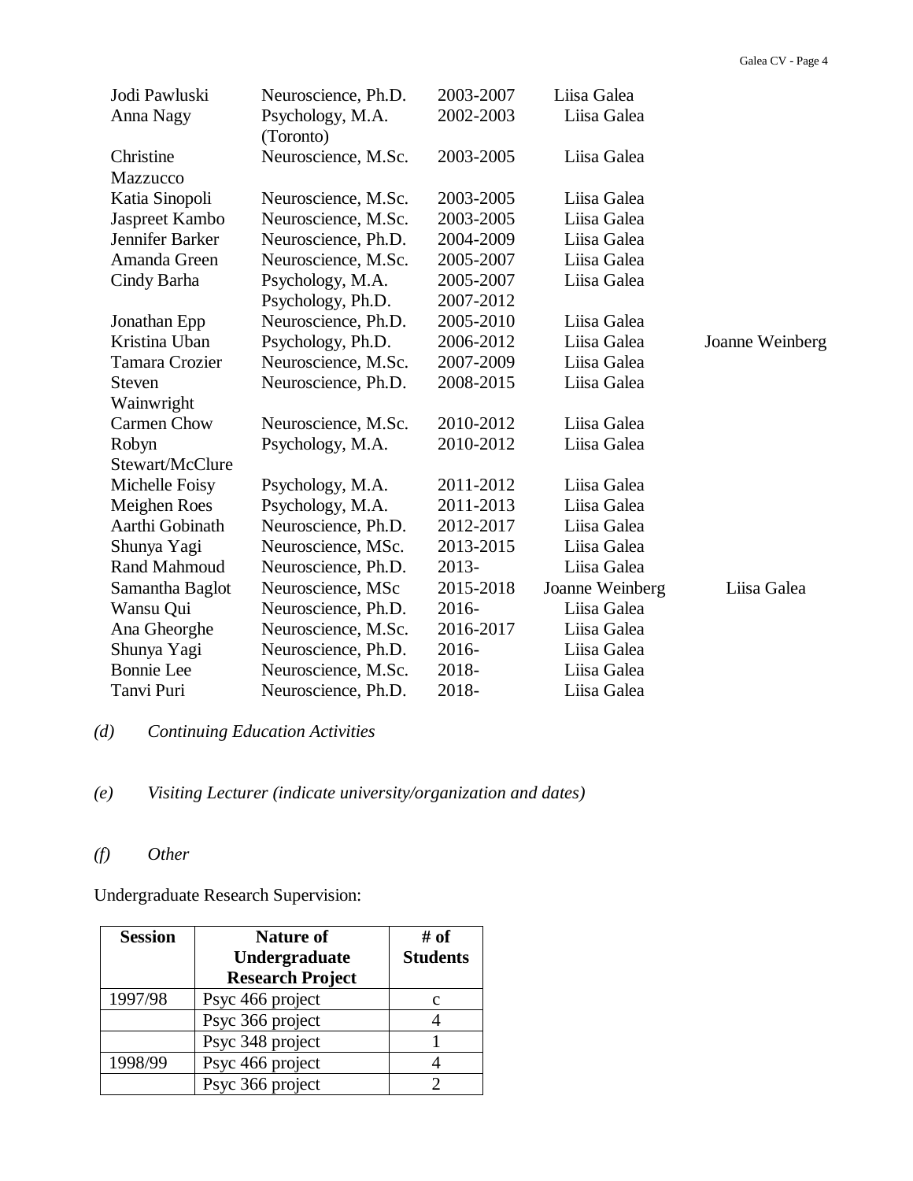| | | | | |
|---|---|---|---|---|
| Jodi Pawluski | Neuroscience, Ph.D. | 2003-2007 | Liisa Galea | |
| Anna Nagy | Psychology, M.A. (Toronto) | 2002-2003 | Liisa Galea | |
| Christine Mazzucco | Neuroscience, M.Sc. | 2003-2005 | Liisa Galea | |
| Katia Sinopoli | Neuroscience, M.Sc. | 2003-2005 | Liisa Galea | |
| Jaspreet Kambo | Neuroscience, M.Sc. | 2003-2005 | Liisa Galea | |
| Jennifer Barker | Neuroscience, Ph.D. | 2004-2009 | Liisa Galea | |
| Amanda Green | Neuroscience, M.Sc. | 2005-2007 | Liisa Galea | |
| Cindy Barha | Psychology, M.A.<br>Psychology, Ph.D. | 2005-2007<br>2007-2012 | Liisa Galea | |
| Jonathan Epp | Neuroscience, Ph.D. | 2005-2010 | Liisa Galea | |
| Kristina Uban | Psychology, Ph.D. | 2006-2012 | Liisa Galea | Joanne Weinberg |
| Tamara Crozier | Neuroscience, M.Sc. | 2007-2009 | Liisa Galea | |
| Steven Wainwright | Neuroscience, Ph.D. | 2008-2015 | Liisa Galea | |
| Carmen Chow | Neuroscience, M.Sc. | 2010-2012 | Liisa Galea | |
| Robyn Stewart/McClure | Psychology, M.A. | 2010-2012 | Liisa Galea | |
| Michelle Foisy | Psychology, M.A. | 2011-2012 | Liisa Galea | |
| Meighen Roes | Psychology, M.A. | 2011-2013 | Liisa Galea | |
| Aarthi Gobinath | Neuroscience, Ph.D. | 2012-2017 | Liisa Galea | |
| Shunya Yagi | Neuroscience, MSc. | 2013-2015 | Liisa Galea | |
| Rand Mahmoud | Neuroscience, Ph.D. | 2013- | Liisa Galea | |
| Samantha Baglot | Neuroscience, MSc | 2015-2018 | Joanne Weinberg | Liisa Galea |
| Wansu Qui | Neuroscience, Ph.D. | 2016- | Liisa Galea | |
| Ana Gheorghe | Neuroscience, M.Sc. | 2016-2017 | Liisa Galea | |
| Shunya Yagi | Neuroscience, Ph.D. | 2016- | Liisa Galea | |
| Bonnie Lee | Neuroscience, M.Sc. | 2018- | Liisa Galea | |
| Tanvi Puri | Neuroscience, Ph.D. | 2018- | Liisa Galea | |

*(d) Continuing Education Activities*

*(e) Visiting Lecturer (indicate university/organization and dates)*

*(f) Other*

Undergraduate Research Supervision:

| **Session** | **Nature of Undergraduate Research Project** | **# of Students** |
|---|---|---|
| 1997/98 | Psyc 466 project | c |
| | Psyc 366 project | 4 |
| | Psyc 348 project | 1 |
| 1998/99 | Psyc 466 project | 4 |
| | Psyc 366 project | 2 |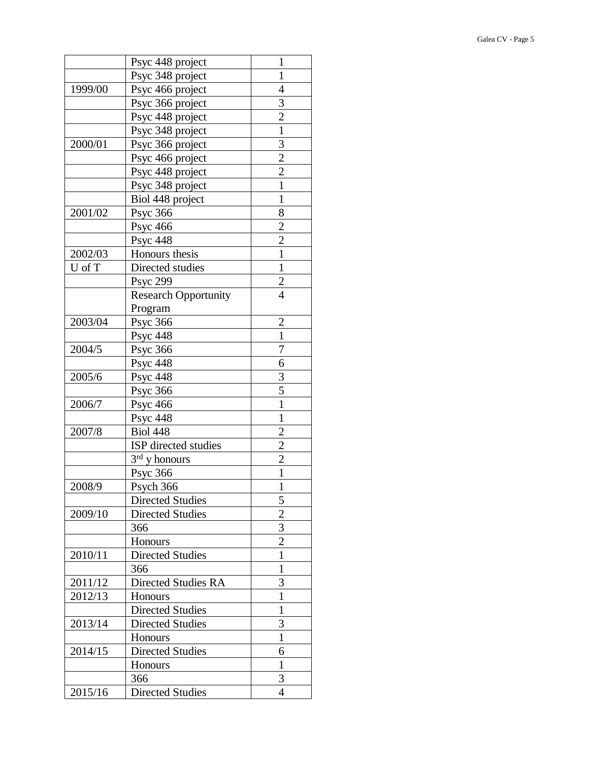| | | |
|---|---|---|
| | Psyc 448 project | 1 |
| | Psyc 348 project | 1 |
| 1999/00 | Psyc 466 project | 4 |
| | Psyc 366 project | 3 |
| | Psyc 448 project | 2 |
| | Psyc 348 project | 1 |
| 2000/01 | Psyc 366 project | 3 |
| | Psyc 466 project | 2 |
| | Psyc 448 project | 2 |
| | Psyc 348 project | 1 |
| | Biol 448 project | 1 |
| 2001/02 | Psyc 366 | 8 |
| | Psyc 466 | 2 |
| | Psyc 448 | 2 |
| 2002/03 | Honours thesis | 1 |
| U of T | Directed studies | 1 |
| | Psyc 299 | 2 |
| | Research Opportunity Program | 4 |
| 2003/04 | Psyc 366 | 2 |
| | Psyc 448 | 1 |
| 2004/5 | Psyc 366 | 7 |
| | Psyc 448 | 6 |
| 2005/6 | Psyc 448 | 3 |
| | Psyc 366 | 5 |
| 2006/7 | Psyc 466 | 1 |
| | Psyc 448 | 1 |
| 2007/8 | Biol 448 | 2 |
| | ISP directed studies | 2 |
| | 3rd y honours | 2 |
| | Psyc 366 | 1 |
| 2008/9 | Psych 366 | 1 |
| | Directed Studies | 5 |
| 2009/10 | Directed Studies | 2 |
| | 366 | 3 |
| | Honours | 2 |
| 2010/11 | Directed Studies | 1 |
| | 366 | 1 |
| 2011/12 | Directed Studies RA | 3 |
| 2012/13 | Honours | 1 |
| | Directed Studies | 1 |
| 2013/14 | Directed Studies | 3 |
| | Honours | 1 |
| 2014/15 | Directed Studies | 6 |
| | Honours | 1 |
| | 366 | 3 |
| 2015/16 | Directed Studies | 4 |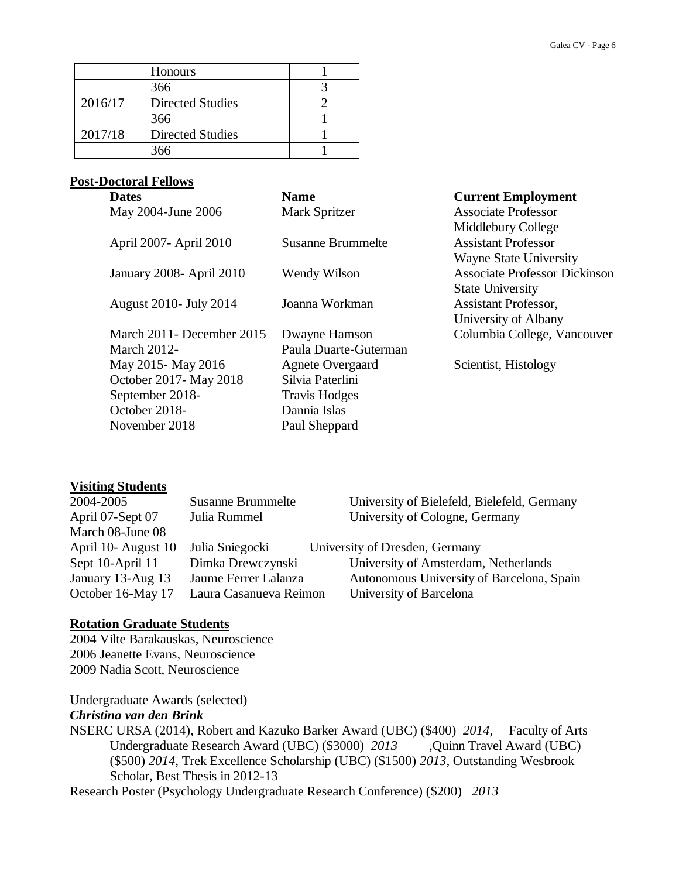| | | |
|---|---|---|
| | Honours | 1 |
| | 366 | 3 |
| 2016/17 | Directed Studies | 2 |
| | 366 | 1 |
| 2017/18 | Directed Studies | 1 |
| | 366 | 1 |

## Post-Doctoral Fellows

| Dates | Name | Current Employment |
|---|---|---|
| May 2004-June 2006 | Mark Spritzer | Associate Professor Middlebury College |
| April 2007- April 2010 | Susanne Brummelte | Assistant Professor Wayne State University |
| January 2008- April 2010 | Wendy Wilson | Associate Professor Dickinson State University |
| August 2010- July 2014 | Joanna Workman | Assistant Professor, University of Albany |
| March 2011- December 2015 | Dwayne Hamson | Columbia College, Vancouver |
| March 2012- | Paula Duarte-Guterman | |
| May 2015- May 2016 | Agnete Overgaard | Scientist, Histology |
| October 2017- May 2018 | Silvia Paterlini | |
| September 2018- | Travis Hodges | |
| October 2018- | Dannia Islas | |
| November 2018 | Paul Sheppard | |

## Visiting Students

| | | |
|---|---|---|
| 2004-2005 | Susanne Brummelte | University of Bielefeld, Bielefeld, Germany |
| April 07-Sept 07 March 08-June 08 | Julia Rummel | University of Cologne, Germany |
| April 10- August 10 | Julia Sniegocki | University of Dresden, Germany |
| Sept 10-April 11 | Dimka Drewczynski | University of Amsterdam, Netherlands |
| January 13-Aug 13 | Jaume Ferrer Lalanza | Autonomous University of Barcelona, Spain |
| October 16-May 17 | Laura Casanueva Reimon | University of Barcelona |

## Rotation Graduate Students

2004 Vilte Barakauskas, Neuroscience
2006 Jeanette Evans, Neuroscience
2009 Nadia Scott, Neuroscience

Undergraduate Awards (selected)

***Christina van den Brink*** –

NSERC URSA (2014), Robert and Kazuko Barker Award (UBC) ($400) *2014*, Faculty of Arts Undergraduate Research Award (UBC) ($3000) *2013* ,Quinn Travel Award (UBC) ($500) *2014*, Trek Excellence Scholarship (UBC) ($1500) *2013*, Outstanding Wesbrook Scholar, Best Thesis in 2012-13

Research Poster (Psychology Undergraduate Research Conference) ($200) *2013*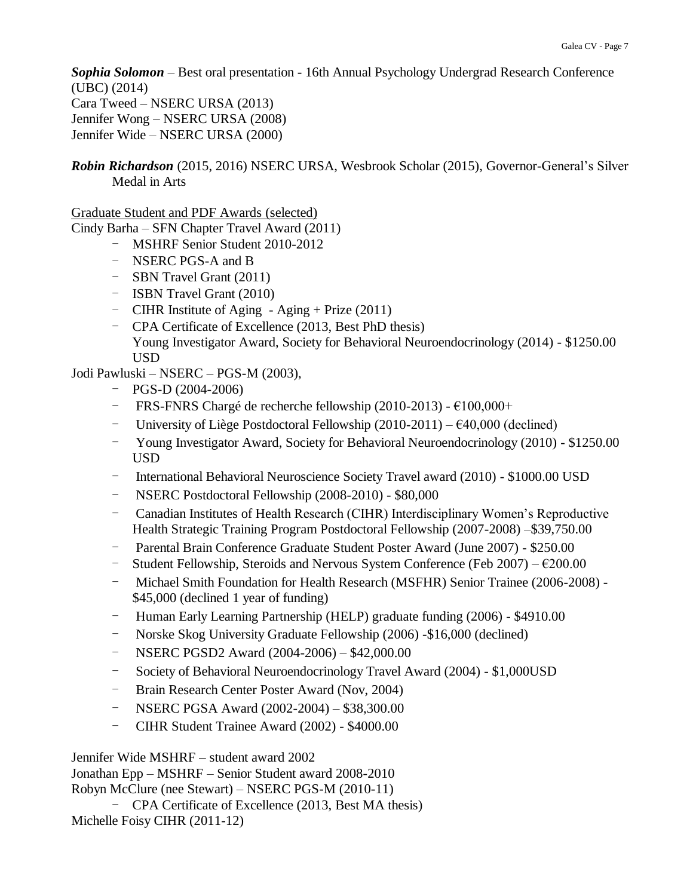***Sophia Solomon*** – Best oral presentation - 16th Annual Psychology Undergrad Research Conference (UBC) (2014)
Cara Tweed – NSERC URSA (2013)
Jennifer Wong – NSERC URSA (2008)
Jennifer Wide – NSERC URSA (2000)

***Robin Richardson*** (2015, 2016) NSERC URSA, Wesbrook Scholar (2015), Governor-General's Silver Medal in Arts

<u>Graduate Student and PDF Awards (selected)</u>

Cindy Barha – SFN Chapter Travel Award (2011)

- MSHRF Senior Student 2010-2012
- NSERC PGS-A and B
- SBN Travel Grant (2011)
- ISBN Travel Grant (2010)
- CIHR Institute of Aging - Aging + Prize (2011)
- CPA Certificate of Excellence (2013, Best PhD thesis)
  Young Investigator Award, Society for Behavioral Neuroendocrinology (2014) - $1250.00 USD

Jodi Pawluski – NSERC – PGS-M (2003),

- PGS-D (2004-2006)
- FRS-FNRS Chargé de recherche fellowship (2010-2013) - €100,000+
- University of Liège Postdoctoral Fellowship (2010-2011) – €40,000 (declined)
- Young Investigator Award, Society for Behavioral Neuroendocrinology (2010) - $1250.00 USD
- International Behavioral Neuroscience Society Travel award (2010) - $1000.00 USD
- NSERC Postdoctoral Fellowship (2008-2010) - $80,000
- Canadian Institutes of Health Research (CIHR) Interdisciplinary Women's Reproductive Health Strategic Training Program Postdoctoral Fellowship (2007-2008) –$39,750.00
- Parental Brain Conference Graduate Student Poster Award (June 2007) - $250.00
- Student Fellowship, Steroids and Nervous System Conference (Feb 2007) – €200.00
- Michael Smith Foundation for Health Research (MSFHR) Senior Trainee (2006-2008) - $45,000 (declined 1 year of funding)
- Human Early Learning Partnership (HELP) graduate funding (2006) - $4910.00
- Norske Skog University Graduate Fellowship (2006) -$16,000 (declined)
- NSERC PGSD2 Award (2004-2006) – $42,000.00
- Society of Behavioral Neuroendocrinology Travel Award (2004) - $1,000USD
- Brain Research Center Poster Award (Nov, 2004)
- NSERC PGSA Award (2002-2004) – $38,300.00
- CIHR Student Trainee Award (2002) - $4000.00

Jennifer Wide MSHRF – student award 2002
Jonathan Epp – MSHRF – Senior Student award 2008-2010
Robyn McClure (nee Stewart) – NSERC PGS-M (2010-11)

- CPA Certificate of Excellence (2013, Best MA thesis)

Michelle Foisy CIHR (2011-12)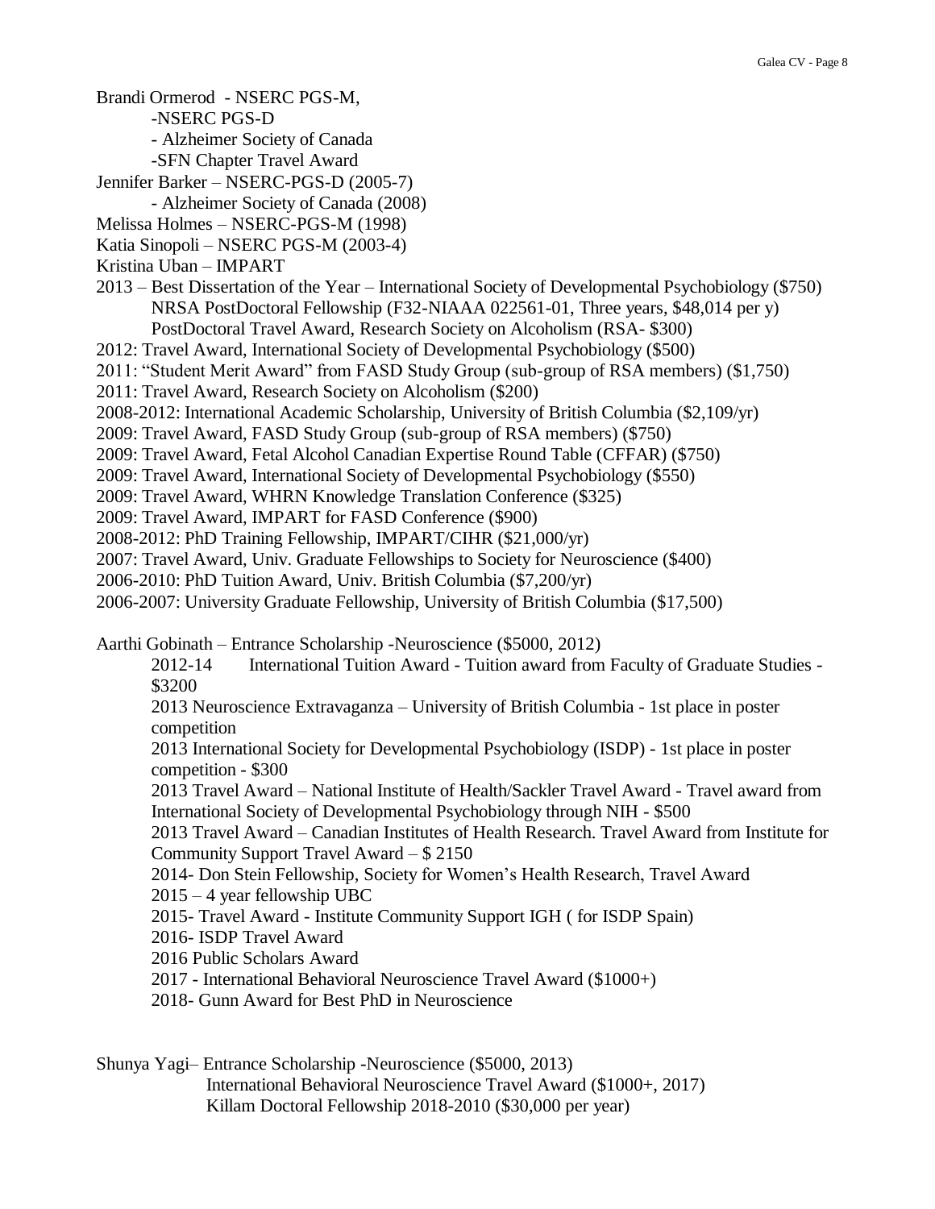Brandi Ormerod - NSERC PGS-M,

-NSERC PGS-D

- Alzheimer Society of Canada

-SFN Chapter Travel Award

Jennifer Barker – NSERC-PGS-D (2005-7)

- Alzheimer Society of Canada (2008)

Melissa Holmes – NSERC-PGS-M (1998)

Katia Sinopoli – NSERC PGS-M (2003-4)

Kristina Uban – IMPART

2013 – Best Dissertation of the Year – International Society of Developmental Psychobiology ($750)

NRSA PostDoctoral Fellowship (F32-NIAAA 022561-01, Three years, $48,014 per y)

PostDoctoral Travel Award, Research Society on Alcoholism (RSA- $300)

2012: Travel Award, International Society of Developmental Psychobiology ($500)

2011: "Student Merit Award" from FASD Study Group (sub-group of RSA members) ($1,750)

2011: Travel Award, Research Society on Alcoholism ($200)

2008-2012: International Academic Scholarship, University of British Columbia ($2,109/yr)

2009: Travel Award, FASD Study Group (sub-group of RSA members) ($750)

2009: Travel Award, Fetal Alcohol Canadian Expertise Round Table (CFFAR) ($750)

2009: Travel Award, International Society of Developmental Psychobiology ($550)

2009: Travel Award, WHRN Knowledge Translation Conference ($325)

2009: Travel Award, IMPART for FASD Conference ($900)

2008-2012: PhD Training Fellowship, IMPART/CIHR ($21,000/yr)

2007: Travel Award, Univ. Graduate Fellowships to Society for Neuroscience ($400)

2006-2010: PhD Tuition Award, Univ. British Columbia ($7,200/yr)

2006-2007: University Graduate Fellowship, University of British Columbia ($17,500)

Aarthi Gobinath – Entrance Scholarship -Neuroscience ($5000, 2012)

2012-14 International Tuition Award - Tuition award from Faculty of Graduate Studies - $3200

2013 Neuroscience Extravaganza – University of British Columbia - 1st place in poster competition

2013 International Society for Developmental Psychobiology (ISDP) - 1st place in poster competition - $300

2013 Travel Award – National Institute of Health/Sackler Travel Award - Travel award from International Society of Developmental Psychobiology through NIH - $500

2013 Travel Award – Canadian Institutes of Health Research. Travel Award from Institute for Community Support Travel Award – $ 2150

2014- Don Stein Fellowship, Society for Women's Health Research, Travel Award

2015 – 4 year fellowship UBC

2015- Travel Award - Institute Community Support IGH ( for ISDP Spain)

2016- ISDP Travel Award

2016 Public Scholars Award

2017 - International Behavioral Neuroscience Travel Award ($1000+)

2018- Gunn Award for Best PhD in Neuroscience

Shunya Yagi– Entrance Scholarship -Neuroscience ($5000, 2013)

International Behavioral Neuroscience Travel Award ($1000+, 2017)

Killam Doctoral Fellowship 2018-2010 ($30,000 per year)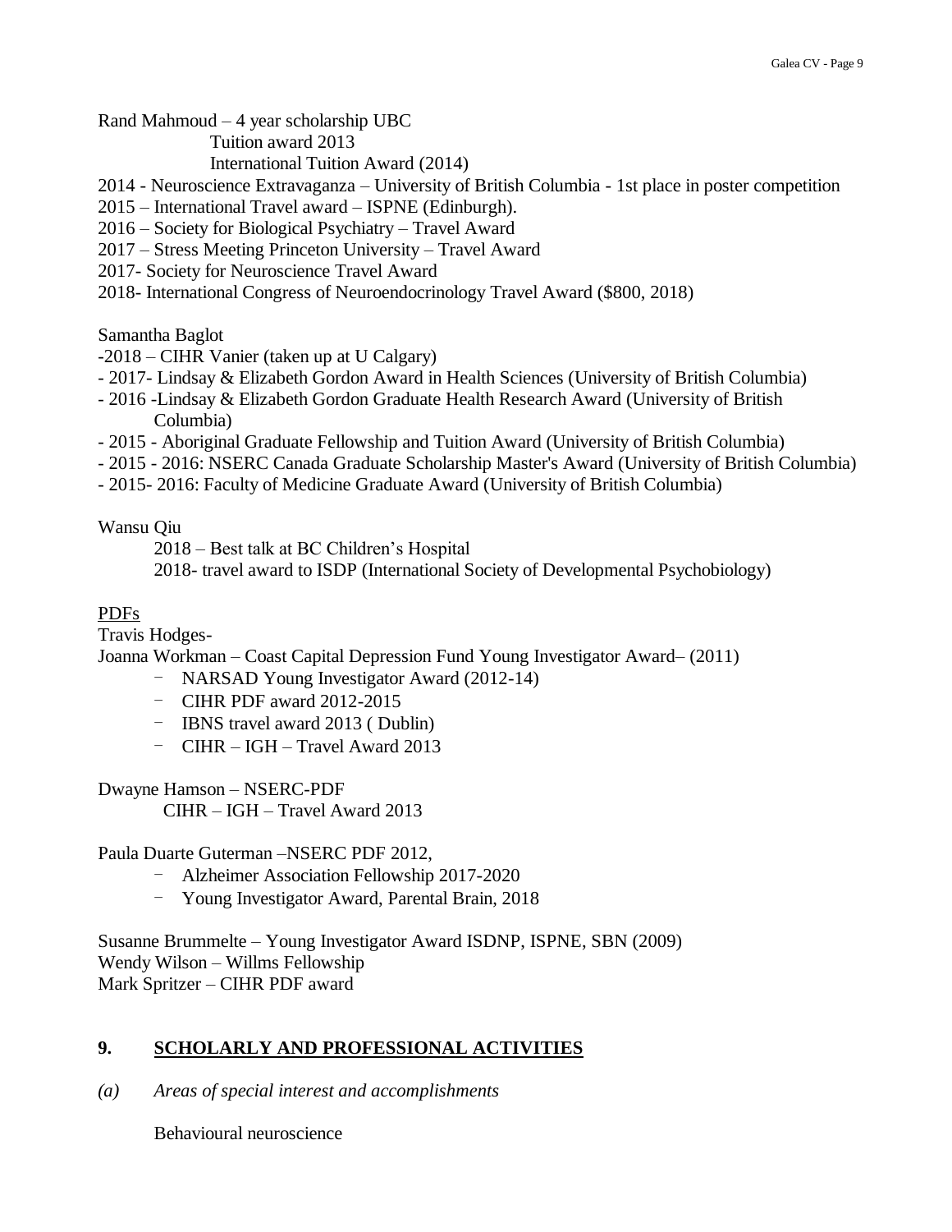Rand Mahmoud – 4 year scholarship UBC
Tuition award 2013
International Tuition Award (2014)
2014 - Neuroscience Extravaganza – University of British Columbia - 1st place in poster competition
2015 – International Travel award – ISPNE (Edinburgh).
2016 – Society for Biological Psychiatry – Travel Award
2017 – Stress Meeting Princeton University – Travel Award
2017- Society for Neuroscience Travel Award
2018- International Congress of Neuroendocrinology Travel Award ($800, 2018)

Samantha Baglot
-2018 – CIHR Vanier (taken up at U Calgary)
- 2017- Lindsay & Elizabeth Gordon Award in Health Sciences (University of British Columbia)
- 2016 -Lindsay & Elizabeth Gordon Graduate Health Research Award (University of British Columbia)
- 2015 - Aboriginal Graduate Fellowship and Tuition Award (University of British Columbia)
- 2015 - 2016: NSERC Canada Graduate Scholarship Master's Award (University of British Columbia)
- 2015- 2016: Faculty of Medicine Graduate Award (University of British Columbia)

Wansu Qiu
2018 – Best talk at BC Children's Hospital
2018- travel award to ISDP (International Society of Developmental Psychobiology)

PDFs

Travis Hodges-
Joanna Workman – Coast Capital Depression Fund Young Investigator Award– (2011)
- NARSAD Young Investigator Award (2012-14)
- CIHR PDF award 2012-2015
- IBNS travel award 2013 ( Dublin)
- CIHR – IGH – Travel Award 2013

Dwayne Hamson – NSERC-PDF
CIHR – IGH – Travel Award 2013

Paula Duarte Guterman –NSERC PDF 2012,
- Alzheimer Association Fellowship 2017-2020
- Young Investigator Award, Parental Brain, 2018

Susanne Brummelte – Young Investigator Award ISDNP, ISPNE, SBN (2009)
Wendy Wilson – Willms Fellowship
Mark Spritzer – CIHR PDF award

## 9. SCHOLARLY AND PROFESSIONAL ACTIVITIES

*(a) Areas of special interest and accomplishments*

Behavioural neuroscience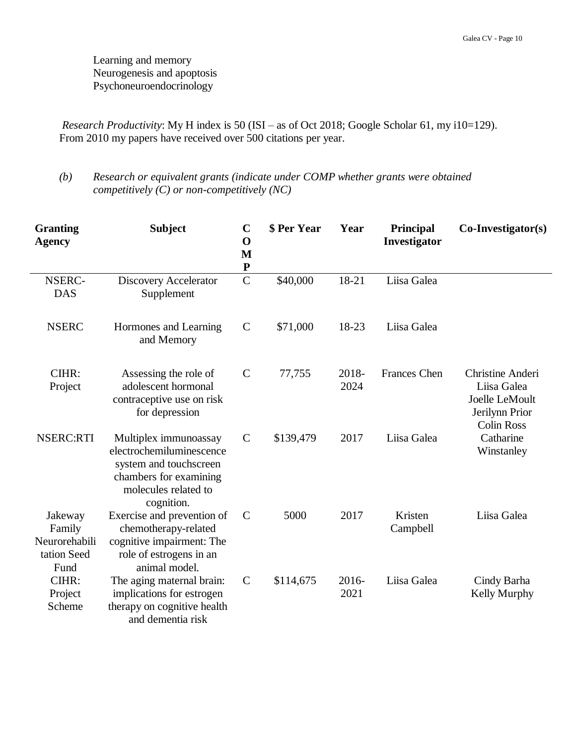Learning and memory
Neurogenesis and apoptosis
Psychoneuroendocrinology

*Research Productivity*: My H index is 50 (ISI – as of Oct 2018; Google Scholar 61, my i10=129). From 2010 my papers have received over 500 citations per year.

*(b) Research or equivalent grants (indicate under COMP whether grants were obtained competitively (C) or non-competitively (NC)*

| Granting Agency | Subject | COMP | $ Per Year | Year | Principal Investigator | Co-Investigator(s) |
|---|---|---|---|---|---|---|
| NSERC-DAS | Discovery Accelerator Supplement | C | $40,000 | 18-21 | Liisa Galea | |
| NSERC | Hormones and Learning and Memory | C | $71,000 | 18-23 | Liisa Galea | |
| CIHR: Project | Assessing the role of adolescent hormonal contraceptive use on risk for depression | C | 77,755 | 2018-2024 | Frances Chen | Christine Anderi<br>Liisa Galea<br>Joelle LeMoult<br>Jerilynn Prior<br>Colin Ross |
| NSERC:RTI | Multiplex immunoassay electrochemiluminescence system and touchscreen chambers for examining molecules related to cognition. | C | $139,479 | 2017 | Liisa Galea | Catharine Winstanley |
| Jakeway Family Neurorehabilitation Seed Fund | Exercise and prevention of chemotherapy-related cognitive impairment: The role of estrogens in an animal model. | C | 5000 | 2017 | Kristen Campbell | Liisa Galea |
| CIHR: Project Scheme | The aging maternal brain: implications for estrogen therapy on cognitive health and dementia risk | C | $114,675 | 2016-2021 | Liisa Galea | Cindy Barha<br>Kelly Murphy |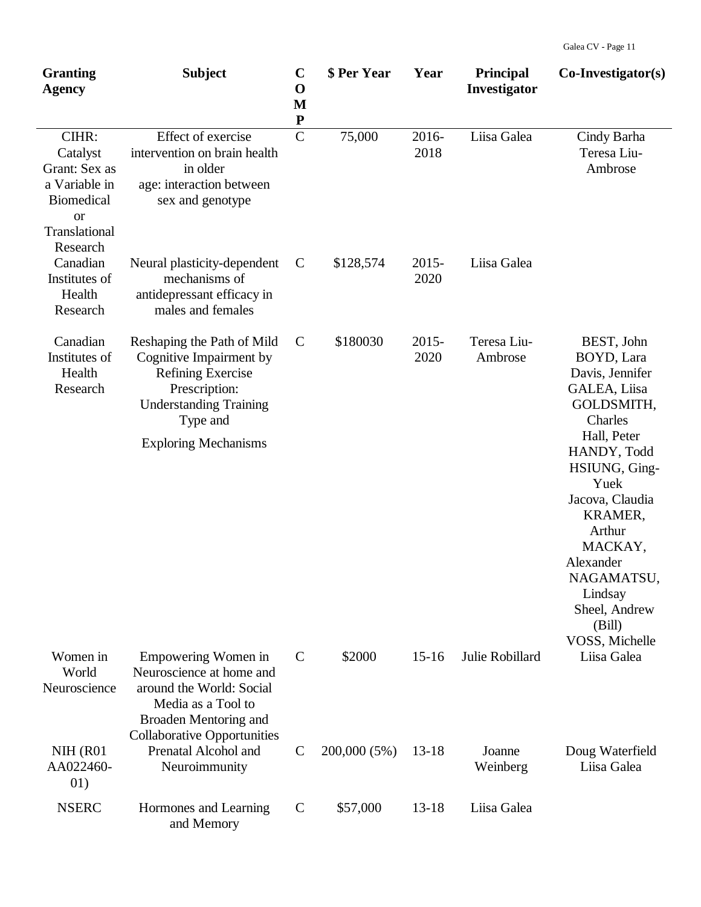| Granting Agency | Subject | COMP | $ Per Year | Year | Principal Investigator | Co-Investigator(s) |
|---|---|---|---|---|---|---|
| CIHR: Catalyst Grant: Sex as a Variable in Biomedical or Translational Research | Effect of exercise intervention on brain health in older age: interaction between sex and genotype | C | 75,000 | 2016-2018 | Liisa Galea | Cindy Barha Teresa Liu-Ambrose |
| Canadian Institutes of Health Research | Neural plasticity-dependent mechanisms of antidepressant efficacy in males and females | C | $128,574 | 2015-2020 | Liisa Galea | |
| Canadian Institutes of Health Research | Reshaping the Path of Mild Cognitive Impairment by Refining Exercise Prescription: Understanding Training Type and Exploring Mechanisms | C | $180030 | 2015-2020 | Teresa Liu-Ambrose | BEST, John BOYD, Lara Davis, Jennifer GALEA, Liisa GOLDSMITH, Charles Hall, Peter HANDY, Todd HSIUNG, Ging-Yuek Jacova, Claudia KRAMER, Arthur MACKAY, Alexander NAGAMATSU, Lindsay Sheel, Andrew (Bill) VOSS, Michelle |
| Women in World Neuroscience | Empowering Women in Neuroscience at home and around the World: Social Media as a Tool to Broaden Mentoring and Collaborative Opportunities | C | $2000 | 15-16 | Julie Robillard | Liisa Galea |
| NIH (R01 AA022460-01) | Prenatal Alcohol and Neuroimmunity | C | 200,000 (5%) | 13-18 | Joanne Weinberg | Doug Waterfield Liisa Galea |
| NSERC | Hormones and Learning and Memory | C | $57,000 | 13-18 | Liisa Galea | |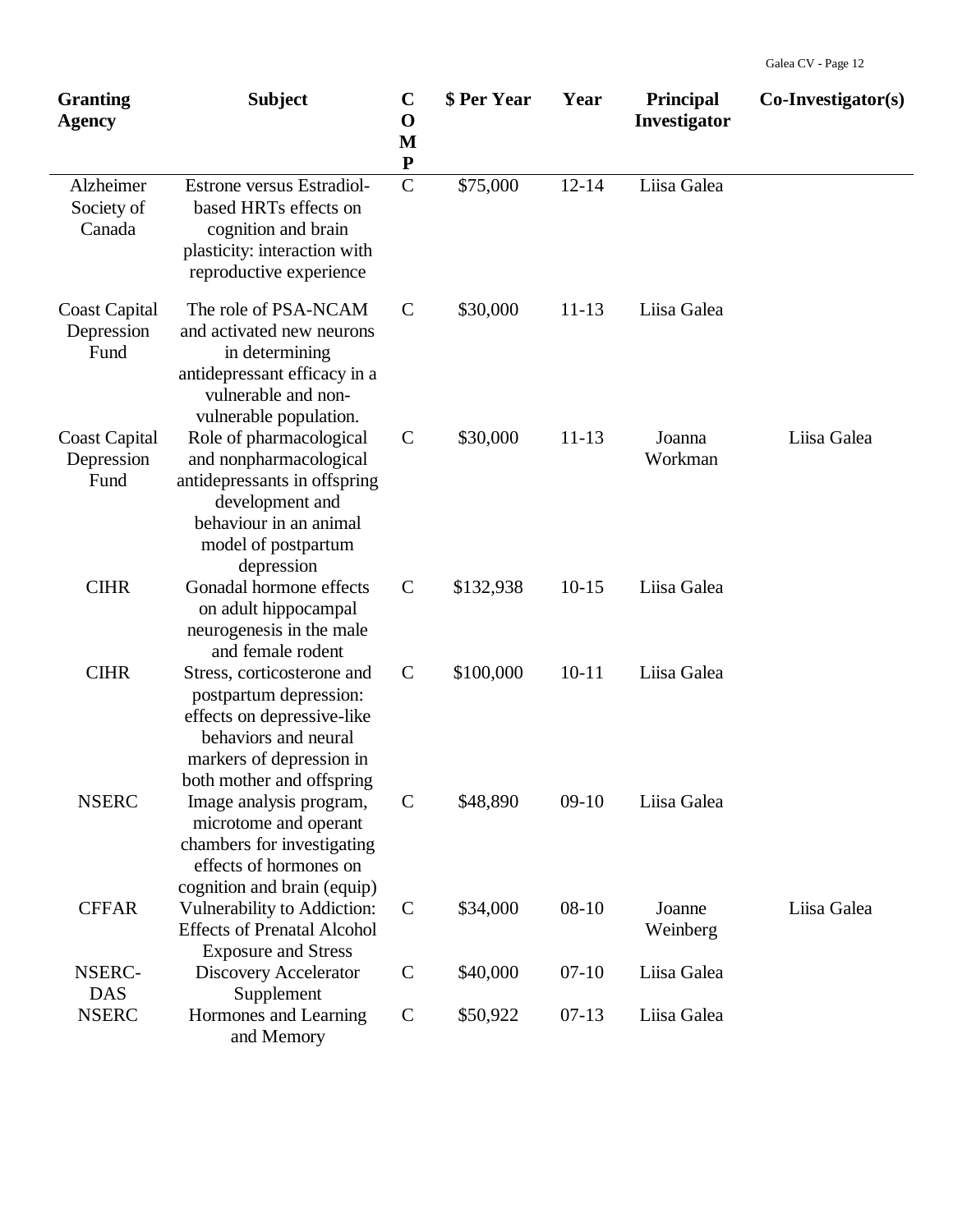| Granting Agency | Subject | COMP | $ Per Year | Year | Principal Investigator | Co-Investigator(s) |
|---|---|---|---|---|---|---|
| Alzheimer Society of Canada | Estrone versus Estradiol-based HRTs effects on cognition and brain plasticity: interaction with reproductive experience | C | $75,000 | 12-14 | Liisa Galea | |
| Coast Capital Depression Fund | The role of PSA-NCAM and activated new neurons in determining antidepressant efficacy in a vulnerable and non-vulnerable population. | C | $30,000 | 11-13 | Liisa Galea | |
| Coast Capital Depression Fund | Role of pharmacological and nonpharmacological antidepressants in offspring development and behaviour in an animal model of postpartum depression | C | $30,000 | 11-13 | Joanna Workman | Liisa Galea |
| CIHR | Gonadal hormone effects on adult hippocampal neurogenesis in the male and female rodent | C | $132,938 | 10-15 | Liisa Galea | |
| CIHR | Stress, corticosterone and postpartum depression: effects on depressive-like behaviors and neural markers of depression in both mother and offspring | C | $100,000 | 10-11 | Liisa Galea | |
| NSERC | Image analysis program, microtome and operant chambers for investigating effects of hormones on cognition and brain (equip) | C | $48,890 | 09-10 | Liisa Galea | |
| CFFAR | Vulnerability to Addiction: Effects of Prenatal Alcohol Exposure and Stress | C | $34,000 | 08-10 | Joanne Weinberg | Liisa Galea |
| NSERC-DAS | Discovery Accelerator Supplement | C | $40,000 | 07-10 | Liisa Galea | |
| NSERC | Hormones and Learning and Memory | C | $50,922 | 07-13 | Liisa Galea | |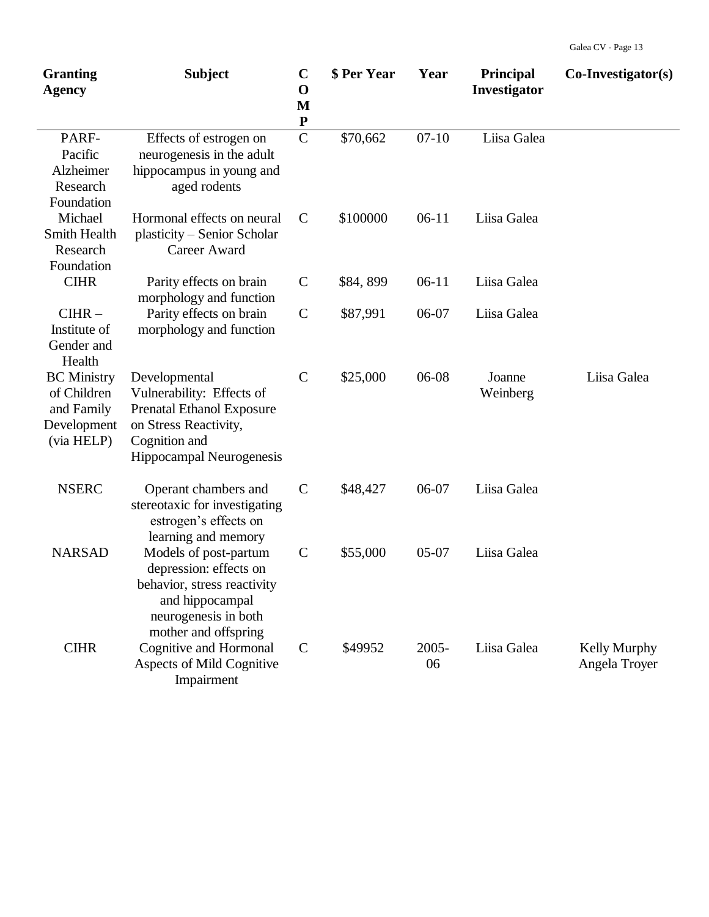| Granting Agency | Subject | COMP | $ Per Year | Year | Principal Investigator | Co-Investigator(s) |
|---|---|---|---|---|---|---|
| PARF- Pacific Alzheimer Research Foundation | Effects of estrogen on neurogenesis in the adult hippocampus in young and aged rodents | C | $70,662 | 07-10 | Liisa Galea | |
| Michael Smith Health Research Foundation | Hormonal effects on neural plasticity – Senior Scholar Career Award | C | $100000 | 06-11 | Liisa Galea | |
| CIHR | Parity effects on brain morphology and function | C | $84, 899 | 06-11 | Liisa Galea | |
| CIHR – Institute of Gender and Health | Parity effects on brain morphology and function | C | $87,991 | 06-07 | Liisa Galea | |
| BC Ministry of Children and Family Development (via HELP) | Developmental Vulnerability: Effects of Prenatal Ethanol Exposure on Stress Reactivity, Cognition and Hippocampal Neurogenesis | C | $25,000 | 06-08 | Joanne Weinberg | Liisa Galea |
| NSERC | Operant chambers and stereotaxic for investigating estrogen's effects on learning and memory | C | $48,427 | 06-07 | Liisa Galea | |
| NARSAD | Models of post-partum depression: effects on behavior, stress reactivity and hippocampal neurogenesis in both mother and offspring | C | $55,000 | 05-07 | Liisa Galea | |
| CIHR | Cognitive and Hormonal Aspects of Mild Cognitive Impairment | C | $49952 | 2005-06 | Liisa Galea | Kelly Murphy Angela Troyer |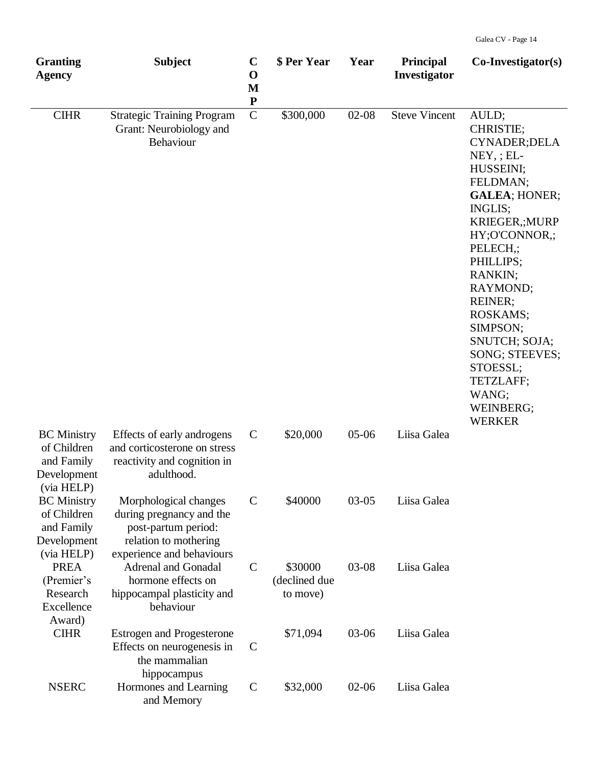| Granting Agency | Subject | COMP | $ Per Year | Year | Principal Investigator | Co-Investigator(s) |
|---|---|---|---|---|---|---|
| CIHR | Strategic Training Program Grant: Neurobiology and Behaviour | C | $300,000 | 02-08 | Steve Vincent | AULD; CHRISTIE; CYNADER;DELANEY, ; EL-HUSSEINI; FELDMAN; **GALEA**; HONER; INGLIS; KRIEGER,;MURPHY;O'CONNOR,; PELECH,; PHILLIPS; RANKIN; RAYMOND; REINER; ROSKAMS; SIMPSON; SNUTCH; SOJA; SONG; STEEVES; STOESSL; TETZLAFF; WANG; WEINBERG; WERKER |
| BC Ministry of Children and Family Development (via HELP) | Effects of early androgens and corticosterone on stress reactivity and cognition in adulthood. | C | $20,000 | 05-06 | Liisa Galea | |
| BC Ministry of Children and Family Development (via HELP) | Morphological changes during pregnancy and the post-partum period: relation to mothering experience and behaviours | C | $40000 | 03-05 | Liisa Galea | |
| PREA (Premier's Research Excellence Award) | Adrenal and Gonadal hormone effects on hippocampal plasticity and behaviour | C | $30000 (declined due to move) | 03-08 | Liisa Galea | |
| CIHR | Estrogen and Progesterone Effects on neurogenesis in the mammalian hippocampus | C | $71,094 | 03-06 | Liisa Galea | |
| NSERC | Hormones and Learning and Memory | C | $32,000 | 02-06 | Liisa Galea | |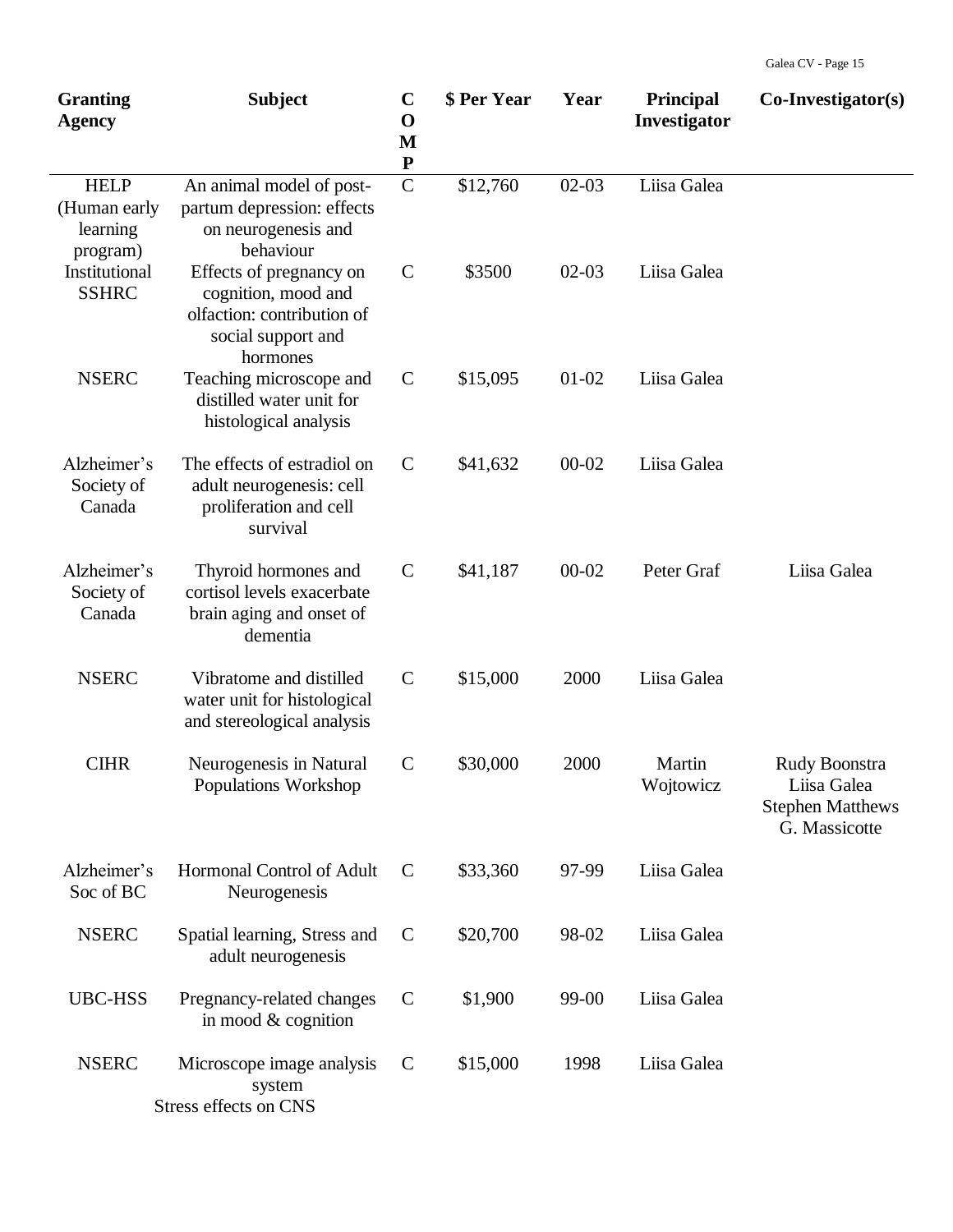| Granting Agency | Subject | COMP | $ Per Year | Year | Principal Investigator | Co-Investigator(s) |
|---|---|---|---|---|---|---|
| HELP (Human early learning program) | An animal model of post-partum depression: effects on neurogenesis and behaviour | C | $12,760 | 02-03 | Liisa Galea | |
| Institutional SSHRC | Effects of pregnancy on cognition, mood and olfaction: contribution of social support and hormones | C | $3500 | 02-03 | Liisa Galea | |
| NSERC | Teaching microscope and distilled water unit for histological analysis | C | $15,095 | 01-02 | Liisa Galea | |
| Alzheimer's Society of Canada | The effects of estradiol on adult neurogenesis: cell proliferation and cell survival | C | $41,632 | 00-02 | Liisa Galea | |
| Alzheimer's Society of Canada | Thyroid hormones and cortisol levels exacerbate brain aging and onset of dementia | C | $41,187 | 00-02 | Peter Graf | Liisa Galea |
| NSERC | Vibratome and distilled water unit for histological and stereological analysis | C | $15,000 | 2000 | Liisa Galea | |
| CIHR | Neurogenesis in Natural Populations Workshop | C | $30,000 | 2000 | Martin Wojtowicz | Rudy Boonstra<br>Liisa Galea<br>Stephen Matthews<br>G. Massicotte |
| Alzheimer's Soc of BC | Hormonal Control of Adult Neurogenesis | C | $33,360 | 97-99 | Liisa Galea | |
| NSERC | Spatial learning, Stress and adult neurogenesis | C | $20,700 | 98-02 | Liisa Galea | |
| UBC-HSS | Pregnancy-related changes in mood & cognition | C | $1,900 | 99-00 | Liisa Galea | |
| NSERC | Microscope image analysis system<br>Stress effects on CNS | C | $15,000 | 1998 | Liisa Galea | |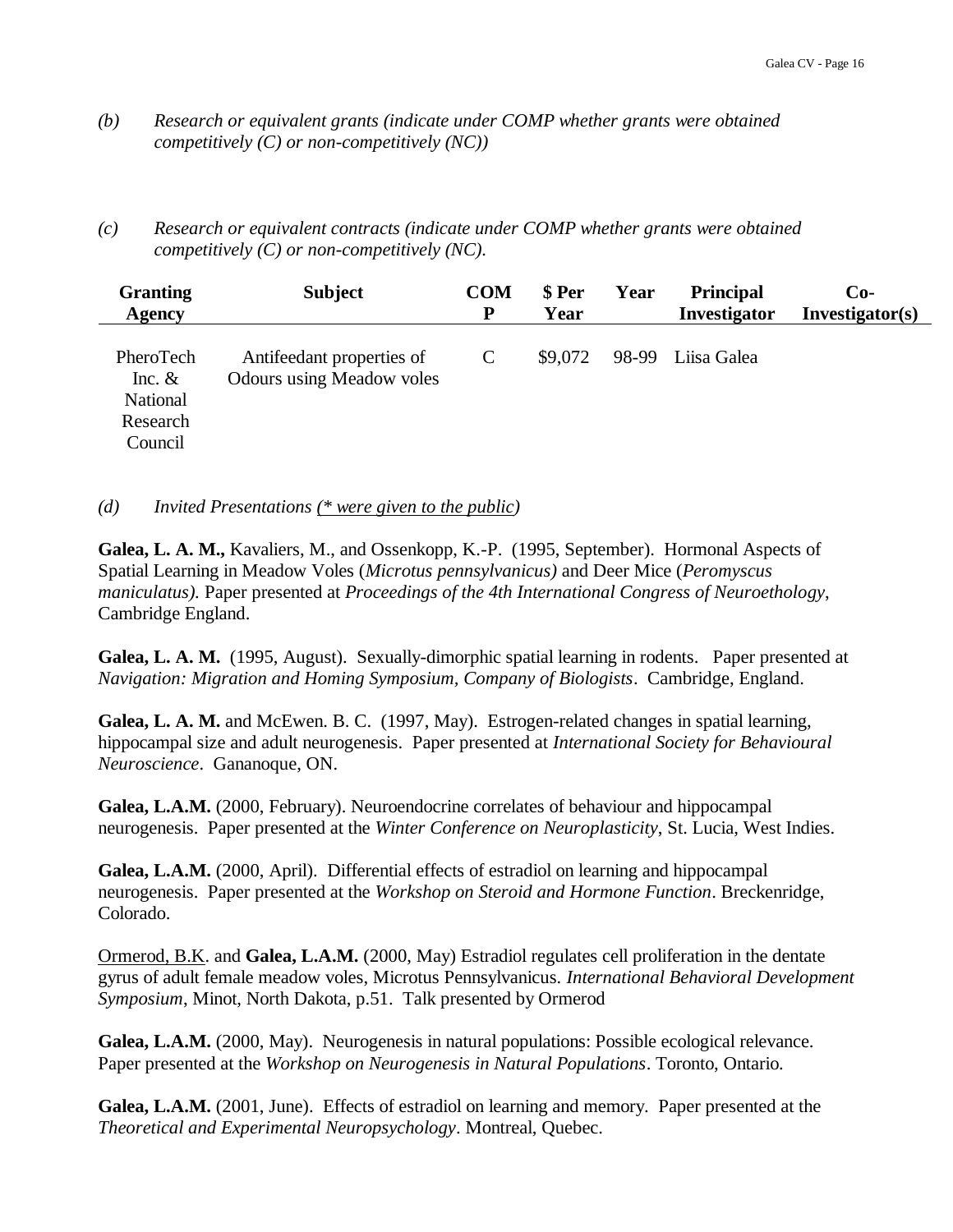*(b)* *Research or equivalent grants (indicate under COMP whether grants were obtained competitively (C) or non-competitively (NC))*

*(c)* *Research or equivalent contracts (indicate under COMP whether grants were obtained competitively (C) or non-competitively (NC).*

| Granting Agency | Subject | COMP | $ Per Year | Year | Principal Investigator | Co-Investigator(s) |
|---|---|---|---|---|---|---|
| PheroTech Inc. & National Research Council | Antifeedant properties of Odours using Meadow voles | C | $9,072 | 98-99 | Liisa Galea | |

*(d)* *Invited Presentations (<u>* were given to the public</u>)*

**Galea, L. A. M.,** Kavaliers, M., and Ossenkopp, K.-P. (1995, September). Hormonal Aspects of Spatial Learning in Meadow Voles (*Microtus pennsylvanicus)* and Deer Mice (*Peromyscus maniculatus).* Paper presented at *Proceedings of the 4th International Congress of Neuroethology*, Cambridge England.

**Galea, L. A. M.** (1995, August). Sexually-dimorphic spatial learning in rodents. Paper presented at *Navigation: Migration and Homing Symposium, Company of Biologists*. Cambridge, England.

**Galea, L. A. M.** and McEwen. B. C. (1997, May). Estrogen-related changes in spatial learning, hippocampal size and adult neurogenesis. Paper presented at *International Society for Behavioural Neuroscience*. Gananoque, ON.

**Galea, L.A.M.** (2000, February). Neuroendocrine correlates of behaviour and hippocampal neurogenesis. Paper presented at the *Winter Conference on Neuroplasticity*, St. Lucia, West Indies.

**Galea, L.A.M.** (2000, April). Differential effects of estradiol on learning and hippocampal neurogenesis. Paper presented at the *Workshop on Steroid and Hormone Function*. Breckenridge, Colorado.

<u>Ormerod, B.K</u>. and **Galea, L.A.M.** (2000, May) Estradiol regulates cell proliferation in the dentate gyrus of adult female meadow voles, Microtus Pennsylvanicus. *International Behavioral Development Symposium*, Minot, North Dakota, p.51. Talk presented by Ormerod

**Galea, L.A.M.** (2000, May). Neurogenesis in natural populations: Possible ecological relevance. Paper presented at the *Workshop on Neurogenesis in Natural Populations*. Toronto, Ontario.

**Galea, L.A.M.** (2001, June). Effects of estradiol on learning and memory. Paper presented at the *Theoretical and Experimental Neuropsychology*. Montreal, Quebec.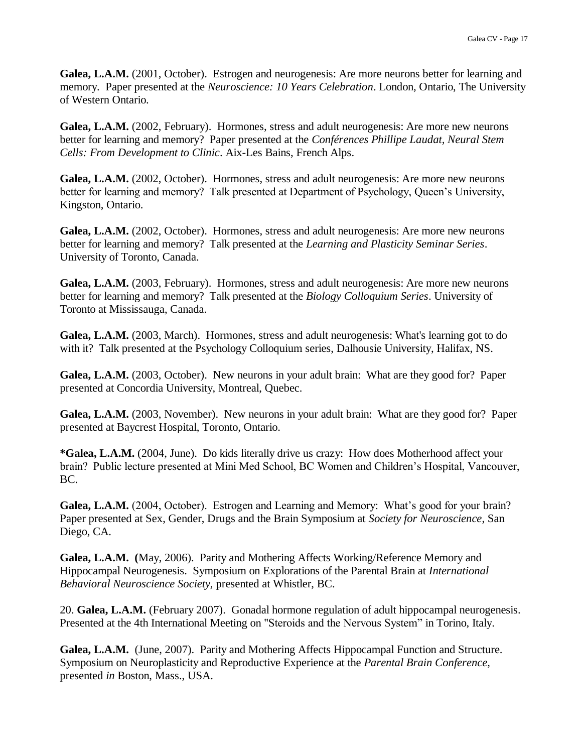**Galea, L.A.M.** (2001, October). Estrogen and neurogenesis: Are more neurons better for learning and memory. Paper presented at the *Neuroscience: 10 Years Celebration*. London, Ontario, The University of Western Ontario.

**Galea, L.A.M.** (2002, February). Hormones, stress and adult neurogenesis: Are more new neurons better for learning and memory? Paper presented at the *Conférences Phillipe Laudat, Neural Stem Cells: From Development to Clinic*. Aix-Les Bains, French Alps.

**Galea, L.A.M.** (2002, October). Hormones, stress and adult neurogenesis: Are more new neurons better for learning and memory? Talk presented at Department of Psychology, Queen's University, Kingston, Ontario.

**Galea, L.A.M.** (2002, October). Hormones, stress and adult neurogenesis: Are more new neurons better for learning and memory? Talk presented at the *Learning and Plasticity Seminar Series*. University of Toronto, Canada.

**Galea, L.A.M.** (2003, February). Hormones, stress and adult neurogenesis: Are more new neurons better for learning and memory? Talk presented at the *Biology Colloquium Series*. University of Toronto at Mississauga, Canada.

**Galea, L.A.M.** (2003, March). Hormones, stress and adult neurogenesis: What's learning got to do with it? Talk presented at the Psychology Colloquium series, Dalhousie University, Halifax, NS.

**Galea, L.A.M.** (2003, October). New neurons in your adult brain: What are they good for? Paper presented at Concordia University, Montreal, Quebec.

**Galea, L.A.M.** (2003, November). New neurons in your adult brain: What are they good for? Paper presented at Baycrest Hospital, Toronto, Ontario.

**\*Galea, L.A.M.** (2004, June). Do kids literally drive us crazy: How does Motherhood affect your brain? Public lecture presented at Mini Med School, BC Women and Children's Hospital, Vancouver, BC.

**Galea, L.A.M.** (2004, October). Estrogen and Learning and Memory: What's good for your brain? Paper presented at Sex, Gender, Drugs and the Brain Symposium at *Society for Neuroscience*, San Diego, CA.

**Galea, L.A.M. (**May, 2006). Parity and Mothering Affects Working/Reference Memory and Hippocampal Neurogenesis. Symposium on Explorations of the Parental Brain at *International Behavioral Neuroscience Society*, presented at Whistler, BC.

20. **Galea, L.A.M.** (February 2007). Gonadal hormone regulation of adult hippocampal neurogenesis. Presented at the 4th International Meeting on "Steroids and the Nervous System" in Torino, Italy.

**Galea, L.A.M.** (June, 2007). Parity and Mothering Affects Hippocampal Function and Structure. Symposium on Neuroplasticity and Reproductive Experience at the *Parental Brain Conference,* presented *in* Boston, Mass., USA.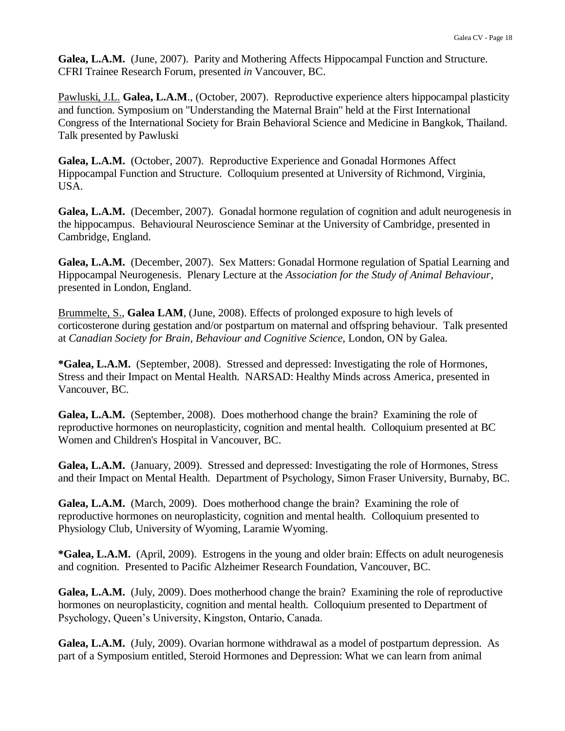**Galea, L.A.M.** (June, 2007). Parity and Mothering Affects Hippocampal Function and Structure. CFRI Trainee Research Forum, presented *in* Vancouver, BC.

Pawluski, J.L. **Galea, L.A.M**., (October, 2007). Reproductive experience alters hippocampal plasticity and function. Symposium on "Understanding the Maternal Brain" held at the First International Congress of the International Society for Brain Behavioral Science and Medicine in Bangkok, Thailand. Talk presented by Pawluski

**Galea, L.A.M.** (October, 2007). Reproductive Experience and Gonadal Hormones Affect Hippocampal Function and Structure. Colloquium presented at University of Richmond, Virginia, USA.

**Galea, L.A.M.** (December, 2007). Gonadal hormone regulation of cognition and adult neurogenesis in the hippocampus. Behavioural Neuroscience Seminar at the University of Cambridge, presented in Cambridge, England.

**Galea, L.A.M.** (December, 2007). Sex Matters: Gonadal Hormone regulation of Spatial Learning and Hippocampal Neurogenesis. Plenary Lecture at the *Association for the Study of Animal Behaviour*, presented in London, England.

Brummelte, S., **Galea LAM**, (June, 2008). Effects of prolonged exposure to high levels of corticosterone during gestation and/or postpartum on maternal and offspring behaviour. Talk presented at *Canadian Society for Brain, Behaviour and Cognitive Science,* London, ON by Galea.

***Galea, L.A.M.** (September, 2008). Stressed and depressed: Investigating the role of Hormones, Stress and their Impact on Mental Health. NARSAD: Healthy Minds across America, presented in Vancouver, BC.

**Galea, L.A.M.** (September, 2008). Does motherhood change the brain? Examining the role of reproductive hormones on neuroplasticity, cognition and mental health. Colloquium presented at BC Women and Children's Hospital in Vancouver, BC.

**Galea, L.A.M.** (January, 2009). Stressed and depressed: Investigating the role of Hormones, Stress and their Impact on Mental Health. Department of Psychology, Simon Fraser University, Burnaby, BC.

**Galea, L.A.M.** (March, 2009). Does motherhood change the brain? Examining the role of reproductive hormones on neuroplasticity, cognition and mental health. Colloquium presented to Physiology Club, University of Wyoming, Laramie Wyoming.

***Galea, L.A.M.** (April, 2009). Estrogens in the young and older brain: Effects on adult neurogenesis and cognition. Presented to Pacific Alzheimer Research Foundation, Vancouver, BC.

**Galea, L.A.M.** (July, 2009). Does motherhood change the brain? Examining the role of reproductive hormones on neuroplasticity, cognition and mental health. Colloquium presented to Department of Psychology, Queen's University, Kingston, Ontario, Canada.

**Galea, L.A.M.** (July, 2009). Ovarian hormone withdrawal as a model of postpartum depression. As part of a Symposium entitled, Steroid Hormones and Depression: What we can learn from animal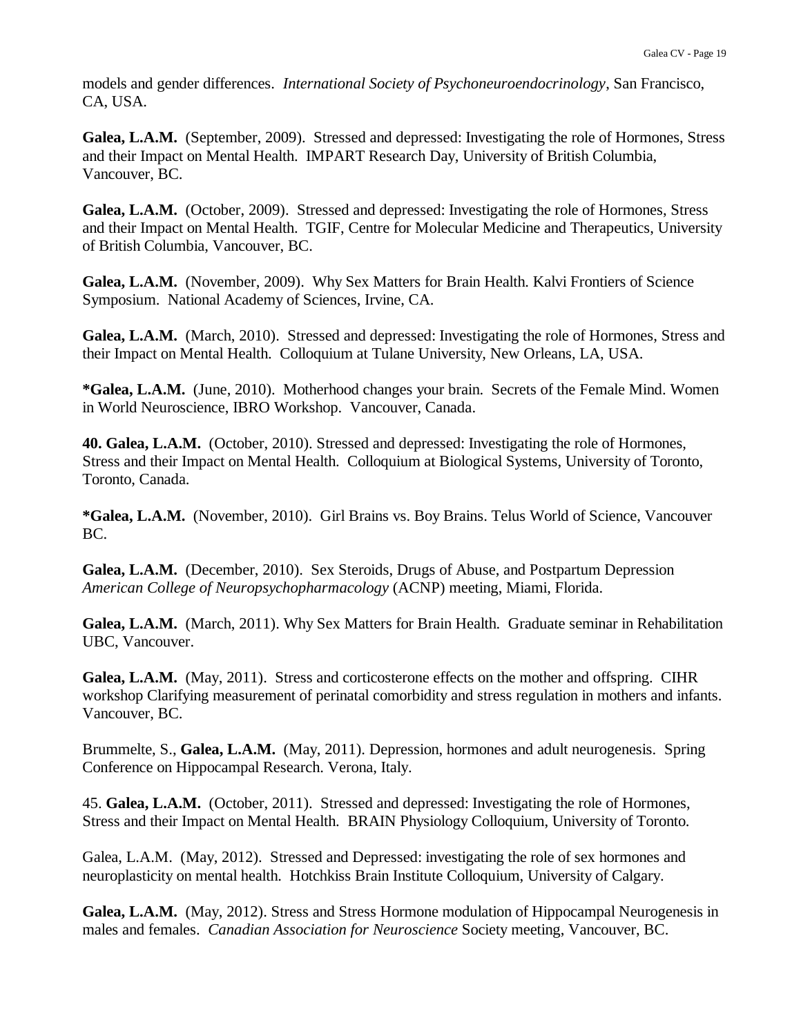models and gender differences. *International Society of Psychoneuroendocrinology*, San Francisco, CA, USA.

**Galea, L.A.M.** (September, 2009). Stressed and depressed: Investigating the role of Hormones, Stress and their Impact on Mental Health. IMPART Research Day, University of British Columbia, Vancouver, BC.

**Galea, L.A.M.** (October, 2009). Stressed and depressed: Investigating the role of Hormones, Stress and their Impact on Mental Health. TGIF, Centre for Molecular Medicine and Therapeutics, University of British Columbia, Vancouver, BC.

**Galea, L.A.M.** (November, 2009). Why Sex Matters for Brain Health. Kalvi Frontiers of Science Symposium. National Academy of Sciences, Irvine, CA.

**Galea, L.A.M.** (March, 2010). Stressed and depressed: Investigating the role of Hormones, Stress and their Impact on Mental Health. Colloquium at Tulane University, New Orleans, LA, USA.

***Galea, L.A.M.** (June, 2010). Motherhood changes your brain. Secrets of the Female Mind. Women in World Neuroscience, IBRO Workshop. Vancouver, Canada.

**40. Galea, L.A.M.** (October, 2010). Stressed and depressed: Investigating the role of Hormones, Stress and their Impact on Mental Health. Colloquium at Biological Systems, University of Toronto, Toronto, Canada.

***Galea, L.A.M.** (November, 2010). Girl Brains vs. Boy Brains. Telus World of Science, Vancouver BC.

**Galea, L.A.M.** (December, 2010). Sex Steroids, Drugs of Abuse, and Postpartum Depression *American College of Neuropsychopharmacology* (ACNP) meeting, Miami, Florida.

**Galea, L.A.M.** (March, 2011). Why Sex Matters for Brain Health. Graduate seminar in Rehabilitation UBC, Vancouver.

**Galea, L.A.M.** (May, 2011). Stress and corticosterone effects on the mother and offspring. CIHR workshop Clarifying measurement of perinatal comorbidity and stress regulation in mothers and infants. Vancouver, BC.

Brummelte, S., **Galea, L.A.M.** (May, 2011). Depression, hormones and adult neurogenesis. Spring Conference on Hippocampal Research. Verona, Italy.

45. **Galea, L.A.M.** (October, 2011). Stressed and depressed: Investigating the role of Hormones, Stress and their Impact on Mental Health. BRAIN Physiology Colloquium, University of Toronto.

Galea, L.A.M. (May, 2012). Stressed and Depressed: investigating the role of sex hormones and neuroplasticity on mental health. Hotchkiss Brain Institute Colloquium, University of Calgary.

**Galea, L.A.M.** (May, 2012). Stress and Stress Hormone modulation of Hippocampal Neurogenesis in males and females. *Canadian Association for Neuroscience* Society meeting, Vancouver, BC.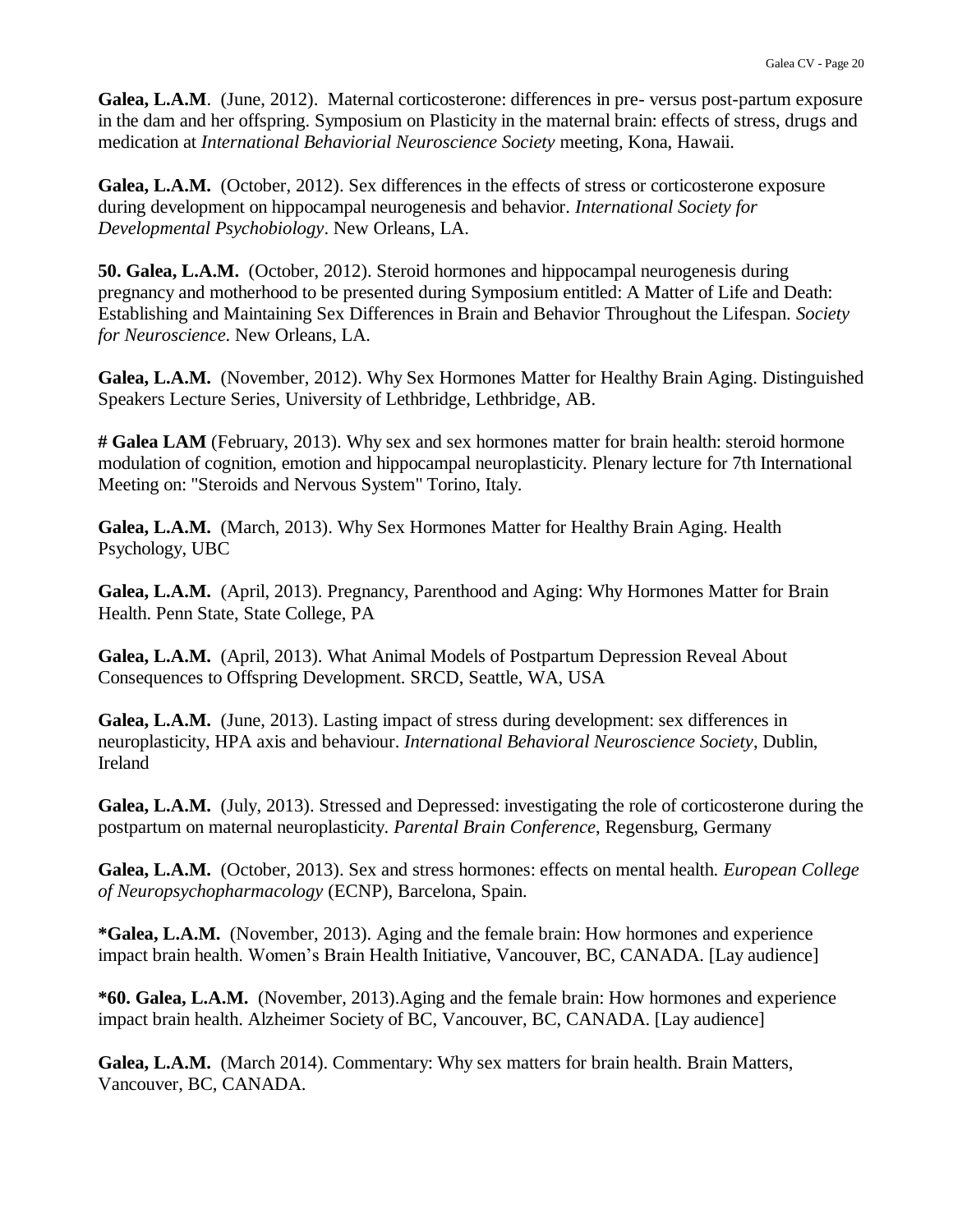**Galea, L.A.M**. (June, 2012). Maternal corticosterone: differences in pre- versus post-partum exposure in the dam and her offspring. Symposium on Plasticity in the maternal brain: effects of stress, drugs and medication at *International Behaviorial Neuroscience Society* meeting, Kona, Hawaii.

**Galea, L.A.M.** (October, 2012). Sex differences in the effects of stress or corticosterone exposure during development on hippocampal neurogenesis and behavior. *International Society for Developmental Psychobiology*. New Orleans, LA.

**50. Galea, L.A.M.** (October, 2012). Steroid hormones and hippocampal neurogenesis during pregnancy and motherhood to be presented during Symposium entitled: A Matter of Life and Death: Establishing and Maintaining Sex Differences in Brain and Behavior Throughout the Lifespan. *Society for Neuroscience*. New Orleans, LA.

**Galea, L.A.M.** (November, 2012). Why Sex Hormones Matter for Healthy Brain Aging. Distinguished Speakers Lecture Series, University of Lethbridge, Lethbridge, AB.

**# Galea LAM** (February, 2013). Why sex and sex hormones matter for brain health: steroid hormone modulation of cognition, emotion and hippocampal neuroplasticity. Plenary lecture for 7th International Meeting on: "Steroids and Nervous System" Torino, Italy.

**Galea, L.A.M.** (March, 2013). Why Sex Hormones Matter for Healthy Brain Aging. Health Psychology, UBC

**Galea, L.A.M.** (April, 2013). Pregnancy, Parenthood and Aging: Why Hormones Matter for Brain Health. Penn State, State College, PA

**Galea, L.A.M.** (April, 2013). What Animal Models of Postpartum Depression Reveal About Consequences to Offspring Development. SRCD, Seattle, WA, USA

**Galea, L.A.M.** (June, 2013). Lasting impact of stress during development: sex differences in neuroplasticity, HPA axis and behaviour. *International Behavioral Neuroscience Society*, Dublin, Ireland

**Galea, L.A.M.** (July, 2013). Stressed and Depressed: investigating the role of corticosterone during the postpartum on maternal neuroplasticity. *Parental Brain Conference*, Regensburg, Germany

**Galea, L.A.M.** (October, 2013). Sex and stress hormones: effects on mental health. *European College of Neuropsychopharmacology* (ECNP), Barcelona, Spain.

**\*Galea, L.A.M.** (November, 2013). Aging and the female brain: How hormones and experience impact brain health. Women's Brain Health Initiative, Vancouver, BC, CANADA. [Lay audience]

**\*60. Galea, L.A.M.** (November, 2013).Aging and the female brain: How hormones and experience impact brain health. Alzheimer Society of BC, Vancouver, BC, CANADA. [Lay audience]

**Galea, L.A.M.** (March 2014). Commentary: Why sex matters for brain health. Brain Matters, Vancouver, BC, CANADA.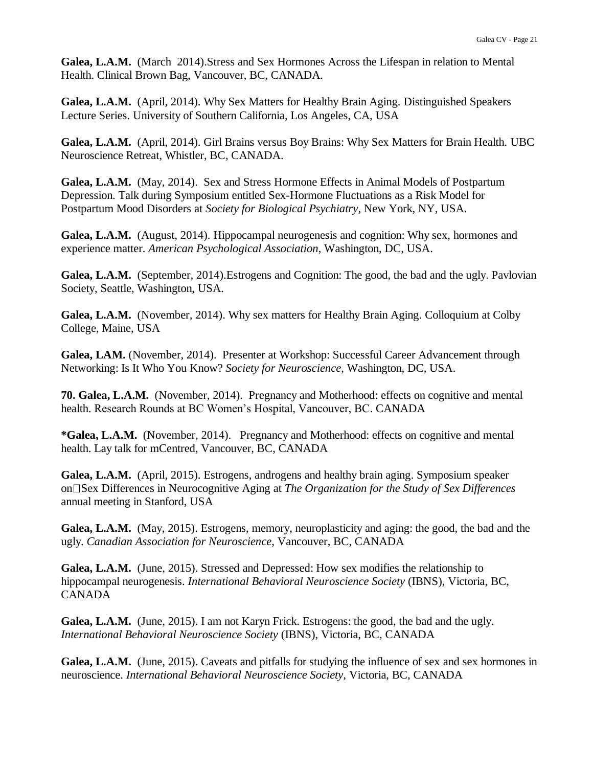**Galea, L.A.M.** (March 2014).Stress and Sex Hormones Across the Lifespan in relation to Mental Health. Clinical Brown Bag, Vancouver, BC, CANADA.

**Galea, L.A.M.** (April, 2014). Why Sex Matters for Healthy Brain Aging. Distinguished Speakers Lecture Series. University of Southern California, Los Angeles, CA, USA

**Galea, L.A.M.** (April, 2014). Girl Brains versus Boy Brains: Why Sex Matters for Brain Health. UBC Neuroscience Retreat, Whistler, BC, CANADA.

**Galea, L.A.M.** (May, 2014). Sex and Stress Hormone Effects in Animal Models of Postpartum Depression. Talk during Symposium entitled Sex-Hormone Fluctuations as a Risk Model for Postpartum Mood Disorders at *Society for Biological Psychiatry*, New York, NY, USA.

**Galea, L.A.M.** (August, 2014). Hippocampal neurogenesis and cognition: Why sex, hormones and experience matter. *American Psychological Association*, Washington, DC, USA.

**Galea, L.A.M.** (September, 2014).Estrogens and Cognition: The good, the bad and the ugly. Pavlovian Society, Seattle, Washington, USA.

**Galea, L.A.M.** (November, 2014). Why sex matters for Healthy Brain Aging. Colloquium at Colby College, Maine, USA

**Galea, LAM.** (November, 2014). Presenter at Workshop: Successful Career Advancement through Networking: Is It Who You Know? *Society for Neuroscience*, Washington, DC, USA.

**70. Galea, L.A.M.** (November, 2014). Pregnancy and Motherhood: effects on cognitive and mental health. Research Rounds at BC Women's Hospital, Vancouver, BC. CANADA

***Galea, L.A.M.** (November, 2014). Pregnancy and Motherhood: effects on cognitive and mental health. Lay talk for mCentred, Vancouver, BC, CANADA

**Galea, L.A.M.** (April, 2015). Estrogens, androgens and healthy brain aging. Symposium speaker on Sex Differences in Neurocognitive Aging at *The Organization for the Study of Sex Differences* annual meeting in Stanford, USA

**Galea, L.A.M.** (May, 2015). Estrogens, memory, neuroplasticity and aging: the good, the bad and the ugly. *Canadian Association for Neuroscience*, Vancouver, BC, CANADA

**Galea, L.A.M.** (June, 2015). Stressed and Depressed: How sex modifies the relationship to hippocampal neurogenesis. *International Behavioral Neuroscience Society* (IBNS), Victoria, BC, CANADA

**Galea, L.A.M.** (June, 2015). I am not Karyn Frick. Estrogens: the good, the bad and the ugly. *International Behavioral Neuroscience Society* (IBNS), Victoria, BC, CANADA

**Galea, L.A.M.** (June, 2015). Caveats and pitfalls for studying the influence of sex and sex hormones in neuroscience. *International Behavioral Neuroscience Society*, Victoria, BC, CANADA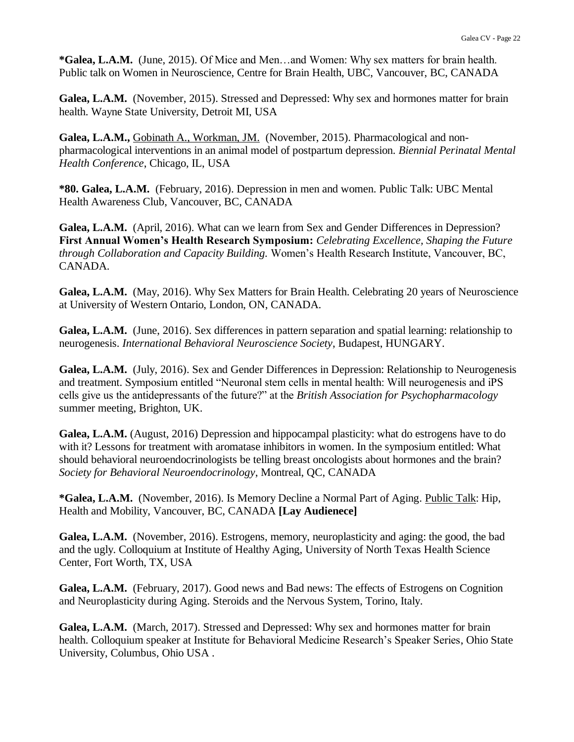**\*Galea, L.A.M.** (June, 2015). Of Mice and Men…and Women: Why sex matters for brain health. Public talk on Women in Neuroscience, Centre for Brain Health, UBC, Vancouver, BC, CANADA

**Galea, L.A.M.** (November, 2015). Stressed and Depressed: Why sex and hormones matter for brain health. Wayne State University, Detroit MI, USA

**Galea, L.A.M.,** <u>Gobinath A., Workman, JM.</u> (November, 2015). Pharmacological and non-pharmacological interventions in an animal model of postpartum depression. *Biennial Perinatal Mental Health Conference*, Chicago, IL, USA

**\*80. Galea, L.A.M.** (February, 2016). Depression in men and women. Public Talk: UBC Mental Health Awareness Club, Vancouver, BC, CANADA

**Galea, L.A.M.** (April, 2016). What can we learn from Sex and Gender Differences in Depression? **First Annual Women's Health Research Symposium:** *Celebrating Excellence, Shaping the Future through Collaboration and Capacity Building.* Women's Health Research Institute, Vancouver, BC, CANADA.

**Galea, L.A.M.** (May, 2016). Why Sex Matters for Brain Health. Celebrating 20 years of Neuroscience at University of Western Ontario, London, ON, CANADA.

**Galea, L.A.M.** (June, 2016). Sex differences in pattern separation and spatial learning: relationship to neurogenesis. *International Behavioral Neuroscience Society*, Budapest, HUNGARY.

**Galea, L.A.M.** (July, 2016). Sex and Gender Differences in Depression: Relationship to Neurogenesis and treatment. Symposium entitled "Neuronal stem cells in mental health: Will neurogenesis and iPS cells give us the antidepressants of the future?" at the *British Association for Psychopharmacology* summer meeting, Brighton, UK.

**Galea, L.A.M.** (August, 2016) Depression and hippocampal plasticity: what do estrogens have to do with it? Lessons for treatment with aromatase inhibitors in women. In the symposium entitled: What should behavioral neuroendocrinologists be telling breast oncologists about hormones and the brain? *Society for Behavioral Neuroendocrinology*, Montreal, QC, CANADA

**\*Galea, L.A.M.** (November, 2016). Is Memory Decline a Normal Part of Aging. <u>Public Talk</u>: Hip, Health and Mobility, Vancouver, BC, CANADA **[Lay Audienece]**

**Galea, L.A.M.** (November, 2016). Estrogens, memory, neuroplasticity and aging: the good, the bad and the ugly. Colloquium at Institute of Healthy Aging, University of North Texas Health Science Center, Fort Worth, TX, USA

**Galea, L.A.M.** (February, 2017). Good news and Bad news: The effects of Estrogens on Cognition and Neuroplasticity during Aging. Steroids and the Nervous System, Torino, Italy.

**Galea, L.A.M.** (March, 2017). Stressed and Depressed: Why sex and hormones matter for brain health. Colloquium speaker at Institute for Behavioral Medicine Research's Speaker Series, Ohio State University, Columbus, Ohio USA .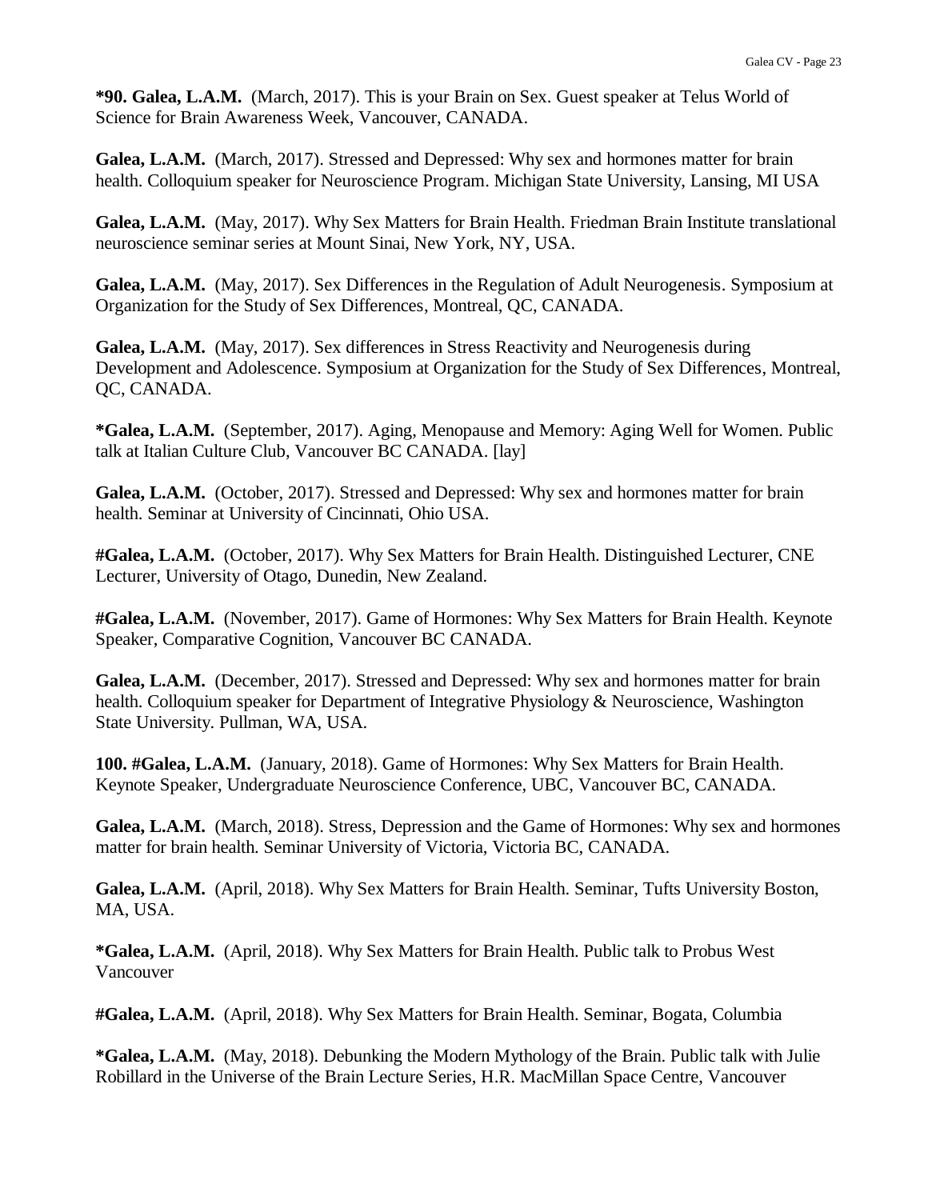**\*90. Galea, L.A.M.** (March, 2017). This is your Brain on Sex. Guest speaker at Telus World of Science for Brain Awareness Week, Vancouver, CANADA.

**Galea, L.A.M.** (March, 2017). Stressed and Depressed: Why sex and hormones matter for brain health. Colloquium speaker for Neuroscience Program. Michigan State University, Lansing, MI USA

**Galea, L.A.M.** (May, 2017). Why Sex Matters for Brain Health. Friedman Brain Institute translational neuroscience seminar series at Mount Sinai, New York, NY, USA.

**Galea, L.A.M.** (May, 2017). Sex Differences in the Regulation of Adult Neurogenesis. Symposium at Organization for the Study of Sex Differences, Montreal, QC, CANADA.

**Galea, L.A.M.** (May, 2017). Sex differences in Stress Reactivity and Neurogenesis during Development and Adolescence. Symposium at Organization for the Study of Sex Differences, Montreal, QC, CANADA.

**\*Galea, L.A.M.** (September, 2017). Aging, Menopause and Memory: Aging Well for Women. Public talk at Italian Culture Club, Vancouver BC CANADA. [lay]

**Galea, L.A.M.** (October, 2017). Stressed and Depressed: Why sex and hormones matter for brain health. Seminar at University of Cincinnati, Ohio USA.

**#Galea, L.A.M.** (October, 2017). Why Sex Matters for Brain Health. Distinguished Lecturer, CNE Lecturer, University of Otago, Dunedin, New Zealand.

**#Galea, L.A.M.** (November, 2017). Game of Hormones: Why Sex Matters for Brain Health. Keynote Speaker, Comparative Cognition, Vancouver BC CANADA.

**Galea, L.A.M.** (December, 2017). Stressed and Depressed: Why sex and hormones matter for brain health. Colloquium speaker for Department of Integrative Physiology & Neuroscience, Washington State University. Pullman, WA, USA.

**100. #Galea, L.A.M.** (January, 2018). Game of Hormones: Why Sex Matters for Brain Health. Keynote Speaker, Undergraduate Neuroscience Conference, UBC, Vancouver BC, CANADA.

**Galea, L.A.M.** (March, 2018). Stress, Depression and the Game of Hormones: Why sex and hormones matter for brain health. Seminar University of Victoria, Victoria BC, CANADA.

**Galea, L.A.M.** (April, 2018). Why Sex Matters for Brain Health. Seminar, Tufts University Boston, MA, USA.

**\*Galea, L.A.M.** (April, 2018). Why Sex Matters for Brain Health. Public talk to Probus West Vancouver

**#Galea, L.A.M.** (April, 2018). Why Sex Matters for Brain Health. Seminar, Bogata, Columbia

**\*Galea, L.A.M.** (May, 2018). Debunking the Modern Mythology of the Brain. Public talk with Julie Robillard in the Universe of the Brain Lecture Series, H.R. MacMillan Space Centre, Vancouver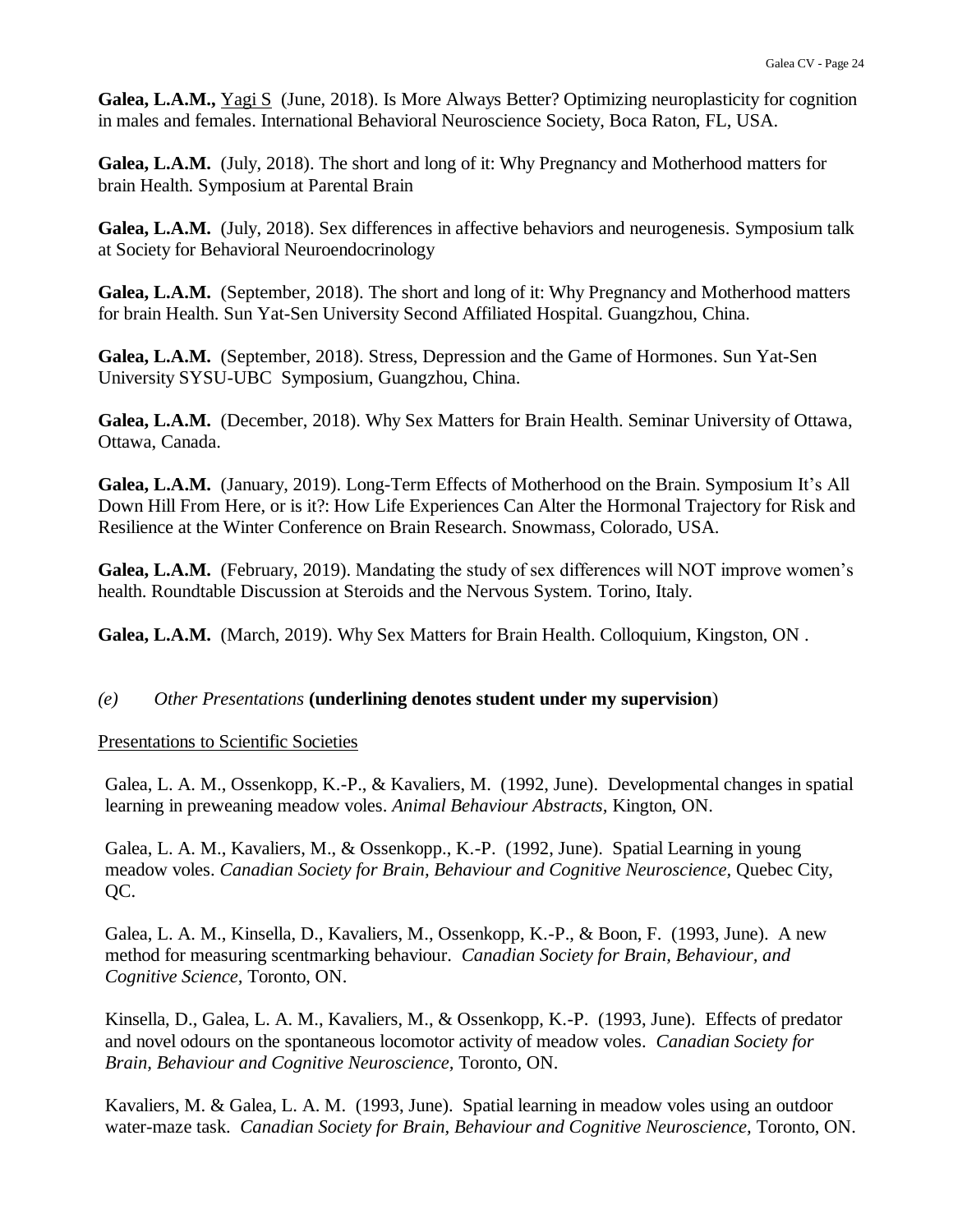**Galea, L.A.M.,** <u>Yagi S</u> (June, 2018). Is More Always Better? Optimizing neuroplasticity for cognition in males and females. International Behavioral Neuroscience Society, Boca Raton, FL, USA.

**Galea, L.A.M.** (July, 2018). The short and long of it: Why Pregnancy and Motherhood matters for brain Health. Symposium at Parental Brain

**Galea, L.A.M.** (July, 2018). Sex differences in affective behaviors and neurogenesis. Symposium talk at Society for Behavioral Neuroendocrinology

**Galea, L.A.M.** (September, 2018). The short and long of it: Why Pregnancy and Motherhood matters for brain Health. Sun Yat-Sen University Second Affiliated Hospital. Guangzhou, China.

**Galea, L.A.M.** (September, 2018). Stress, Depression and the Game of Hormones. Sun Yat-Sen University SYSU-UBC Symposium, Guangzhou, China.

**Galea, L.A.M.** (December, 2018). Why Sex Matters for Brain Health. Seminar University of Ottawa, Ottawa, Canada.

**Galea, L.A.M.** (January, 2019). Long-Term Effects of Motherhood on the Brain. Symposium It's All Down Hill From Here, or is it?: How Life Experiences Can Alter the Hormonal Trajectory for Risk and Resilience at the Winter Conference on Brain Research. Snowmass, Colorado, USA.

**Galea, L.A.M.** (February, 2019). Mandating the study of sex differences will NOT improve women's health. Roundtable Discussion at Steroids and the Nervous System. Torino, Italy.

**Galea, L.A.M.** (March, 2019). Why Sex Matters for Brain Health. Colloquium, Kingston, ON .

*(e) Other Presentations* **(underlining denotes student under my supervision**)

<u>Presentations to Scientific Societies</u>

Galea, L. A. M., Ossenkopp, K.-P., & Kavaliers, M. (1992, June). Developmental changes in spatial learning in preweaning meadow voles. *Animal Behaviour Abstracts,* Kington, ON.

Galea, L. A. M., Kavaliers, M., & Ossenkopp., K.-P. (1992, June). Spatial Learning in young meadow voles. *Canadian Society for Brain, Behaviour and Cognitive Neuroscience,* Quebec City, QC.

Galea, L. A. M., Kinsella, D., Kavaliers, M., Ossenkopp, K.-P., & Boon, F. (1993, June). A new method for measuring scentmarking behaviour. *Canadian Society for Brain, Behaviour, and Cognitive Science,* Toronto, ON.

Kinsella, D., Galea, L. A. M., Kavaliers, M., & Ossenkopp, K.-P. (1993, June). Effects of predator and novel odours on the spontaneous locomotor activity of meadow voles. *Canadian Society for Brain, Behaviour and Cognitive Neuroscience,* Toronto, ON.

Kavaliers, M. & Galea, L. A. M. (1993, June). Spatial learning in meadow voles using an outdoor water-maze task. *Canadian Society for Brain, Behaviour and Cognitive Neuroscience,* Toronto, ON.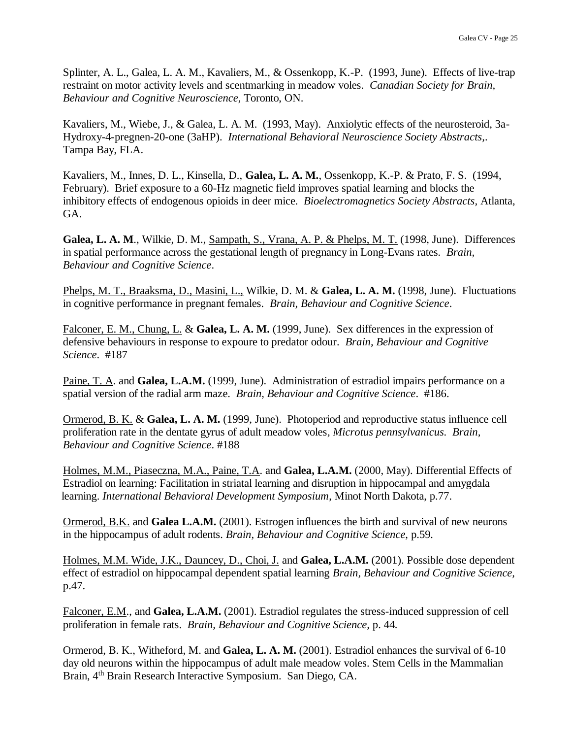Splinter, A. L., Galea, L. A. M., Kavaliers, M., & Ossenkopp, K.-P. (1993, June). Effects of live-trap restraint on motor activity levels and scentmarking in meadow voles. *Canadian Society for Brain, Behaviour and Cognitive Neuroscience,* Toronto, ON.

Kavaliers, M., Wiebe, J., & Galea, L. A. M. (1993, May). Anxiolytic effects of the neurosteroid, 3a-Hydroxy-4-pregnen-20-one (3aHP). *International Behavioral Neuroscience Society Abstracts,*. Tampa Bay, FLA.

Kavaliers, M., Innes, D. L., Kinsella, D., **Galea, L. A. M.**, Ossenkopp, K.-P. & Prato, F. S. (1994, February). Brief exposure to a 60-Hz magnetic field improves spatial learning and blocks the inhibitory effects of endogenous opioids in deer mice. *Bioelectromagnetics Society Abstracts,* Atlanta, GA.

**Galea, L. A. M**., Wilkie, D. M., <u>Sampath, S., Vrana, A. P. & Phelps, M. T.</u> (1998, June). Differences in spatial performance across the gestational length of pregnancy in Long-Evans rates. *Brain, Behaviour and Cognitive Science*.

<u>Phelps, M. T., Braaksma, D., Masini, L.,</u> Wilkie, D. M. & **Galea, L. A. M.** (1998, June). Fluctuations in cognitive performance in pregnant females. *Brain, Behaviour and Cognitive Science*.

<u>Falconer, E. M., Chung, L.</u> & **Galea, L. A. M.** (1999, June). Sex differences in the expression of defensive behaviours in response to expoure to predator odour. *Brain, Behaviour and Cognitive Science*. #187

<u>Paine, T. A</u>. and **Galea, L.A.M.** (1999, June). Administration of estradiol impairs performance on a spatial version of the radial arm maze. *Brain, Behaviour and Cognitive Science*. #186.

<u>Ormerod, B. K.</u> & **Galea, L. A. M.** (1999, June). Photoperiod and reproductive status influence cell proliferation rate in the dentate gyrus of adult meadow voles, *Microtus pennsylvanicus. Brain, Behaviour and Cognitive Science*. #188

<u>Holmes, M.M., Piaseczna, M.A., Paine, T.A</u>. and **Galea, L.A.M.** (2000, May). Differential Effects of Estradiol on learning: Facilitation in striatal learning and disruption in hippocampal and amygdala learning. *International Behavioral Development Symposium*, Minot North Dakota, p.77.

<u>Ormerod, B.K.</u> and **Galea L.A.M.** (2001). Estrogen influences the birth and survival of new neurons in the hippocampus of adult rodents. *Brain, Behaviour and Cognitive Science,* p.59.

<u>Holmes, M.M. Wide, J.K., Dauncey, D., Choi, J.</u> and **Galea, L.A.M.** (2001). Possible dose dependent effect of estradiol on hippocampal dependent spatial learning *Brain, Behaviour and Cognitive Science,* p.47.

<u>Falconer, E.M</u>., and **Galea, L.A.M.** (2001). Estradiol regulates the stress-induced suppression of cell proliferation in female rats. *Brain, Behaviour and Cognitive Science,* p. 44.

<u>Ormerod, B. K., Witheford, M.</u> and **Galea, L. A. M.** (2001). Estradiol enhances the survival of 6-10 day old neurons within the hippocampus of adult male meadow voles. Stem Cells in the Mammalian Brain, 4th Brain Research Interactive Symposium. San Diego, CA.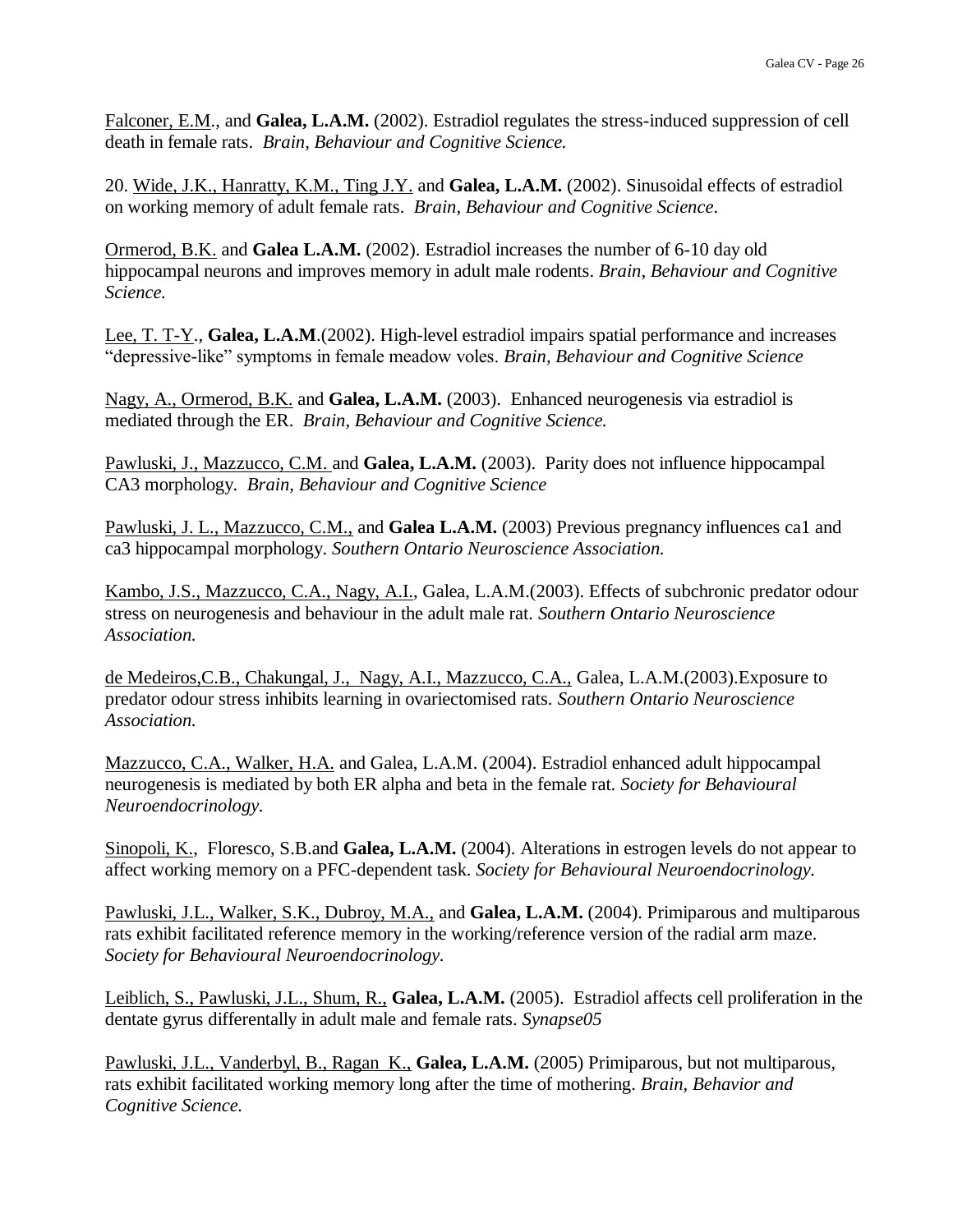<u>Falconer, E.M.</u>, and **Galea, L.A.M.** (2002). Estradiol regulates the stress-induced suppression of cell death in female rats. *Brain, Behaviour and Cognitive Science.*

20. <u>Wide, J.K., Hanratty, K.M., Ting J.Y.</u> and **Galea, L.A.M.** (2002). Sinusoidal effects of estradiol on working memory of adult female rats. *Brain, Behaviour and Cognitive Science*.

<u>Ormerod, B.K.</u> and **Galea L.A.M.** (2002). Estradiol increases the number of 6-10 day old hippocampal neurons and improves memory in adult male rodents. *Brain, Behaviour and Cognitive Science.*

<u>Lee, T. T-Y</u>., **Galea, L.A.M**.(2002). High-level estradiol impairs spatial performance and increases "depressive-like" symptoms in female meadow voles. *Brain, Behaviour and Cognitive Science*

<u>Nagy, A., Ormerod, B.K.</u> and **Galea, L.A.M.** (2003). Enhanced neurogenesis via estradiol is mediated through the ER. *Brain, Behaviour and Cognitive Science.*

<u>Pawluski, J., Mazzucco, C.M.</u> and **Galea, L.A.M.** (2003). Parity does not influence hippocampal CA3 morphology. *Brain, Behaviour and Cognitive Science*

<u>Pawluski, J. L., Mazzucco, C.M.,</u> and **Galea L.A.M.** (2003) Previous pregnancy influences ca1 and ca3 hippocampal morphology. *Southern Ontario Neuroscience Association.*

<u>Kambo, J.S., Mazzucco, C.A., Nagy, A.I.</u>, Galea, L.A.M.(2003). Effects of subchronic predator odour stress on neurogenesis and behaviour in the adult male rat. *Southern Ontario Neuroscience Association.*

<u>de Medeiros,C.B., Chakungal, J., Nagy, A.I., Mazzucco, C.A.,</u> Galea, L.A.M.(2003).Exposure to predator odour stress inhibits learning in ovariectomised rats. *Southern Ontario Neuroscience Association.*

<u>Mazzucco, C.A., Walker, H.A.</u> and Galea, L.A.M. (2004). Estradiol enhanced adult hippocampal neurogenesis is mediated by both ER alpha and beta in the female rat. *Society for Behavioural Neuroendocrinology.*

<u>Sinopoli, K.</u>, Floresco, S.B.and **Galea, L.A.M.** (2004). Alterations in estrogen levels do not appear to affect working memory on a PFC-dependent task. *Society for Behavioural Neuroendocrinology.*

<u>Pawluski, J.L., Walker, S.K., Dubroy, M.A.,</u> and **Galea, L.A.M.** (2004). Primiparous and multiparous rats exhibit facilitated reference memory in the working/reference version of the radial arm maze. *Society for Behavioural Neuroendocrinology.*

<u>Leiblich, S., Pawluski, J.L., Shum, R.,</u> **Galea, L.A.M.** (2005). Estradiol affects cell proliferation in the dentate gyrus differentally in adult male and female rats. *Synapse05*

<u>Pawluski, J.L., Vanderbyl, B., Ragan K.,</u> **Galea, L.A.M.** (2005) Primiparous, but not multiparous, rats exhibit facilitated working memory long after the time of mothering. *Brain, Behavior and Cognitive Science.*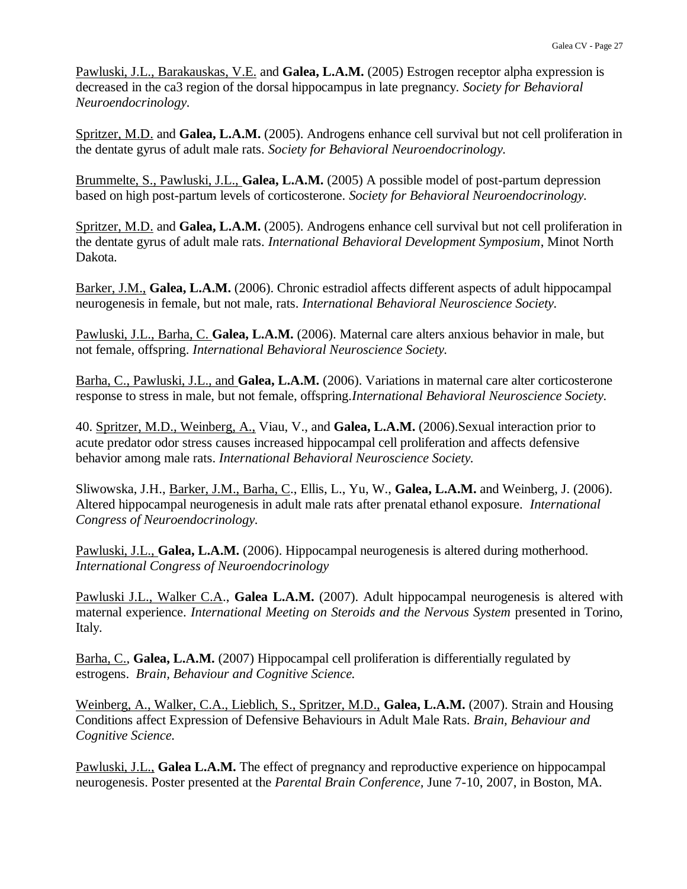Pawluski, J.L., Barakauskas, V.E. and **Galea, L.A.M.** (2005) Estrogen receptor alpha expression is decreased in the ca3 region of the dorsal hippocampus in late pregnancy. *Society for Behavioral Neuroendocrinology.*

Spritzer, M.D. and **Galea, L.A.M.** (2005). Androgens enhance cell survival but not cell proliferation in the dentate gyrus of adult male rats. *Society for Behavioral Neuroendocrinology.*

Brummelte, S., Pawluski, J.L., **Galea, L.A.M.** (2005) A possible model of post-partum depression based on high post-partum levels of corticosterone. *Society for Behavioral Neuroendocrinology.*

Spritzer, M.D. and **Galea, L.A.M.** (2005). Androgens enhance cell survival but not cell proliferation in the dentate gyrus of adult male rats. *International Behavioral Development Symposium*, Minot North Dakota.

Barker, J.M., **Galea, L.A.M.** (2006). Chronic estradiol affects different aspects of adult hippocampal neurogenesis in female, but not male, rats. *International Behavioral Neuroscience Society.*

Pawluski, J.L., Barha, C. **Galea, L.A.M.** (2006). Maternal care alters anxious behavior in male, but not female, offspring. *International Behavioral Neuroscience Society.*

Barha, C., Pawluski, J.L., and **Galea, L.A.M.** (2006). Variations in maternal care alter corticosterone response to stress in male, but not female, offspring.*International Behavioral Neuroscience Society.*

40. Spritzer, M.D., Weinberg, A., Viau, V., and **Galea, L.A.M.** (2006).Sexual interaction prior to acute predator odor stress causes increased hippocampal cell proliferation and affects defensive behavior among male rats. *International Behavioral Neuroscience Society.*

Sliwowska, J.H., Barker, J.M., Barha, C., Ellis, L., Yu, W., **Galea, L.A.M.** and Weinberg, J. (2006). Altered hippocampal neurogenesis in adult male rats after prenatal ethanol exposure. *International Congress of Neuroendocrinology.*

Pawluski, J.L., **Galea, L.A.M.** (2006). Hippocampal neurogenesis is altered during motherhood. *International Congress of Neuroendocrinology*

Pawluski J.L., Walker C.A., **Galea L.A.M.** (2007). Adult hippocampal neurogenesis is altered with maternal experience. *International Meeting on Steroids and the Nervous System* presented in Torino, Italy.

Barha, C., **Galea, L.A.M.** (2007) Hippocampal cell proliferation is differentially regulated by estrogens. *Brain, Behaviour and Cognitive Science.*

Weinberg, A., Walker, C.A., Lieblich, S., Spritzer, M.D., **Galea, L.A.M.** (2007). Strain and Housing Conditions affect Expression of Defensive Behaviours in Adult Male Rats. *Brain, Behaviour and Cognitive Science.*

Pawluski, J.L., **Galea L.A.M.** The effect of pregnancy and reproductive experience on hippocampal neurogenesis. Poster presented at the *Parental Brain Conference*, June 7-10, 2007, in Boston, MA.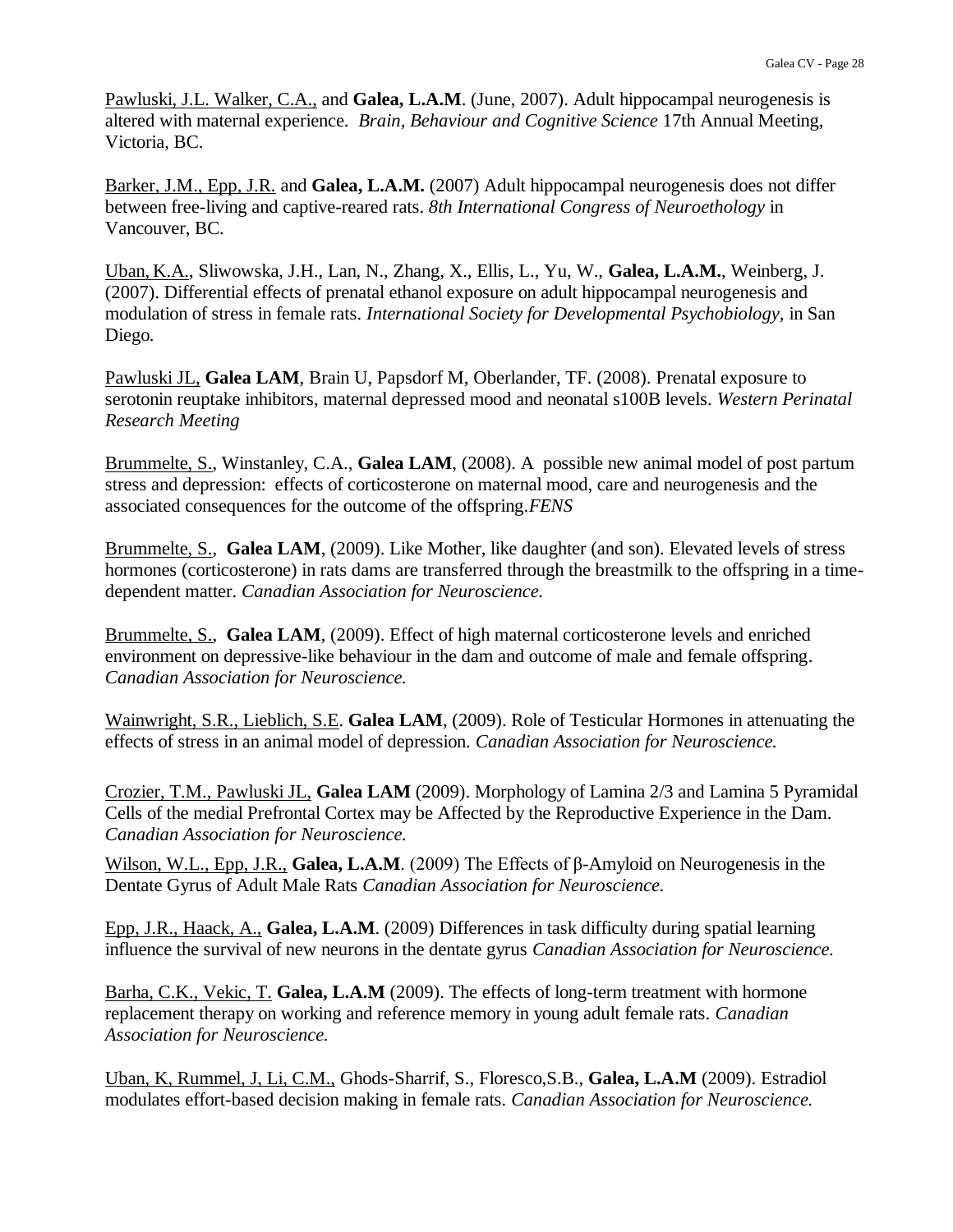<u>Pawluski, J.L. Walker, C.A.,</u> and **Galea, L.A.M**. (June, 2007). Adult hippocampal neurogenesis is altered with maternal experience. *Brain, Behaviour and Cognitive Science* 17th Annual Meeting, Victoria, BC.

<u>Barker, J.M., Epp, J.R.</u> and **Galea, L.A.M.** (2007) Adult hippocampal neurogenesis does not differ between free-living and captive-reared rats. *8th International Congress of Neuroethology* in Vancouver, BC.

<u>Uban, K.A.</u>, Sliwowska, J.H., Lan, N., Zhang, X., Ellis, L., Yu, W., **Galea, L.A.M.**, Weinberg, J. (2007). Differential effects of prenatal ethanol exposure on adult hippocampal neurogenesis and modulation of stress in female rats. *International Society for Developmental Psychobiology,* in San Diego*.*

<u>Pawluski JL,</u> **Galea LAM**, Brain U, Papsdorf M, Oberlander, TF. (2008). Prenatal exposure to serotonin reuptake inhibitors, maternal depressed mood and neonatal s100B levels. *Western Perinatal Research Meeting*

<u>Brummelte, S.</u>, Winstanley, C.A., **Galea LAM**, (2008). A possible new animal model of post partum stress and depression: effects of corticosterone on maternal mood, care and neurogenesis and the associated consequences for the outcome of the offspring.*FENS*

<u>Brummelte, S.</u>, **Galea LAM**, (2009). Like Mother, like daughter (and son). Elevated levels of stress hormones (corticosterone) in rats dams are transferred through the breastmilk to the offspring in a time-dependent matter. *Canadian Association for Neuroscience.*

<u>Brummelte, S.</u>, **Galea LAM**, (2009). Effect of high maternal corticosterone levels and enriched environment on depressive-like behaviour in the dam and outcome of male and female offspring. *Canadian Association for Neuroscience.*

<u>Wainwright, S.R., Lieblich, S.E</u>. **Galea LAM**, (2009). Role of Testicular Hormones in attenuating the effects of stress in an animal model of depression. *Canadian Association for Neuroscience.*

<u>Crozier, T.M., Pawluski JL,</u> **Galea LAM** (2009). Morphology of Lamina 2/3 and Lamina 5 Pyramidal Cells of the medial Prefrontal Cortex may be Affected by the Reproductive Experience in the Dam. *Canadian Association for Neuroscience.*

<u>Wilson, W.L., Epp, J.R.,</u> **Galea, L.A.M**. (2009) The Effects of β-Amyloid on Neurogenesis in the Dentate Gyrus of Adult Male Rats *Canadian Association for Neuroscience.*

<u>Epp, J.R., Haack, A.,</u> **Galea, L.A.M**. (2009) Differences in task difficulty during spatial learning influence the survival of new neurons in the dentate gyrus *Canadian Association for Neuroscience.*

<u>Barha, C.K., Vekic, T.</u> **Galea, L.A.M** (2009). The effects of long-term treatment with hormone replacement therapy on working and reference memory in young adult female rats. *Canadian Association for Neuroscience.*

<u>Uban, K, Rummel, J, Li, C.M.,</u> Ghods-Sharrif, S., Floresco,S.B., **Galea, L.A.M** (2009). Estradiol modulates effort-based decision making in female rats. *Canadian Association for Neuroscience.*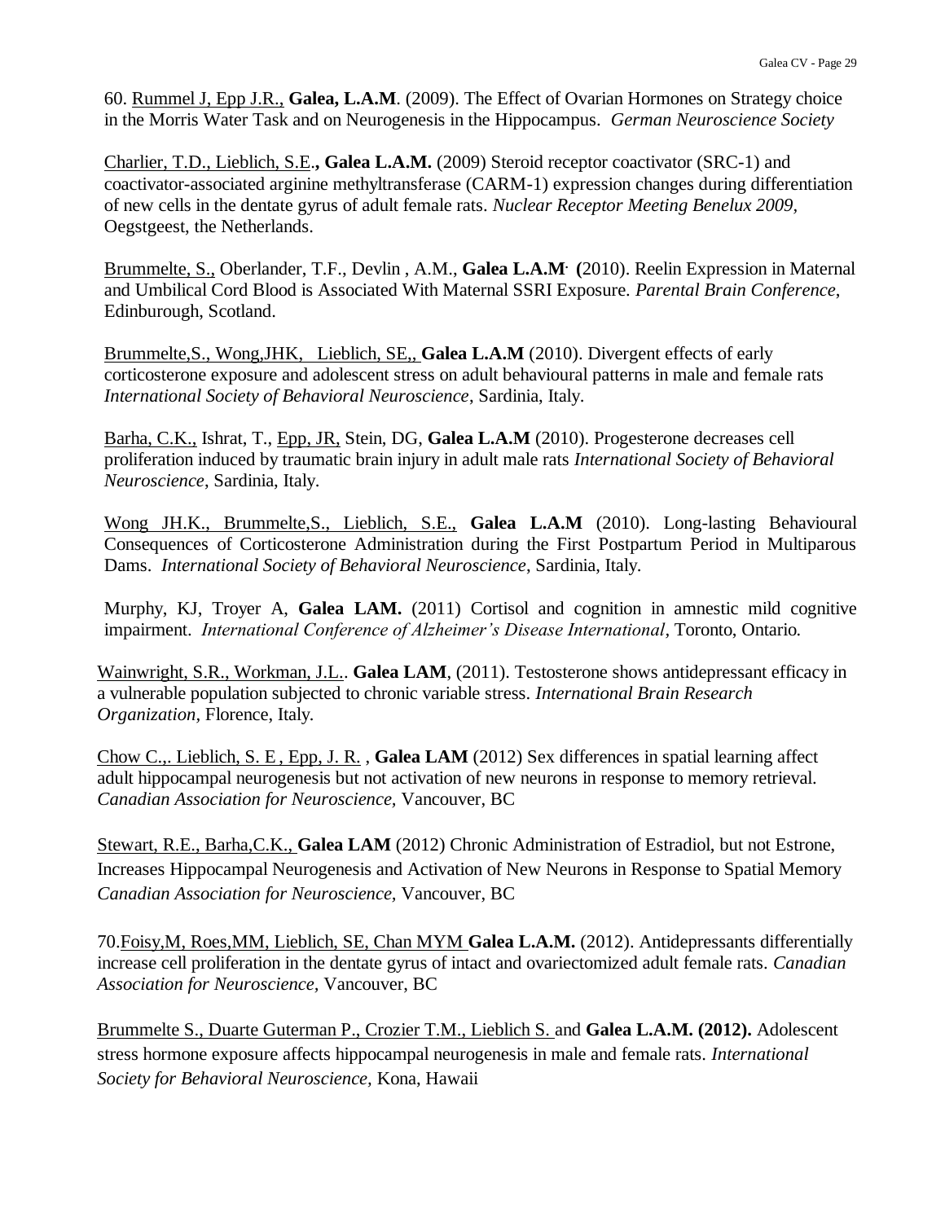60. Rummel J, Epp J.R., **Galea, L.A.M**. (2009). The Effect of Ovarian Hormones on Strategy choice in the Morris Water Task and on Neurogenesis in the Hippocampus. *German Neuroscience Society*

Charlier, T.D., Lieblich, S.E., **Galea L.A.M.** (2009) Steroid receptor coactivator (SRC-1) and coactivator-associated arginine methyltransferase (CARM-1) expression changes during differentiation of new cells in the dentate gyrus of adult female rats. *Nuclear Receptor Meeting Benelux 2009*, Oegstgeest, the Netherlands.

Brummelte, S., Oberlander, T.F., Devlin , A.M., **Galea L.A.M. (**2010). Reelin Expression in Maternal and Umbilical Cord Blood is Associated With Maternal SSRI Exposure. *Parental Brain Conference*, Edinburough, Scotland.

Brummelte,S., Wong,JHK, Lieblich, SE,, **Galea L.A.M** (2010). Divergent effects of early corticosterone exposure and adolescent stress on adult behavioural patterns in male and female rats *International Society of Behavioral Neuroscience*, Sardinia, Italy.

Barha, C.K., Ishrat, T., Epp, JR, Stein, DG, **Galea L.A.M** (2010). Progesterone decreases cell proliferation induced by traumatic brain injury in adult male rats *International Society of Behavioral Neuroscience*, Sardinia, Italy.

Wong JH.K., Brummelte,S., Lieblich, S.E., **Galea L.A.M** (2010). Long-lasting Behavioural Consequences of Corticosterone Administration during the First Postpartum Period in Multiparous Dams. *International Society of Behavioral Neuroscience*, Sardinia, Italy.

Murphy, KJ, Troyer A, **Galea LAM.** (2011) Cortisol and cognition in amnestic mild cognitive impairment. *International Conference of Alzheimer's Disease International*, Toronto, Ontario.

Wainwright, S.R., Workman, J.L.. **Galea LAM**, (2011). Testosterone shows antidepressant efficacy in a vulnerable population subjected to chronic variable stress. *International Brain Research Organization*, Florence, Italy.

Chow C.,. Lieblich, S. E , Epp, J. R. , **Galea LAM** (2012) Sex differences in spatial learning affect adult hippocampal neurogenesis but not activation of new neurons in response to memory retrieval. *Canadian Association for Neuroscience*, Vancouver, BC

Stewart, R.E., Barha,C.K., **Galea LAM** (2012) Chronic Administration of Estradiol, but not Estrone, Increases Hippocampal Neurogenesis and Activation of New Neurons in Response to Spatial Memory *Canadian Association for Neuroscience*, Vancouver, BC

70.Foisy,M, Roes,MM, Lieblich, SE, Chan MYM **Galea L.A.M.** (2012). Antidepressants differentially increase cell proliferation in the dentate gyrus of intact and ovariectomized adult female rats. *Canadian Association for Neuroscience,* Vancouver, BC

Brummelte S., Duarte Guterman P., Crozier T.M., Lieblich S. and **Galea L.A.M. (2012).** Adolescent stress hormone exposure affects hippocampal neurogenesis in male and female rats. *International Society for Behavioral Neuroscience,* Kona, Hawaii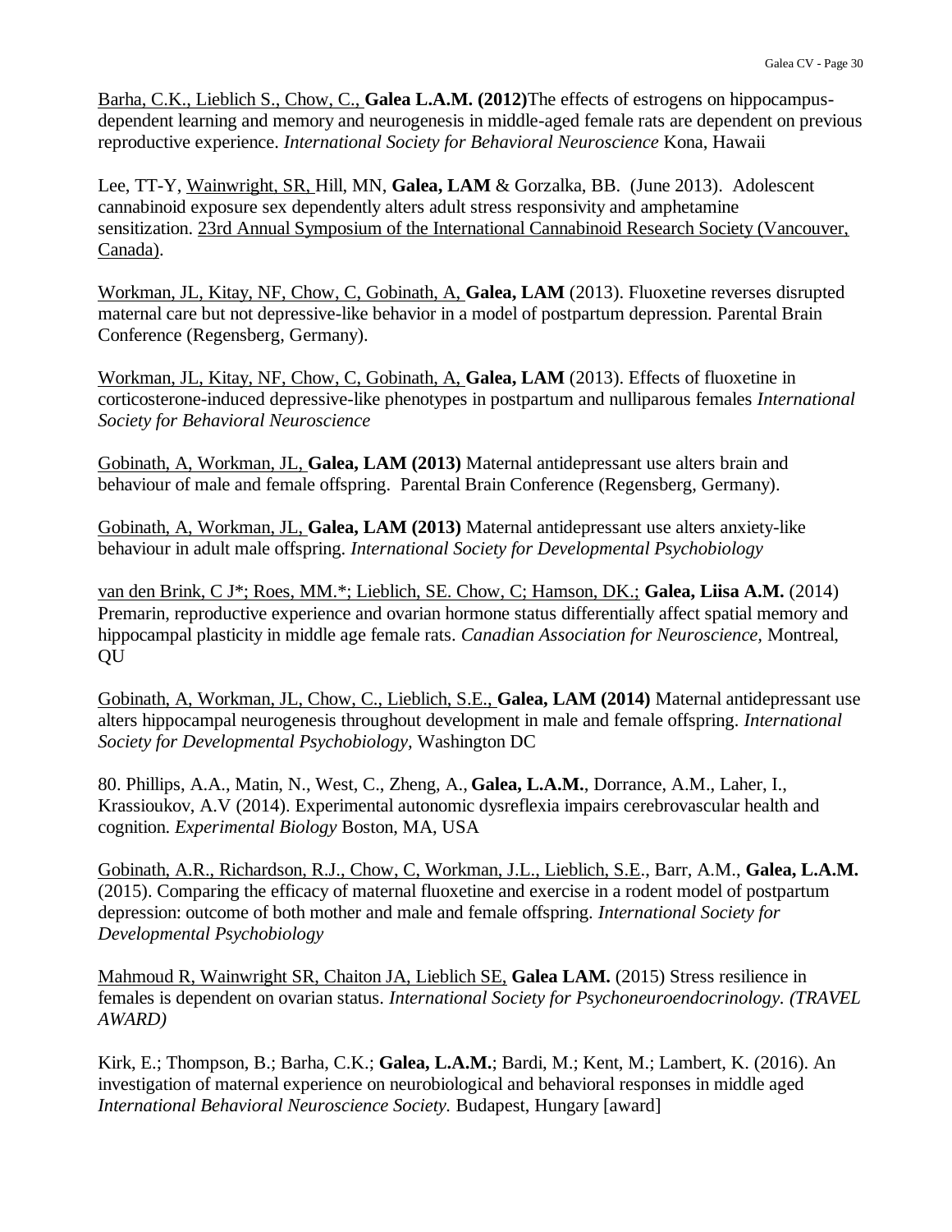Barha, C.K., Lieblich S., Chow, C., **Galea L.A.M. (2012)**The effects of estrogens on hippocampus-dependent learning and memory and neurogenesis in middle-aged female rats are dependent on previous reproductive experience. *International Society for Behavioral Neuroscience* Kona, Hawaii

Lee, TT-Y, Wainwright, SR, Hill, MN, **Galea, LAM** & Gorzalka, BB. (June 2013). Adolescent cannabinoid exposure sex dependently alters adult stress responsivity and amphetamine sensitization. 23rd Annual Symposium of the International Cannabinoid Research Society (Vancouver, Canada).

Workman, JL, Kitay, NF, Chow, C, Gobinath, A, **Galea, LAM** (2013). Fluoxetine reverses disrupted maternal care but not depressive-like behavior in a model of postpartum depression. Parental Brain Conference (Regensberg, Germany).

Workman, JL, Kitay, NF, Chow, C, Gobinath, A, **Galea, LAM** (2013). Effects of fluoxetine in corticosterone-induced depressive-like phenotypes in postpartum and nulliparous females *International Society for Behavioral Neuroscience*

Gobinath, A, Workman, JL, **Galea, LAM (2013)** Maternal antidepressant use alters brain and behaviour of male and female offspring. Parental Brain Conference (Regensberg, Germany).

Gobinath, A, Workman, JL, **Galea, LAM (2013)** Maternal antidepressant use alters anxiety-like behaviour in adult male offspring. *International Society for Developmental Psychobiology*

van den Brink, C J*; Roes, MM.*; Lieblich, SE. Chow, C; Hamson, DK.; **Galea, Liisa A.M.** (2014) Premarin, reproductive experience and ovarian hormone status differentially affect spatial memory and hippocampal plasticity in middle age female rats. *Canadian Association for Neuroscience,* Montreal, QU

Gobinath, A, Workman, JL, Chow, C., Lieblich, S.E., **Galea, LAM (2014)** Maternal antidepressant use alters hippocampal neurogenesis throughout development in male and female offspring. *International Society for Developmental Psychobiology,* Washington DC

80. Phillips, A.A., Matin, N., West, C., Zheng, A., **Galea, L.A.M.**, Dorrance, A.M., Laher, I., Krassioukov, A.V (2014). Experimental autonomic dysreflexia impairs cerebrovascular health and cognition. *Experimental Biology* Boston, MA, USA

Gobinath, A.R., Richardson, R.J., Chow, C, Workman, J.L., Lieblich, S.E., Barr, A.M., **Galea, L.A.M.** (2015). Comparing the efficacy of maternal fluoxetine and exercise in a rodent model of postpartum depression: outcome of both mother and male and female offspring. *International Society for Developmental Psychobiology*

Mahmoud R, Wainwright SR, Chaiton JA, Lieblich SE, **Galea LAM.** (2015) Stress resilience in females is dependent on ovarian status. *International Society for Psychoneuroendocrinology. (TRAVEL AWARD)*

Kirk, E.; Thompson, B.; Barha, C.K.; **Galea, L.A.M.**; Bardi, M.; Kent, M.; Lambert, K. (2016). An investigation of maternal experience on neurobiological and behavioral responses in middle aged *International Behavioral Neuroscience Society.* Budapest, Hungary [award]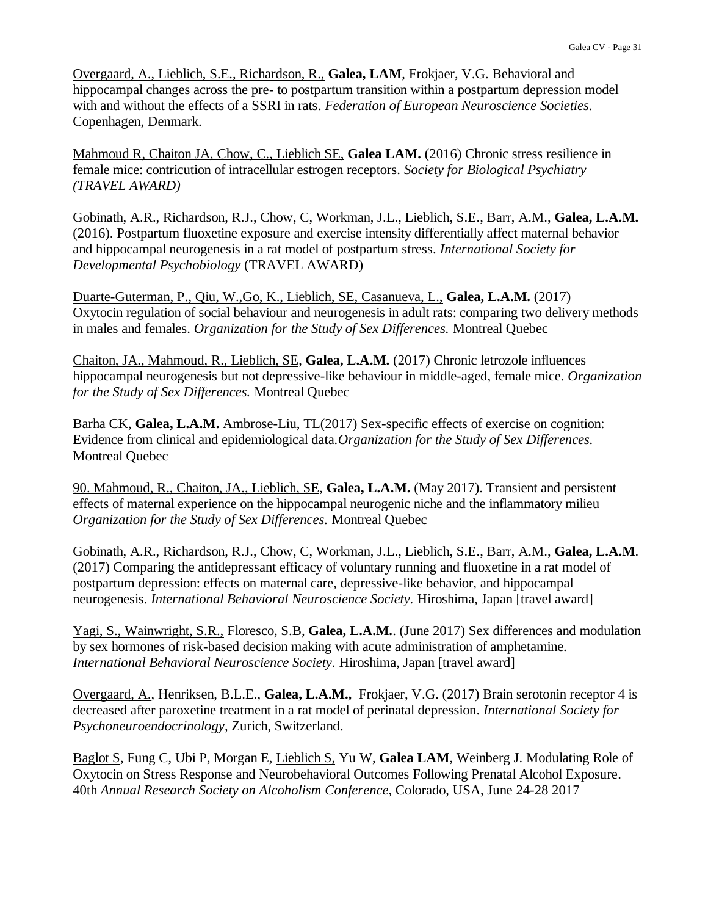<u>Overgaard, A., Lieblich, S.E., Richardson, R.,</u> **Galea, LAM**, Frokjaer, V.G. Behavioral and hippocampal changes across the pre- to postpartum transition within a postpartum depression model with and without the effects of a SSRI in rats. *Federation of European Neuroscience Societies.* Copenhagen, Denmark.

<u>Mahmoud R, Chaiton JA, Chow, C., Lieblich SE,</u> **Galea LAM.** (2016) Chronic stress resilience in female mice: contricution of intracellular estrogen receptors. *Society for Biological Psychiatry (TRAVEL AWARD)*

<u>Gobinath, A.R., Richardson, R.J., Chow, C, Workman, J.L., Lieblich, S.E</u>., Barr, A.M., **Galea, L.A.M.** (2016). Postpartum fluoxetine exposure and exercise intensity differentially affect maternal behavior and hippocampal neurogenesis in a rat model of postpartum stress. *International Society for Developmental Psychobiology* (TRAVEL AWARD)

<u>Duarte-Guterman, P., Qiu, W.,Go, K., Lieblich, SE, Casanueva, L.,</u> **Galea, L.A.M.** (2017) Oxytocin regulation of social behaviour and neurogenesis in adult rats: comparing two delivery methods in males and females. *Organization for the Study of Sex Differences.* Montreal Quebec

<u>Chaiton, JA., Mahmoud, R., Lieblich, SE</u>, **Galea, L.A.M.** (2017) Chronic letrozole influences hippocampal neurogenesis but not depressive-like behaviour in middle-aged, female mice. *Organization for the Study of Sex Differences.* Montreal Quebec

Barha CK, **Galea, L.A.M.** Ambrose-Liu, TL(2017) Sex-specific effects of exercise on cognition: Evidence from clinical and epidemiological data.*Organization for the Study of Sex Differences.* Montreal Quebec

<u>90. Mahmoud, R., Chaiton, JA., Lieblich, SE</u>, **Galea, L.A.M.** (May 2017). Transient and persistent effects of maternal experience on the hippocampal neurogenic niche and the inflammatory milieu *Organization for the Study of Sex Differences.* Montreal Quebec

<u>Gobinath, A.R., Richardson, R.J., Chow, C, Workman, J.L., Lieblich, S.E</u>., Barr, A.M., **Galea, L.A.M**. (2017) Comparing the antidepressant efficacy of voluntary running and fluoxetine in a rat model of postpartum depression: effects on maternal care, depressive-like behavior, and hippocampal neurogenesis. *International Behavioral Neuroscience Society.* Hiroshima, Japan [travel award]

<u>Yagi, S., Wainwright, S.R.,</u> Floresco, S.B, **Galea, L.A.M.**. (June 2017) Sex differences and modulation by sex hormones of risk-based decision making with acute administration of amphetamine. *International Behavioral Neuroscience Society*. Hiroshima, Japan [travel award]

<u>Overgaard, A.</u>, Henriksen, B.L.E., **Galea, L.A.M.,** Frokjaer, V.G. (2017) Brain serotonin receptor 4 is decreased after paroxetine treatment in a rat model of perinatal depression. *International Society for Psychoneuroendocrinology*, Zurich, Switzerland.

<u>Baglot S</u>, Fung C, Ubi P, Morgan E, <u>Lieblich S,</u> Yu W, **Galea LAM**, Weinberg J. Modulating Role of Oxytocin on Stress Response and Neurobehavioral Outcomes Following Prenatal Alcohol Exposure. 40th *Annual Research Society on Alcoholism Conference*, Colorado, USA, June 24-28 2017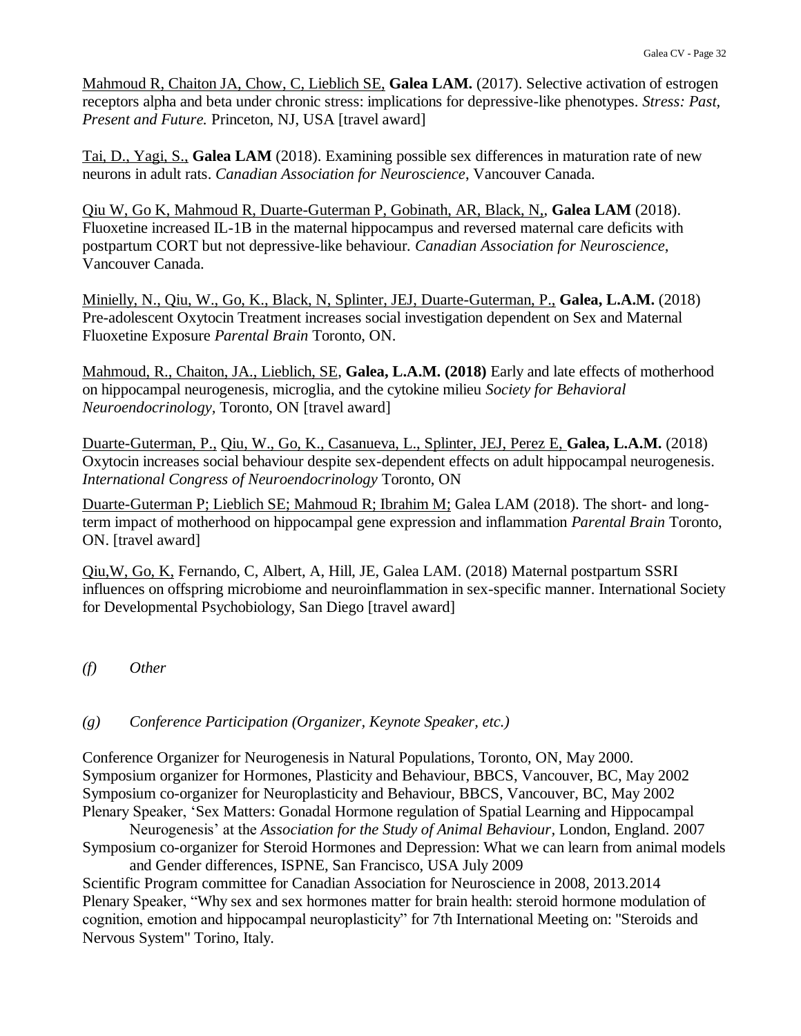Mahmoud R, Chaiton JA, Chow, C, Lieblich SE, **Galea LAM.** (2017). Selective activation of estrogen receptors alpha and beta under chronic stress: implications for depressive-like phenotypes. *Stress: Past, Present and Future.* Princeton, NJ, USA [travel award]

Tai, D., Yagi, S., **Galea LAM** (2018). Examining possible sex differences in maturation rate of new neurons in adult rats. *Canadian Association for Neuroscience*, Vancouver Canada.

Qiu W, Go K, Mahmoud R, Duarte-Guterman P, Gobinath, AR, Black, N,, **Galea LAM** (2018). Fluoxetine increased IL-1B in the maternal hippocampus and reversed maternal care deficits with postpartum CORT but not depressive-like behaviour. *Canadian Association for Neuroscience*, Vancouver Canada.

Minielly, N., Qiu, W., Go, K., Black, N, Splinter, JEJ, Duarte-Guterman, P., **Galea, L.A.M.** (2018) Pre-adolescent Oxytocin Treatment increases social investigation dependent on Sex and Maternal Fluoxetine Exposure *Parental Brain* Toronto, ON.

Mahmoud, R., Chaiton, JA., Lieblich, SE, **Galea, L.A.M. (2018)** Early and late effects of motherhood on hippocampal neurogenesis, microglia, and the cytokine milieu *Society for Behavioral Neuroendocrinology,* Toronto, ON [travel award]

Duarte-Guterman, P., Qiu, W., Go, K., Casanueva, L., Splinter, JEJ, Perez E, **Galea, L.A.M.** (2018) Oxytocin increases social behaviour despite sex-dependent effects on adult hippocampal neurogenesis. *International Congress of Neuroendocrinology* Toronto, ON

Duarte-Guterman P; Lieblich SE; Mahmoud R; Ibrahim M; Galea LAM (2018). The short- and long-term impact of motherhood on hippocampal gene expression and inflammation *Parental Brain* Toronto, ON. [travel award]

Qiu,W, Go, K, Fernando, C, Albert, A, Hill, JE, Galea LAM. (2018) Maternal postpartum SSRI influences on offspring microbiome and neuroinflammation in sex-specific manner. International Society for Developmental Psychobiology, San Diego [travel award]

*(f) Other*

*(g) Conference Participation (Organizer, Keynote Speaker, etc.)*

Conference Organizer for Neurogenesis in Natural Populations, Toronto, ON, May 2000.
Symposium organizer for Hormones, Plasticity and Behaviour, BBCS, Vancouver, BC, May 2002
Symposium co-organizer for Neuroplasticity and Behaviour, BBCS, Vancouver, BC, May 2002
Plenary Speaker, 'Sex Matters: Gonadal Hormone regulation of Spatial Learning and Hippocampal Neurogenesis' at the *Association for the Study of Animal Behaviour,* London, England. 2007
Symposium co-organizer for Steroid Hormones and Depression: What we can learn from animal models and Gender differences, ISPNE, San Francisco, USA July 2009
Scientific Program committee for Canadian Association for Neuroscience in 2008, 2013.2014
Plenary Speaker, "Why sex and sex hormones matter for brain health: steroid hormone modulation of cognition, emotion and hippocampal neuroplasticity" for 7th International Meeting on: "Steroids and Nervous System" Torino, Italy.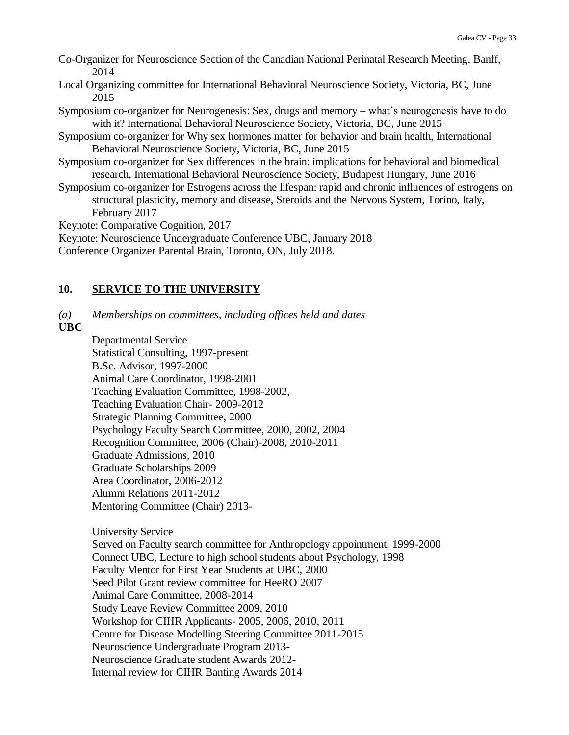Co-Organizer for Neuroscience Section of the Canadian National Perinatal Research Meeting, Banff, 2014

Local Organizing committee for International Behavioral Neuroscience Society, Victoria, BC, June 2015

Symposium co-organizer for Neurogenesis: Sex, drugs and memory – what's neurogenesis have to do with it? International Behavioral Neuroscience Society, Victoria, BC, June 2015

Symposium co-organizer for Why sex hormones matter for behavior and brain health, International Behavioral Neuroscience Society, Victoria, BC, June 2015

Symposium co-organizer for Sex differences in the brain: implications for behavioral and biomedical research, International Behavioral Neuroscience Society, Budapest Hungary, June 2016

Symposium co-organizer for Estrogens across the lifespan: rapid and chronic influences of estrogens on structural plasticity, memory and disease, Steroids and the Nervous System, Torino, Italy, February 2017

Keynote: Comparative Cognition, 2017

Keynote: Neuroscience Undergraduate Conference UBC, January 2018

Conference Organizer Parental Brain, Toronto, ON, July 2018.

## 10. <u>SERVICE TO THE UNIVERSITY</u>

*(a) Memberships on committees, including offices held and dates*

**UBC**

<u>Departmental Service</u>

Statistical Consulting, 1997-present
B.Sc. Advisor, 1997-2000
Animal Care Coordinator, 1998-2001
Teaching Evaluation Committee, 1998-2002,
Teaching Evaluation Chair- 2009-2012
Strategic Planning Committee, 2000
Psychology Faculty Search Committee, 2000, 2002, 2004
Recognition Committee, 2006 (Chair)-2008, 2010-2011
Graduate Admissions, 2010
Graduate Scholarships 2009
Area Coordinator, 2006-2012
Alumni Relations 2011-2012
Mentoring Committee (Chair) 2013-

<u>University Service</u>

Served on Faculty search committee for Anthropology appointment, 1999-2000
Connect UBC, Lecture to high school students about Psychology, 1998
Faculty Mentor for First Year Students at UBC, 2000
Seed Pilot Grant review committee for HeeRO 2007
Animal Care Committee, 2008-2014
Study Leave Review Committee 2009, 2010
Workshop for CIHR Applicants- 2005, 2006, 2010, 2011
Centre for Disease Modelling Steering Committee 2011-2015
Neuroscience Undergraduate Program 2013-
Neuroscience Graduate student Awards 2012-
Internal review for CIHR Banting Awards 2014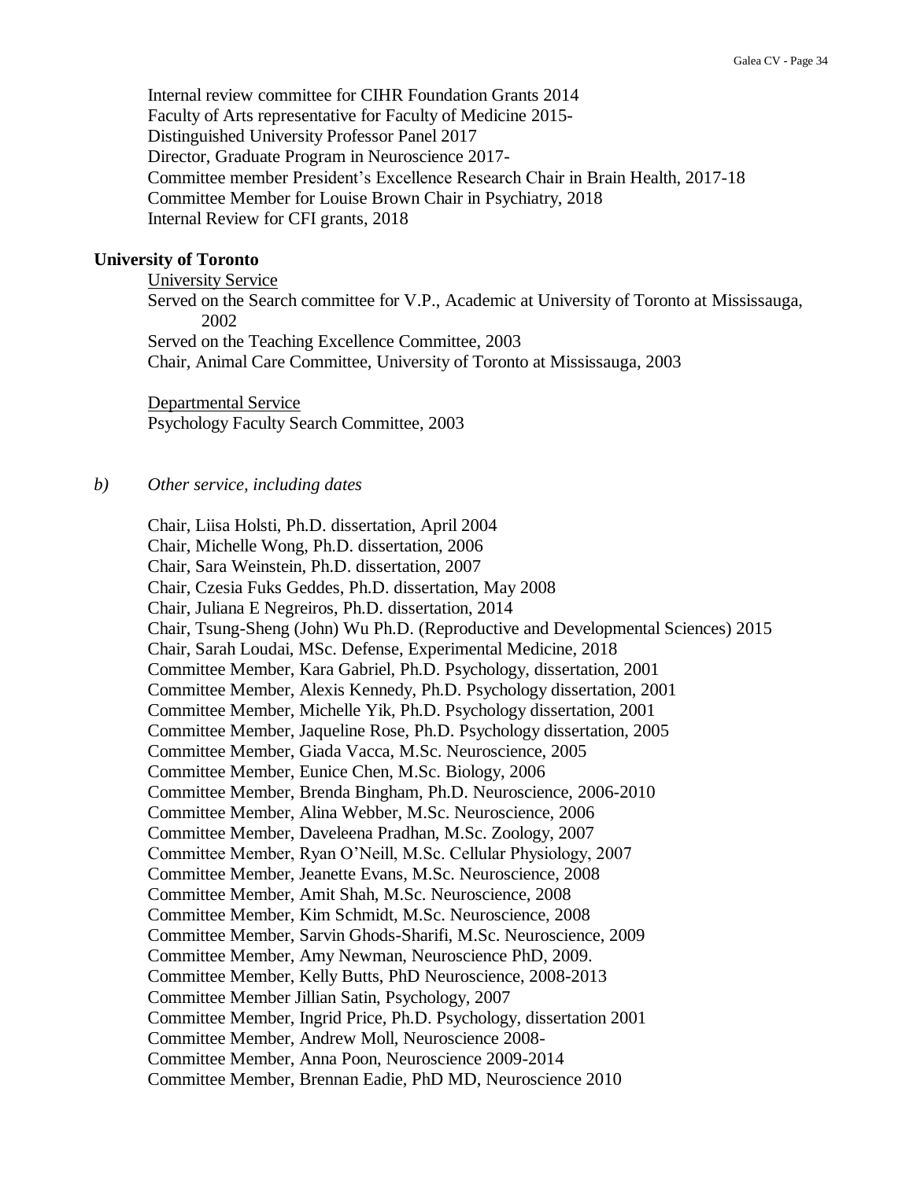Internal review committee for CIHR Foundation Grants 2014
Faculty of Arts representative for Faculty of Medicine 2015-
Distinguished University Professor Panel 2017
Director, Graduate Program in Neuroscience 2017-
Committee member President's Excellence Research Chair in Brain Health, 2017-18
Committee Member for Louise Brown Chair in Psychiatry, 2018
Internal Review for CFI grants, 2018

**University of Toronto**

University Service

Served on the Search committee for V.P., Academic at University of Toronto at Mississauga, 2002
Served on the Teaching Excellence Committee, 2003
Chair, Animal Care Committee, University of Toronto at Mississauga, 2003

Departmental Service

Psychology Faculty Search Committee, 2003

*b) Other service, including dates*

Chair, Liisa Holsti, Ph.D. dissertation, April 2004
Chair, Michelle Wong, Ph.D. dissertation, 2006
Chair, Sara Weinstein, Ph.D. dissertation, 2007
Chair, Czesia Fuks Geddes, Ph.D. dissertation, May 2008
Chair, Juliana E Negreiros, Ph.D. dissertation, 2014
Chair, Tsung-Sheng (John) Wu Ph.D. (Reproductive and Developmental Sciences) 2015
Chair, Sarah Loudai, MSc. Defense, Experimental Medicine, 2018
Committee Member, Kara Gabriel, Ph.D. Psychology, dissertation, 2001
Committee Member, Alexis Kennedy, Ph.D. Psychology dissertation, 2001
Committee Member, Michelle Yik, Ph.D. Psychology dissertation, 2001
Committee Member, Jaqueline Rose, Ph.D. Psychology dissertation, 2005
Committee Member, Giada Vacca, M.Sc. Neuroscience, 2005
Committee Member, Eunice Chen, M.Sc. Biology, 2006
Committee Member, Brenda Bingham, Ph.D. Neuroscience, 2006-2010
Committee Member, Alina Webber, M.Sc. Neuroscience, 2006
Committee Member, Daveleena Pradhan, M.Sc. Zoology, 2007
Committee Member, Ryan O'Neill, M.Sc. Cellular Physiology, 2007
Committee Member, Jeanette Evans, M.Sc. Neuroscience, 2008
Committee Member, Amit Shah, M.Sc. Neuroscience, 2008
Committee Member, Kim Schmidt, M.Sc. Neuroscience, 2008
Committee Member, Sarvin Ghods-Sharifi, M.Sc. Neuroscience, 2009
Committee Member, Amy Newman, Neuroscience PhD, 2009.
Committee Member, Kelly Butts, PhD Neuroscience, 2008-2013
Committee Member Jillian Satin, Psychology, 2007
Committee Member, Ingrid Price, Ph.D. Psychology, dissertation 2001
Committee Member, Andrew Moll, Neuroscience 2008-
Committee Member, Anna Poon, Neuroscience 2009-2014
Committee Member, Brennan Eadie, PhD MD, Neuroscience 2010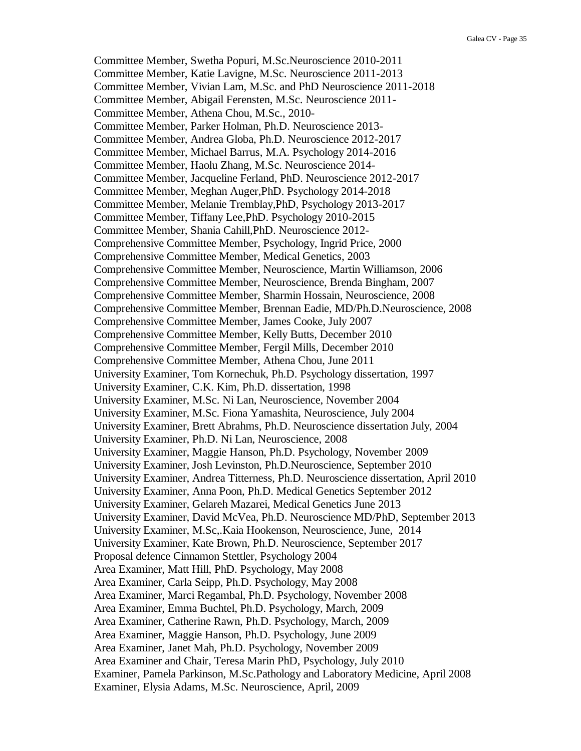Committee Member, Swetha Popuri, M.Sc.Neuroscience 2010-2011
Committee Member, Katie Lavigne, M.Sc. Neuroscience 2011-2013
Committee Member, Vivian Lam, M.Sc. and PhD Neuroscience 2011-2018
Committee Member, Abigail Ferensten, M.Sc. Neuroscience 2011-
Committee Member, Athena Chou, M.Sc., 2010-
Committee Member, Parker Holman, Ph.D. Neuroscience 2013-
Committee Member, Andrea Globa, Ph.D. Neuroscience 2012-2017
Committee Member, Michael Barrus, M.A. Psychology 2014-2016
Committee Member, Haolu Zhang, M.Sc. Neuroscience 2014-
Committee Member, Jacqueline Ferland, PhD. Neuroscience 2012-2017
Committee Member, Meghan Auger,PhD. Psychology 2014-2018
Committee Member, Melanie Tremblay,PhD, Psychology 2013-2017
Committee Member, Tiffany Lee,PhD. Psychology 2010-2015
Committee Member, Shania Cahill,PhD. Neuroscience 2012-
Comprehensive Committee Member, Psychology, Ingrid Price, 2000
Comprehensive Committee Member, Medical Genetics, 2003
Comprehensive Committee Member, Neuroscience, Martin Williamson, 2006
Comprehensive Committee Member, Neuroscience, Brenda Bingham, 2007
Comprehensive Committee Member, Sharmin Hossain, Neuroscience, 2008
Comprehensive Committee Member, Brennan Eadie, MD/Ph.D.Neuroscience, 2008
Comprehensive Committee Member, James Cooke, July 2007
Comprehensive Committee Member, Kelly Butts, December 2010
Comprehensive Committee Member, Fergil Mills, December 2010
Comprehensive Committee Member, Athena Chou, June 2011
University Examiner, Tom Kornechuk, Ph.D. Psychology dissertation, 1997
University Examiner, C.K. Kim, Ph.D. dissertation, 1998
University Examiner, M.Sc. Ni Lan, Neuroscience, November 2004
University Examiner, M.Sc. Fiona Yamashita, Neuroscience, July 2004
University Examiner, Brett Abrahms, Ph.D. Neuroscience dissertation July, 2004
University Examiner, Ph.D. Ni Lan, Neuroscience, 2008
University Examiner, Maggie Hanson, Ph.D. Psychology, November 2009
University Examiner, Josh Levinston, Ph.D.Neuroscience, September 2010
University Examiner, Andrea Titterness, Ph.D. Neuroscience dissertation, April 2010
University Examiner, Anna Poon, Ph.D. Medical Genetics September 2012
University Examiner, Gelareh Mazarei, Medical Genetics June 2013
University Examiner, David McVea, Ph.D. Neuroscience MD/PhD, September 2013
University Examiner, M.Sc,.Kaia Hookenson, Neuroscience, June, 2014
University Examiner, Kate Brown, Ph.D. Neuroscience, September 2017
Proposal defence Cinnamon Stettler, Psychology 2004
Area Examiner, Matt Hill, PhD. Psychology, May 2008
Area Examiner, Carla Seipp, Ph.D. Psychology, May 2008
Area Examiner, Marci Regambal, Ph.D. Psychology, November 2008
Area Examiner, Emma Buchtel, Ph.D. Psychology, March, 2009
Area Examiner, Catherine Rawn, Ph.D. Psychology, March, 2009
Area Examiner, Maggie Hanson, Ph.D. Psychology, June 2009
Area Examiner, Janet Mah, Ph.D. Psychology, November 2009
Area Examiner and Chair, Teresa Marin PhD, Psychology, July 2010
Examiner, Pamela Parkinson, M.Sc.Pathology and Laboratory Medicine, April 2008
Examiner, Elysia Adams, M.Sc. Neuroscience, April, 2009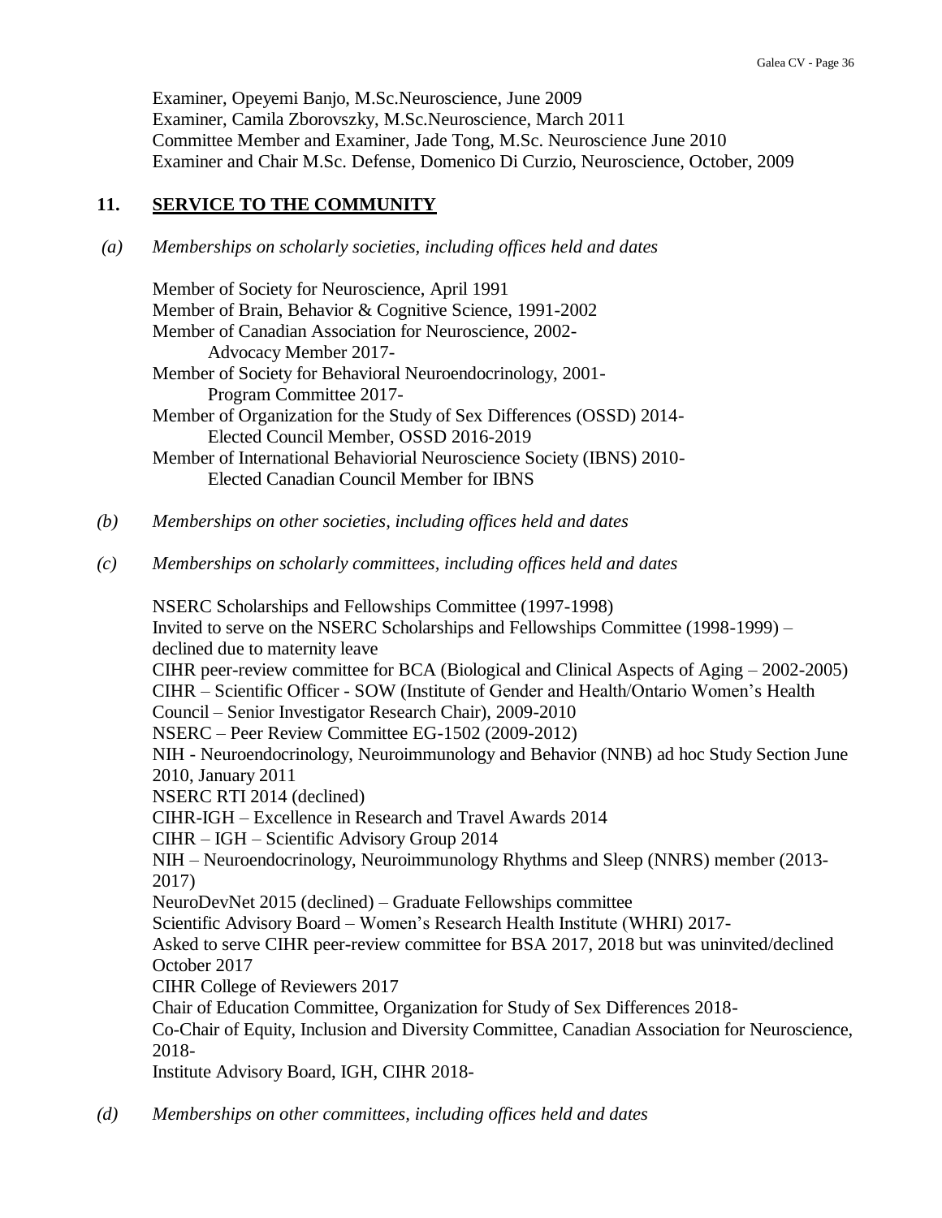Examiner, Opeyemi Banjo, M.Sc.Neuroscience, June 2009
Examiner, Camila Zborovszky, M.Sc.Neuroscience, March 2011
Committee Member and Examiner, Jade Tong, M.Sc. Neuroscience June 2010
Examiner and Chair M.Sc. Defense, Domenico Di Curzio, Neuroscience, October, 2009

## 11. SERVICE TO THE COMMUNITY

*(a) Memberships on scholarly societies, including offices held and dates*

Member of Society for Neuroscience, April 1991
Member of Brain, Behavior & Cognitive Science, 1991-2002
Member of Canadian Association for Neuroscience, 2002-
  Advocacy Member 2017-
Member of Society for Behavioral Neuroendocrinology, 2001-
  Program Committee 2017-
Member of Organization for the Study of Sex Differences (OSSD) 2014-
  Elected Council Member, OSSD 2016-2019
Member of International Behaviorial Neuroscience Society (IBNS) 2010-
  Elected Canadian Council Member for IBNS

*(b) Memberships on other societies, including offices held and dates*

*(c) Memberships on scholarly committees, including offices held and dates*

NSERC Scholarships and Fellowships Committee (1997-1998)
Invited to serve on the NSERC Scholarships and Fellowships Committee (1998-1999) – declined due to maternity leave
CIHR peer-review committee for BCA (Biological and Clinical Aspects of Aging – 2002-2005)
CIHR – Scientific Officer - SOW (Institute of Gender and Health/Ontario Women's Health Council – Senior Investigator Research Chair), 2009-2010
NSERC – Peer Review Committee EG-1502 (2009-2012)
NIH - Neuroendocrinology, Neuroimmunology and Behavior (NNB) ad hoc Study Section June 2010, January 2011
NSERC RTI 2014 (declined)
CIHR-IGH – Excellence in Research and Travel Awards 2014
CIHR – IGH – Scientific Advisory Group 2014
NIH – Neuroendocrinology, Neuroimmunology Rhythms and Sleep (NNRS) member (2013-2017)
NeuroDevNet 2015 (declined) – Graduate Fellowships committee
Scientific Advisory Board – Women's Research Health Institute (WHRI) 2017-
Asked to serve CIHR peer-review committee for BSA 2017, 2018 but was uninvited/declined October 2017
CIHR College of Reviewers 2017
Chair of Education Committee, Organization for Study of Sex Differences 2018-
Co-Chair of Equity, Inclusion and Diversity Committee, Canadian Association for Neuroscience, 2018-
Institute Advisory Board, IGH, CIHR 2018-

*(d) Memberships on other committees, including offices held and dates*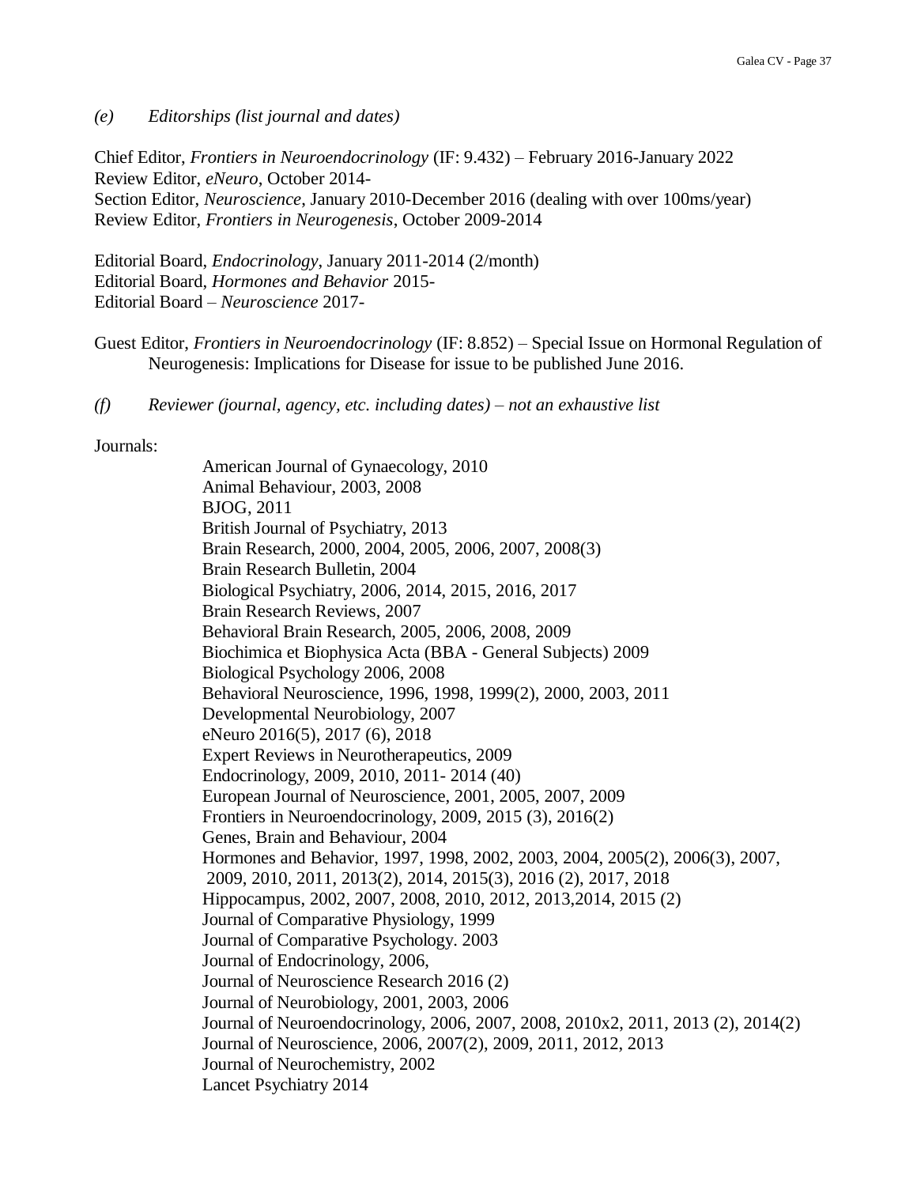*(e) Editorships (list journal and dates)*

Chief Editor, *Frontiers in Neuroendocrinology* (IF: 9.432) – February 2016-January 2022
Review Editor, *eNeuro*, October 2014-
Section Editor, *Neuroscience*, January 2010-December 2016 (dealing with over 100ms/year)
Review Editor, *Frontiers in Neurogenesis*, October 2009-2014

Editorial Board, *Endocrinology*, January 2011-2014 (2/month)
Editorial Board, *Hormones and Behavior* 2015-
Editorial Board – *Neuroscience* 2017-

Guest Editor, *Frontiers in Neuroendocrinology* (IF: 8.852) – Special Issue on Hormonal Regulation of Neurogenesis: Implications for Disease for issue to be published June 2016.

*(f) Reviewer (journal, agency, etc. including dates) – not an exhaustive list*

Journals:

American Journal of Gynaecology, 2010
Animal Behaviour, 2003, 2008
BJOG, 2011
British Journal of Psychiatry, 2013
Brain Research, 2000, 2004, 2005, 2006, 2007, 2008(3)
Brain Research Bulletin, 2004
Biological Psychiatry, 2006, 2014, 2015, 2016, 2017
Brain Research Reviews, 2007
Behavioral Brain Research, 2005, 2006, 2008, 2009
Biochimica et Biophysica Acta (BBA - General Subjects) 2009
Biological Psychology 2006, 2008
Behavioral Neuroscience, 1996, 1998, 1999(2), 2000, 2003, 2011
Developmental Neurobiology, 2007
eNeuro 2016(5), 2017 (6), 2018
Expert Reviews in Neurotherapeutics, 2009
Endocrinology, 2009, 2010, 2011- 2014 (40)
European Journal of Neuroscience, 2001, 2005, 2007, 2009
Frontiers in Neuroendocrinology, 2009, 2015 (3), 2016(2)
Genes, Brain and Behaviour, 2004
Hormones and Behavior, 1997, 1998, 2002, 2003, 2004, 2005(2), 2006(3), 2007, 2009, 2010, 2011, 2013(2), 2014, 2015(3), 2016 (2), 2017, 2018
Hippocampus, 2002, 2007, 2008, 2010, 2012, 2013,2014, 2015 (2)
Journal of Comparative Physiology, 1999
Journal of Comparative Psychology. 2003
Journal of Endocrinology, 2006,
Journal of Neuroscience Research 2016 (2)
Journal of Neurobiology, 2001, 2003, 2006
Journal of Neuroendocrinology, 2006, 2007, 2008, 2010x2, 2011, 2013 (2), 2014(2)
Journal of Neuroscience, 2006, 2007(2), 2009, 2011, 2012, 2013
Journal of Neurochemistry, 2002
Lancet Psychiatry 2014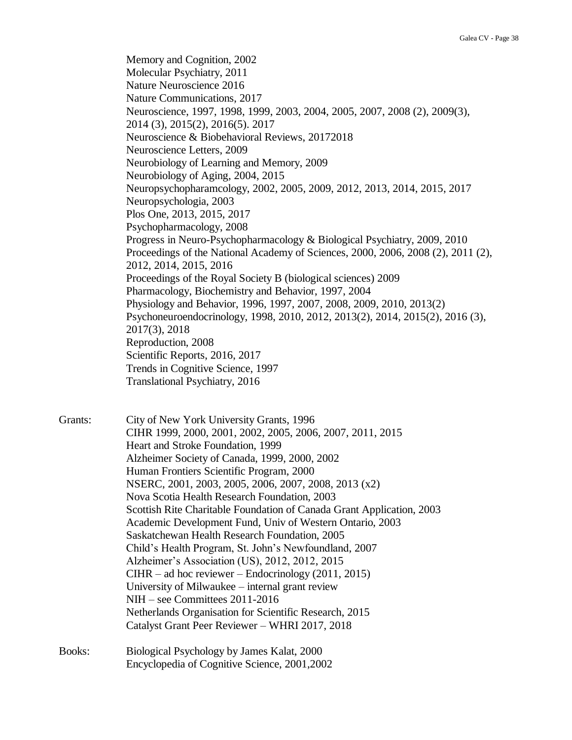Memory and Cognition, 2002
Molecular Psychiatry, 2011
Nature Neuroscience 2016
Nature Communications, 2017
Neuroscience, 1997, 1998, 1999, 2003, 2004, 2005, 2007, 2008 (2), 2009(3), 2014 (3), 2015(2), 2016(5). 2017
Neuroscience & Biobehavioral Reviews, 20172018
Neuroscience Letters, 2009
Neurobiology of Learning and Memory, 2009
Neurobiology of Aging, 2004, 2015
Neuropsychopharamcology, 2002, 2005, 2009, 2012, 2013, 2014, 2015, 2017
Neuropsychologia, 2003
Plos One, 2013, 2015, 2017
Psychopharmacology, 2008
Progress in Neuro-Psychopharmacology & Biological Psychiatry, 2009, 2010
Proceedings of the National Academy of Sciences, 2000, 2006, 2008 (2), 2011 (2), 2012, 2014, 2015, 2016
Proceedings of the Royal Society B (biological sciences) 2009
Pharmacology, Biochemistry and Behavior, 1997, 2004
Physiology and Behavior, 1996, 1997, 2007, 2008, 2009, 2010, 2013(2)
Psychoneuroendocrinology, 1998, 2010, 2012, 2013(2), 2014, 2015(2), 2016 (3), 2017(3), 2018
Reproduction, 2008
Scientific Reports, 2016, 2017
Trends in Cognitive Science, 1997
Translational Psychiatry, 2016

Grants:
City of New York University Grants, 1996
CIHR 1999, 2000, 2001, 2002, 2005, 2006, 2007, 2011, 2015
Heart and Stroke Foundation, 1999
Alzheimer Society of Canada, 1999, 2000, 2002
Human Frontiers Scientific Program, 2000
NSERC, 2001, 2003, 2005, 2006, 2007, 2008, 2013 (x2)
Nova Scotia Health Research Foundation, 2003
Scottish Rite Charitable Foundation of Canada Grant Application, 2003
Academic Development Fund, Univ of Western Ontario, 2003
Saskatchewan Health Research Foundation, 2005
Child's Health Program, St. John's Newfoundland, 2007
Alzheimer's Association (US), 2012, 2012, 2015
CIHR – ad hoc reviewer – Endocrinology (2011, 2015)
University of Milwaukee – internal grant review
NIH – see Committees 2011-2016
Netherlands Organisation for Scientific Research, 2015
Catalyst Grant Peer Reviewer – WHRI 2017, 2018

Books:
Biological Psychology by James Kalat, 2000
Encyclopedia of Cognitive Science, 2001,2002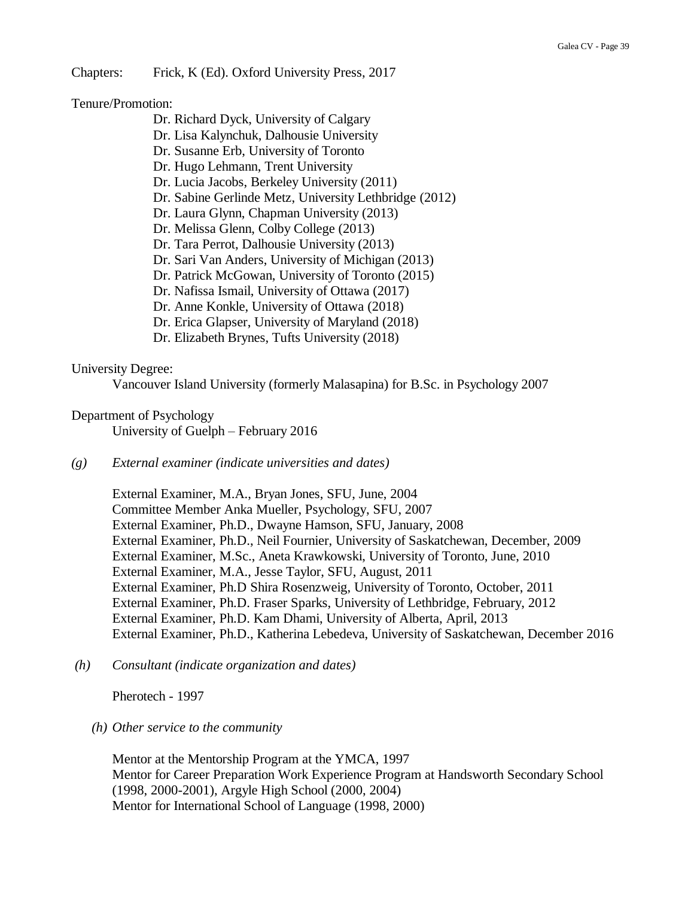Chapters: Frick, K (Ed). Oxford University Press, 2017

Tenure/Promotion:

Dr. Richard Dyck, University of Calgary
Dr. Lisa Kalynchuk, Dalhousie University
Dr. Susanne Erb, University of Toronto
Dr. Hugo Lehmann, Trent University
Dr. Lucia Jacobs, Berkeley University (2011)
Dr. Sabine Gerlinde Metz, University Lethbridge (2012)
Dr. Laura Glynn, Chapman University (2013)
Dr. Melissa Glenn, Colby College (2013)
Dr. Tara Perrot, Dalhousie University (2013)
Dr. Sari Van Anders, University of Michigan (2013)
Dr. Patrick McGowan, University of Toronto (2015)
Dr. Nafissa Ismail, University of Ottawa (2017)
Dr. Anne Konkle, University of Ottawa (2018)
Dr. Erica Glapser, University of Maryland (2018)
Dr. Elizabeth Brynes, Tufts University (2018)

University Degree:

Vancouver Island University (formerly Malasapina) for B.Sc. in Psychology 2007

Department of Psychology

University of Guelph – February 2016

*(g) External examiner (indicate universities and dates)*

External Examiner, M.A., Bryan Jones, SFU, June, 2004
Committee Member Anka Mueller, Psychology, SFU, 2007
External Examiner, Ph.D., Dwayne Hamson, SFU, January, 2008
External Examiner, Ph.D., Neil Fournier, University of Saskatchewan, December, 2009
External Examiner, M.Sc., Aneta Krawkowski, University of Toronto, June, 2010
External Examiner, M.A., Jesse Taylor, SFU, August, 2011
External Examiner, Ph.D Shira Rosenzweig, University of Toronto, October, 2011
External Examiner, Ph.D. Fraser Sparks, University of Lethbridge, February, 2012
External Examiner, Ph.D. Kam Dhami, University of Alberta, April, 2013
External Examiner, Ph.D., Katherina Lebedeva, University of Saskatchewan, December 2016

*(h) Consultant (indicate organization and dates)*

Pherotech - 1997

*(h) Other service to the community*

Mentor at the Mentorship Program at the YMCA, 1997
Mentor for Career Preparation Work Experience Program at Handsworth Secondary School (1998, 2000-2001), Argyle High School (2000, 2004)
Mentor for International School of Language (1998, 2000)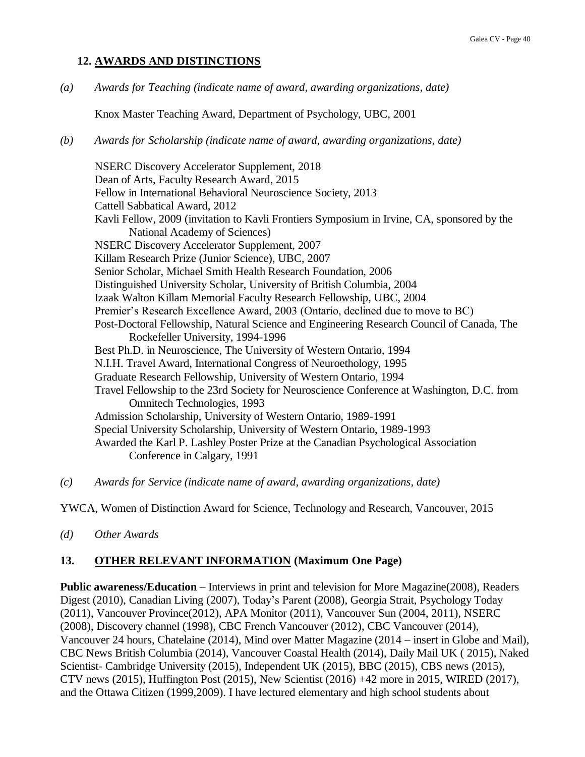## 12. AWARDS AND DISTINCTIONS

*(a) Awards for Teaching (indicate name of award, awarding organizations, date)*

Knox Master Teaching Award, Department of Psychology, UBC, 2001

*(b) Awards for Scholarship (indicate name of award, awarding organizations, date)*

NSERC Discovery Accelerator Supplement, 2018
Dean of Arts, Faculty Research Award, 2015
Fellow in International Behavioral Neuroscience Society, 2013
Cattell Sabbatical Award, 2012
Kavli Fellow, 2009 (invitation to Kavli Frontiers Symposium in Irvine, CA, sponsored by the National Academy of Sciences)
NSERC Discovery Accelerator Supplement, 2007
Killam Research Prize (Junior Science), UBC, 2007
Senior Scholar, Michael Smith Health Research Foundation, 2006
Distinguished University Scholar, University of British Columbia, 2004
Izaak Walton Killam Memorial Faculty Research Fellowship, UBC, 2004
Premier's Research Excellence Award, 2003 (Ontario, declined due to move to BC)
Post-Doctoral Fellowship, Natural Science and Engineering Research Council of Canada, The Rockefeller University, 1994-1996
Best Ph.D. in Neuroscience, The University of Western Ontario, 1994
N.I.H. Travel Award, International Congress of Neuroethology, 1995
Graduate Research Fellowship, University of Western Ontario, 1994
Travel Fellowship to the 23rd Society for Neuroscience Conference at Washington, D.C. from Omnitech Technologies, 1993
Admission Scholarship, University of Western Ontario, 1989-1991
Special University Scholarship, University of Western Ontario, 1989-1993
Awarded the Karl P. Lashley Poster Prize at the Canadian Psychological Association Conference in Calgary, 1991

*(c) Awards for Service (indicate name of award, awarding organizations, date)*

YWCA, Women of Distinction Award for Science, Technology and Research, Vancouver, 2015

*(d) Other Awards*

## 13. OTHER RELEVANT INFORMATION (Maximum One Page)

**Public awareness/Education** – Interviews in print and television for More Magazine(2008), Readers Digest (2010), Canadian Living (2007), Today's Parent (2008), Georgia Strait, Psychology Today (2011), Vancouver Province(2012), APA Monitor (2011), Vancouver Sun (2004, 2011), NSERC (2008), Discovery channel (1998), CBC French Vancouver (2012), CBC Vancouver (2014), Vancouver 24 hours, Chatelaine (2014), Mind over Matter Magazine (2014 – insert in Globe and Mail), CBC News British Columbia (2014), Vancouver Coastal Health (2014), Daily Mail UK ( 2015), Naked Scientist- Cambridge University (2015), Independent UK (2015), BBC (2015), CBS news (2015), CTV news (2015), Huffington Post (2015), New Scientist (2016) +42 more in 2015, WIRED (2017), and the Ottawa Citizen (1999,2009). I have lectured elementary and high school students about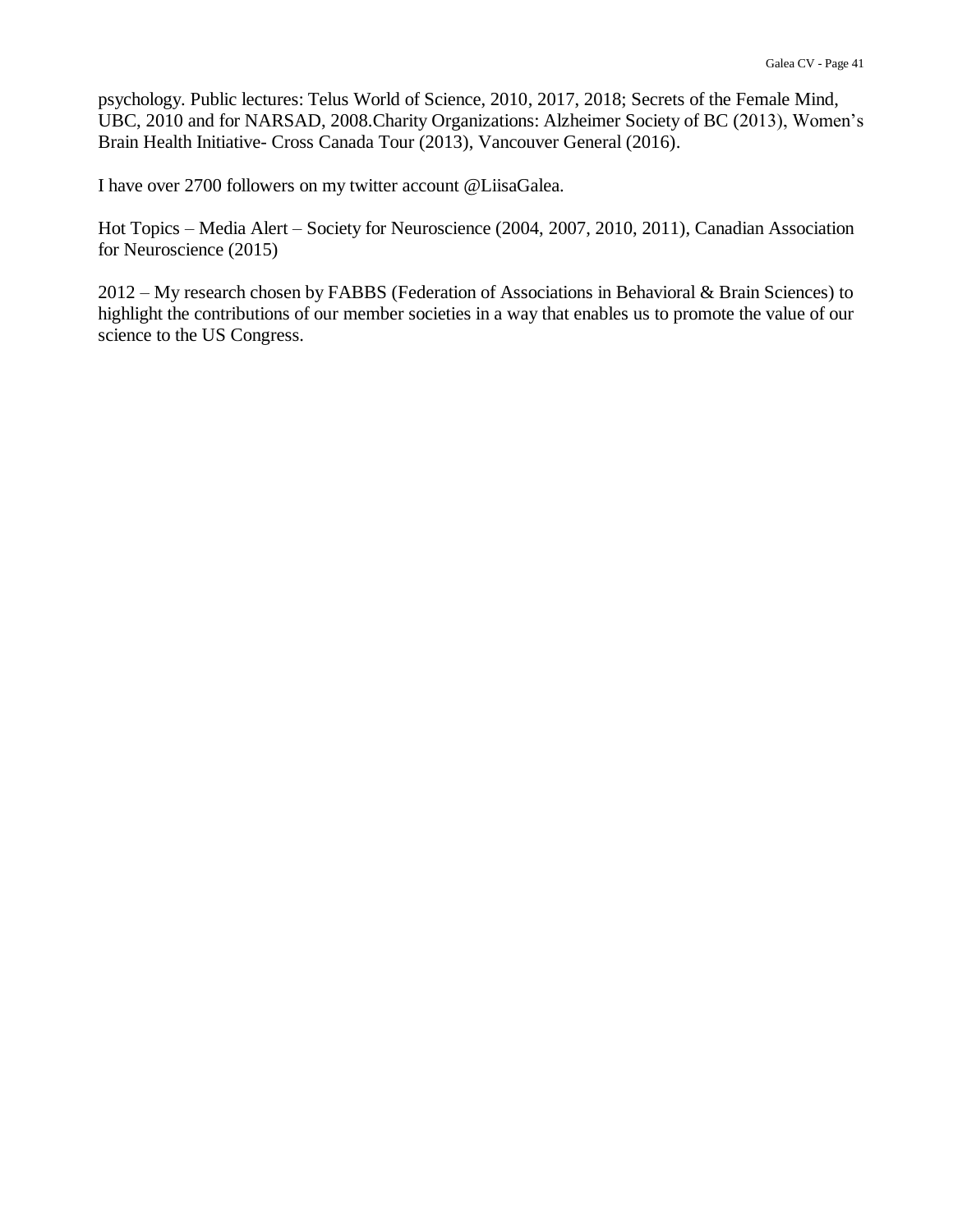psychology. Public lectures: Telus World of Science, 2010, 2017, 2018; Secrets of the Female Mind, UBC, 2010 and for NARSAD, 2008.Charity Organizations: Alzheimer Society of BC (2013), Women's Brain Health Initiative- Cross Canada Tour (2013), Vancouver General (2016).

I have over 2700 followers on my twitter account @LiisaGalea.

Hot Topics – Media Alert – Society for Neuroscience (2004, 2007, 2010, 2011), Canadian Association for Neuroscience (2015)

2012 – My research chosen by FABBS (Federation of Associations in Behavioral & Brain Sciences) to highlight the contributions of our member societies in a way that enables us to promote the value of our science to the US Congress.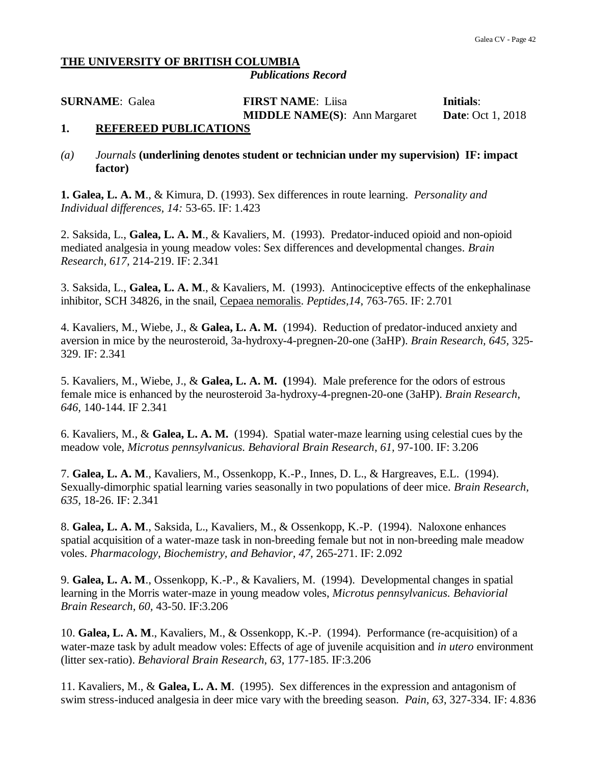**THE UNIVERSITY OF BRITISH COLUMBIA**

***Publications Record***

**SURNAME**: Galea **FIRST NAME**: Liisa **Initials**:
**MIDDLE NAME(S)**: Ann Margaret **Date**: Oct 1, 2018

## 1. REFEREED PUBLICATIONS

*(a) Journals* **(underlining denotes student or technician under my supervision) IF: impact factor)**

**1. Galea, L. A. M**., & Kimura, D. (1993). Sex differences in route learning. *Personality and Individual differences, 14:* 53-65. IF: 1.423

2. Saksida, L., **Galea, L. A. M**., & Kavaliers, M. (1993). Predator-induced opioid and non-opioid mediated analgesia in young meadow voles: Sex differences and developmental changes. *Brain Research, 617,* 214-219. IF: 2.341

3. Saksida, L., **Galea, L. A. M**., & Kavaliers, M. (1993). Antinociceptive effects of the enkephalinase inhibitor, SCH 34826, in the snail, <u>Cepaea nemoralis</u>. *Peptides,14*, 763-765. IF: 2.701

4. Kavaliers, M., Wiebe, J., & **Galea, L. A. M.** (1994). Reduction of predator-induced anxiety and aversion in mice by the neurosteroid, 3a-hydroxy-4-pregnen-20-one (3aHP). *Brain Research, 645,* 325-329. IF: 2.341

5. Kavaliers, M., Wiebe, J., & **Galea, L. A. M. (**1994). Male preference for the odors of estrous female mice is enhanced by the neurosteroid 3a-hydroxy-4-pregnen-20-one (3aHP). *Brain Research, 646,* 140-144. IF 2.341

6. Kavaliers, M., & **Galea, L. A. M.** (1994). Spatial water-maze learning using celestial cues by the meadow vole, *Microtus pennsylvanicus. Behavioral Brain Research*, *61,* 97-100. IF: 3.206

7. **Galea, L. A. M**., Kavaliers, M., Ossenkopp, K.-P., Innes, D. L., & Hargreaves, E.L. (1994). Sexually-dimorphic spatial learning varies seasonally in two populations of deer mice. *Brain Research, 635,* 18-26. IF: 2.341

8. **Galea, L. A. M**., Saksida, L., Kavaliers, M., & Ossenkopp, K.-P. (1994). Naloxone enhances spatial acquisition of a water-maze task in non-breeding female but not in non-breeding male meadow voles. *Pharmacology, Biochemistry, and Behavior, 47,* 265-271. IF: 2.092

9. **Galea, L. A. M**., Ossenkopp, K.-P., & Kavaliers, M. (1994). Developmental changes in spatial learning in the Morris water-maze in young meadow voles, *Microtus pennsylvanicus. Behaviorial Brain Research, 60,* 43-50. IF:3.206

10. **Galea, L. A. M**., Kavaliers, M., & Ossenkopp, K.-P. (1994). Performance (re-acquisition) of a water-maze task by adult meadow voles: Effects of age of juvenile acquisition and *in utero* environment (litter sex-ratio). *Behavioral Brain Research*, *63*, 177-185. IF:3.206

11. Kavaliers, M., & **Galea, L. A. M**. (1995). Sex differences in the expression and antagonism of swim stress-induced analgesia in deer mice vary with the breeding season. *Pain, 63*, 327-334. IF: 4.836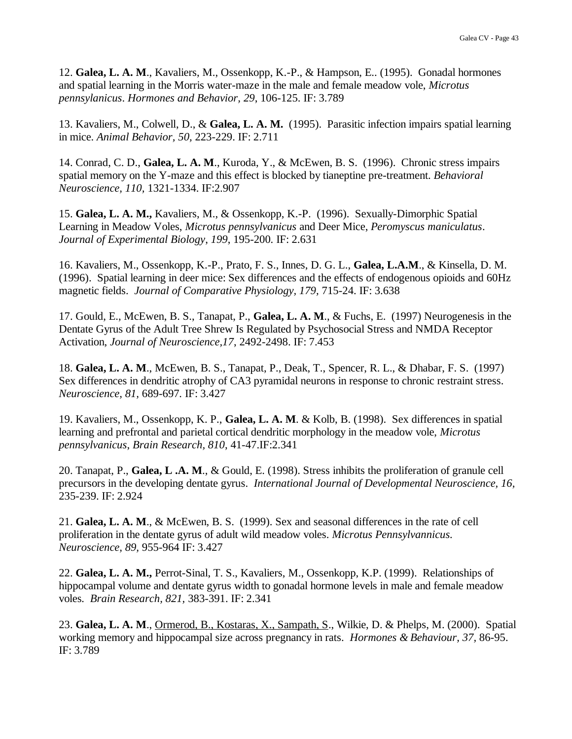12. **Galea, L. A. M**., Kavaliers, M., Ossenkopp, K.-P., & Hampson, E.. (1995). Gonadal hormones and spatial learning in the Morris water-maze in the male and female meadow vole, *Microtus pennsylanicus*. *Hormones and Behavior, 29*, 106-125. IF: 3.789

13. Kavaliers, M., Colwell, D., & **Galea, L. A. M.** (1995). Parasitic infection impairs spatial learning in mice. *Animal Behavior, 50,* 223-229. IF: 2.711

14. Conrad, C. D., **Galea, L. A. M**., Kuroda, Y., & McEwen, B. S. (1996). Chronic stress impairs spatial memory on the Y-maze and this effect is blocked by tianeptine pre-treatment. *Behavioral Neuroscience, 110,* 1321-1334. IF:2.907

15. **Galea, L. A. M.,** Kavaliers, M., & Ossenkopp, K.-P. (1996). Sexually-Dimorphic Spatial Learning in Meadow Voles, *Microtus pennsylvanicus* and Deer Mice, *Peromyscus maniculatus*. *Journal of Experimental Biology, 199*, 195-200. IF: 2.631

16. Kavaliers, M., Ossenkopp, K.-P., Prato, F. S., Innes, D. G. L., **Galea, L.A.M**., & Kinsella, D. M. (1996). Spatial learning in deer mice: Sex differences and the effects of endogenous opioids and 60Hz magnetic fields. *Journal of Comparative Physiology, 179,* 715-24. IF: 3.638

17. Gould, E., McEwen, B. S., Tanapat, P., **Galea, L. A. M**., & Fuchs, E. (1997) Neurogenesis in the Dentate Gyrus of the Adult Tree Shrew Is Regulated by Psychosocial Stress and NMDA Receptor Activation, *Journal of Neuroscience,17,* 2492-2498. IF: 7.453

18. **Galea, L. A. M**., McEwen, B. S., Tanapat, P., Deak, T., Spencer, R. L., & Dhabar, F. S. (1997) Sex differences in dendritic atrophy of CA3 pyramidal neurons in response to chronic restraint stress. *Neuroscience, 81,* 689-697. IF: 3.427

19. Kavaliers, M., Ossenkopp, K. P., **Galea, L. A. M**. & Kolb, B. (1998). Sex differences in spatial learning and prefrontal and parietal cortical dendritic morphology in the meadow vole, *Microtus pennsylvanicus, Brain Research, 810*, 41-47.IF:2.341

20. Tanapat, P., **Galea, L .A. M**., & Gould, E. (1998). Stress inhibits the proliferation of granule cell precursors in the developing dentate gyrus. *International Journal of Developmental Neuroscience, 16*, 235-239. IF: 2.924

21. **Galea, L. A. M**., & McEwen, B. S. (1999). Sex and seasonal differences in the rate of cell proliferation in the dentate gyrus of adult wild meadow voles. *Microtus Pennsylvannicus. Neuroscience, 89,* 955-964 IF: 3.427

22. **Galea, L. A. M.,** Perrot-Sinal, T. S., Kavaliers, M., Ossenkopp, K.P. (1999). Relationships of hippocampal volume and dentate gyrus width to gonadal hormone levels in male and female meadow voles. *Brain Research, 821,* 383-391. IF: 2.341

23. **Galea, L. A. M**., Ormerod, B., Kostaras, X., Sampath, S., Wilkie, D. & Phelps, M. (2000). Spatial working memory and hippocampal size across pregnancy in rats. *Hormones & Behaviour, 37,* 86-95. IF: 3.789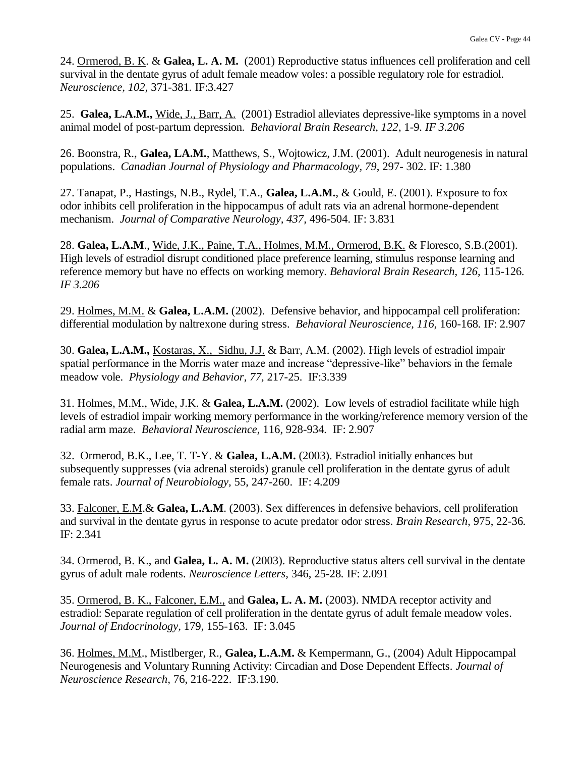24. Ormerod, B. K. & **Galea, L. A. M.** (2001) Reproductive status influences cell proliferation and cell survival in the dentate gyrus of adult female meadow voles: a possible regulatory role for estradiol. *Neuroscience, 102,* 371-381. IF:3.427

25. **Galea, L.A.M.,** Wide, J., Barr, A. (2001) Estradiol alleviates depressive-like symptoms in a novel animal model of post-partum depression. *Behavioral Brain Research, 122*, 1-9. *IF 3.206*

26. Boonstra, R., **Galea, LA.M.**, Matthews, S., Wojtowicz, J.M. (2001). Adult neurogenesis in natural populations. *Canadian Journal of Physiology and Pharmacology, 79*, 297- 302. IF: 1.380

27. Tanapat, P., Hastings, N.B., Rydel, T.A., **Galea, L.A.M.**, & Gould, E. (2001). Exposure to fox odor inhibits cell proliferation in the hippocampus of adult rats via an adrenal hormone-dependent mechanism. *Journal of Comparative Neurology, 437,* 496-504. IF: 3.831

28. **Galea, L.A.M**., Wide, J.K., Paine, T.A., Holmes, M.M., Ormerod, B.K. & Floresco, S.B.(2001). High levels of estradiol disrupt conditioned place preference learning, stimulus response learning and reference memory but have no effects on working memory. *Behavioral Brain Research, 126,* 115-126. *IF 3.206*

29. Holmes, M.M. & **Galea, L.A.M.** (2002). Defensive behavior, and hippocampal cell proliferation: differential modulation by naltrexone during stress. *Behavioral Neuroscience, 116,* 160-168. IF: 2.907

30. **Galea, L.A.M.,** Kostaras, X., Sidhu, J.J. & Barr, A.M. (2002). High levels of estradiol impair spatial performance in the Morris water maze and increase "depressive-like" behaviors in the female meadow vole. *Physiology and Behavior, 77,* 217-25. IF:3.339

31. Holmes, M.M., Wide, J.K. & **Galea, L.A.M.** (2002). Low levels of estradiol facilitate while high levels of estradiol impair working memory performance in the working/reference memory version of the radial arm maze. *Behavioral Neuroscience,* 116, 928-934. IF: 2.907

32. Ormerod, B.K., Lee, T. T-Y. & **Galea, L.A.M.** (2003). Estradiol initially enhances but subsequently suppresses (via adrenal steroids) granule cell proliferation in the dentate gyrus of adult female rats. *Journal of Neurobiology,* 55, 247-260. IF: 4.209

33. Falconer, E.M.& **Galea, L.A.M**. (2003). Sex differences in defensive behaviors, cell proliferation and survival in the dentate gyrus in response to acute predator odor stress. *Brain Research*, 975, 22-36. IF: 2.341

34. Ormerod, B. K., and **Galea, L. A. M.** (2003). Reproductive status alters cell survival in the dentate gyrus of adult male rodents. *Neuroscience Letters,* 346, 25-28. IF: 2.091

35. Ormerod, B. K., Falconer, E.M., and **Galea, L. A. M.** (2003). NMDA receptor activity and estradiol: Separate regulation of cell proliferation in the dentate gyrus of adult female meadow voles. *Journal of Endocrinology,* 179, 155-163. IF: 3.045

36. Holmes, M.M., Mistlberger, R., **Galea, L.A.M.** & Kempermann, G., (2004) Adult Hippocampal Neurogenesis and Voluntary Running Activity: Circadian and Dose Dependent Effects. *Journal of Neuroscience Research,* 76, 216-222. IF:3.190.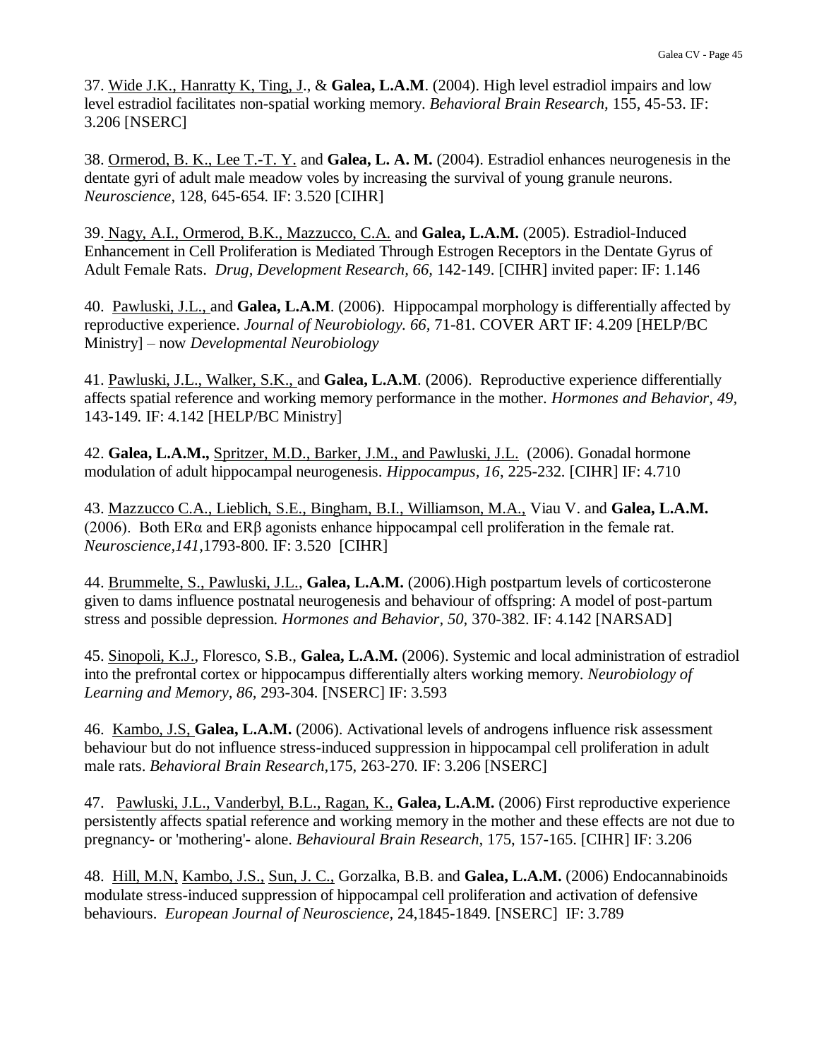37. Wide J.K., Hanratty K, Ting, J., & **Galea, L.A.M**. (2004). High level estradiol impairs and low level estradiol facilitates non-spatial working memory. *Behavioral Brain Research,* 155, 45-53. IF: 3.206 [NSERC]

38. Ormerod, B. K., Lee T.-T. Y. and **Galea, L. A. M.** (2004). Estradiol enhances neurogenesis in the dentate gyri of adult male meadow voles by increasing the survival of young granule neurons. *Neuroscience*, 128, 645-654. IF: 3.520 [CIHR]

39. Nagy, A.I., Ormerod, B.K., Mazzucco, C.A. and **Galea, L.A.M.** (2005). Estradiol-Induced Enhancement in Cell Proliferation is Mediated Through Estrogen Receptors in the Dentate Gyrus of Adult Female Rats. *Drug, Development Research, 66,* 142-149. [CIHR] invited paper: IF: 1.146

40. Pawluski, J.L., and **Galea, L.A.M**. (2006). Hippocampal morphology is differentially affected by reproductive experience. *Journal of Neurobiology. 66,* 71-81. COVER ART IF: 4.209 [HELP/BC Ministry] – now *Developmental Neurobiology*

41. Pawluski, J.L., Walker, S.K., and **Galea, L.A.M**. (2006). Reproductive experience differentially affects spatial reference and working memory performance in the mother. *Hormones and Behavior, 49,* 143-149. IF: 4.142 [HELP/BC Ministry]

42. **Galea, L.A.M.,** Spritzer, M.D., Barker, J.M., and Pawluski, J.L. (2006). Gonadal hormone modulation of adult hippocampal neurogenesis. *Hippocampus, 16,* 225-232. [CIHR] IF: 4.710

43. Mazzucco C.A., Lieblich, S.E., Bingham, B.I., Williamson, M.A., Viau V. and **Galea, L.A.M.** (2006). Both ERα and ERβ agonists enhance hippocampal cell proliferation in the female rat. *Neuroscience,141,*1793-800. IF: 3.520 [CIHR]

44. Brummelte, S., Pawluski, J.L., **Galea, L.A.M.** (2006).High postpartum levels of corticosterone given to dams influence postnatal neurogenesis and behaviour of offspring: A model of post-partum stress and possible depression. *Hormones and Behavior, 50,* 370-382. IF: 4.142 [NARSAD]

45. Sinopoli, K.J., Floresco, S.B., **Galea, L.A.M.** (2006). Systemic and local administration of estradiol into the prefrontal cortex or hippocampus differentially alters working memory. *Neurobiology of Learning and Memory, 86,* 293-304. [NSERC] IF: 3.593

46. Kambo, J.S, **Galea, L.A.M.** (2006). Activational levels of androgens influence risk assessment behaviour but do not influence stress-induced suppression in hippocampal cell proliferation in adult male rats. *Behavioral Brain Research,*175, 263-270. IF: 3.206 [NSERC]

47. Pawluski, J.L., Vanderbyl, B.L., Ragan, K., **Galea, L.A.M.** (2006) First reproductive experience persistently affects spatial reference and working memory in the mother and these effects are not due to pregnancy- or 'mothering'- alone. *Behavioural Brain Research,* 175, 157-165. [CIHR] IF: 3.206

48. Hill, M.N, Kambo, J.S., Sun, J. C., Gorzalka, B.B. and **Galea, L.A.M.** (2006) Endocannabinoids modulate stress-induced suppression of hippocampal cell proliferation and activation of defensive behaviours. *European Journal of Neuroscience,* 24,1845-1849. [NSERC] IF: 3.789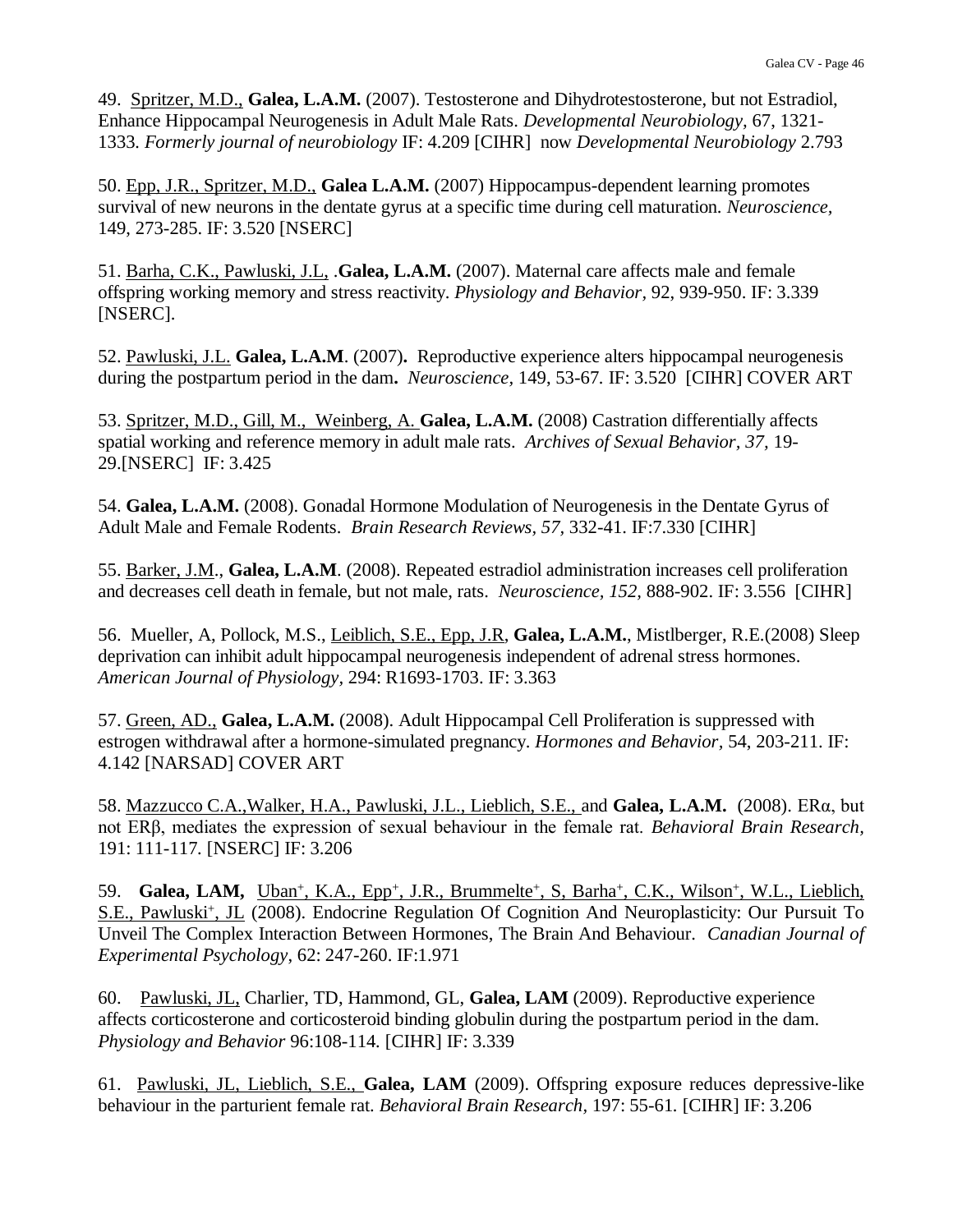49. Spritzer, M.D., **Galea, L.A.M.** (2007). Testosterone and Dihydrotestosterone, but not Estradiol, Enhance Hippocampal Neurogenesis in Adult Male Rats. *Developmental Neurobiology*, 67, 1321-1333. *Formerly journal of neurobiology* IF: 4.209 [CIHR] now *Developmental Neurobiology* 2.793

50. Epp, J.R., Spritzer, M.D., **Galea L.A.M.** (2007) Hippocampus-dependent learning promotes survival of new neurons in the dentate gyrus at a specific time during cell maturation. *Neuroscience*, 149, 273-285. IF: 3.520 [NSERC]

51. Barha, C.K., Pawluski, J.L, .**Galea, L.A.M.** (2007). Maternal care affects male and female offspring working memory and stress reactivity. *Physiology and Behavior*, 92, 939-950. IF: 3.339 [NSERC].

52. Pawluski, J.L. **Galea, L.A.M**. (2007**).** Reproductive experience alters hippocampal neurogenesis during the postpartum period in the dam**.** *Neuroscience,* 149, 53-67. IF: 3.520 [CIHR] COVER ART

53. Spritzer, M.D., Gill, M., Weinberg, A. **Galea, L.A.M.** (2008) Castration differentially affects spatial working and reference memory in adult male rats. *Archives of Sexual Behavior, 37,* 19-29.[NSERC] IF: 3.425

54. **Galea, L.A.M.** (2008). Gonadal Hormone Modulation of Neurogenesis in the Dentate Gyrus of Adult Male and Female Rodents. *Brain Research Reviews, 57,* 332-41. IF:7.330 [CIHR]

55. Barker, J.M., **Galea, L.A.M**. (2008). Repeated estradiol administration increases cell proliferation and decreases cell death in female, but not male, rats. *Neuroscience, 152,* 888-902. IF: 3.556 [CIHR]

56. Mueller, A, Pollock, M.S., Leiblich, S.E., Epp, J.R, **Galea, L.A.M.**, Mistlberger, R.E.(2008) Sleep deprivation can inhibit adult hippocampal neurogenesis independent of adrenal stress hormones. *American Journal of Physiology*, 294: R1693-1703. IF: 3.363

57. Green, AD., **Galea, L.A.M.** (2008). Adult Hippocampal Cell Proliferation is suppressed with estrogen withdrawal after a hormone-simulated pregnancy. *Hormones and Behavior,* 54, 203-211. IF: 4.142 [NARSAD] COVER ART

58. Mazzucco C.A.,Walker, H.A., Pawluski, J.L., Lieblich, S.E., and **Galea, L.A.M.** (2008). ERα, but not ERβ, mediates the expression of sexual behaviour in the female rat. *Behavioral Brain Research,* 191: 111-117. [NSERC] IF: 3.206

59. **Galea, LAM,** Uban+, K.A., Epp+, J.R., Brummelte+, S, Barha+, C.K., Wilson+, W.L., Lieblich, S.E., Pawluski+, JL (2008). Endocrine Regulation Of Cognition And Neuroplasticity: Our Pursuit To Unveil The Complex Interaction Between Hormones, The Brain And Behaviour. *Canadian Journal of Experimental Psychology*, 62: 247-260. IF:1.971

60. Pawluski, JL, Charlier, TD, Hammond, GL, **Galea, LAM** (2009). Reproductive experience affects corticosterone and corticosteroid binding globulin during the postpartum period in the dam. *Physiology and Behavior* 96:108-114. [CIHR] IF: 3.339

61. Pawluski, JL, Lieblich, S.E., **Galea, LAM** (2009). Offspring exposure reduces depressive-like behaviour in the parturient female rat. *Behavioral Brain Research,* 197: 55-61. [CIHR] IF: 3.206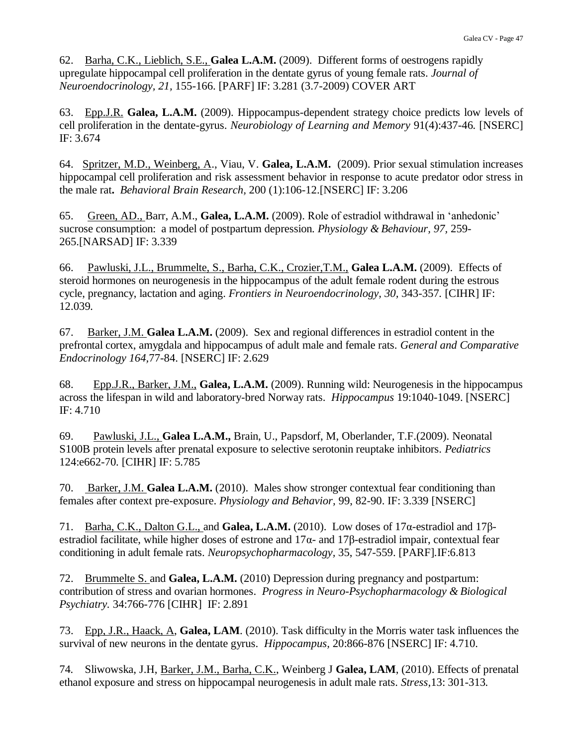62. Barha, C.K., Lieblich, S.E., **Galea L.A.M.** (2009). Different forms of oestrogens rapidly upregulate hippocampal cell proliferation in the dentate gyrus of young female rats. *Journal of Neuroendocrinology, 21,* 155-166. [PARF] IF: 3.281 (3.7-2009) COVER ART

63. Epp.J.R. **Galea, L.A.M.** (2009). Hippocampus-dependent strategy choice predicts low levels of cell proliferation in the dentate-gyrus. *Neurobiology of Learning and Memory* 91(4):437-46. [NSERC] IF: 3.674

64. Spritzer, M.D., Weinberg, A., Viau, V. **Galea, L.A.M.** (2009). Prior sexual stimulation increases hippocampal cell proliferation and risk assessment behavior in response to acute predator odor stress in the male rat**.** *Behavioral Brain Research,* 200 (1):106-12.[NSERC] IF: 3.206

65. Green, AD., Barr, A.M., **Galea, L.A.M.** (2009). Role of estradiol withdrawal in 'anhedonic' sucrose consumption: a model of postpartum depression. *Physiology & Behaviour, 97,* 259-265.[NARSAD] IF: 3.339

66. Pawluski, J.L., Brummelte, S., Barha, C.K., Crozier,T.M., **Galea L.A.M.** (2009). Effects of steroid hormones on neurogenesis in the hippocampus of the adult female rodent during the estrous cycle, pregnancy, lactation and aging. *Frontiers in Neuroendocrinology, 30,* 343-357. [CIHR] IF: 12.039.

67. Barker, J.M. **Galea L.A.M.** (2009). Sex and regional differences in estradiol content in the prefrontal cortex, amygdala and hippocampus of adult male and female rats. *General and Comparative Endocrinology 164,*77-84. [NSERC] IF: 2.629

68. Epp.J.R., Barker, J.M., **Galea, L.A.M.** (2009). Running wild: Neurogenesis in the hippocampus across the lifespan in wild and laboratory-bred Norway rats. *Hippocampus* 19:1040-1049. [NSERC] IF: 4.710

69. Pawluski, J.L., **Galea L.A.M.,** Brain, U., Papsdorf, M, Oberlander, T.F.(2009). Neonatal S100B protein levels after prenatal exposure to selective serotonin reuptake inhibitors. *Pediatrics* 124:e662-70. [CIHR] IF: 5.785

70. Barker, J.M. **Galea L.A.M.** (2010). Males show stronger contextual fear conditioning than females after context pre-exposure. *Physiology and Behavior,* 99, 82-90. IF: 3.339 [NSERC]

71. Barha, C.K., Dalton G.L., and **Galea, L.A.M.** (2010). Low doses of 17α-estradiol and 17β-estradiol facilitate, while higher doses of estrone and 17α- and 17β-estradiol impair, contextual fear conditioning in adult female rats. *Neuropsychopharmacology,* 35, 547-559. [PARF].IF:6.813

72. Brummelte S. and **Galea, L.A.M.** (2010) Depression during pregnancy and postpartum: contribution of stress and ovarian hormones. *Progress in Neuro-Psychopharmacology & Biological Psychiatry.* 34:766-776 [CIHR] IF: 2.891

73. Epp, J.R., Haack, A, **Galea, LAM**. (2010). Task difficulty in the Morris water task influences the survival of new neurons in the dentate gyrus. *Hippocampus,* 20:866-876 [NSERC] IF: 4.710.

74. Sliwowska, J.H, Barker, J.M., Barha, C.K., Weinberg J **Galea, LAM**, (2010). Effects of prenatal ethanol exposure and stress on hippocampal neurogenesis in adult male rats. *Stress,*13: 301-313.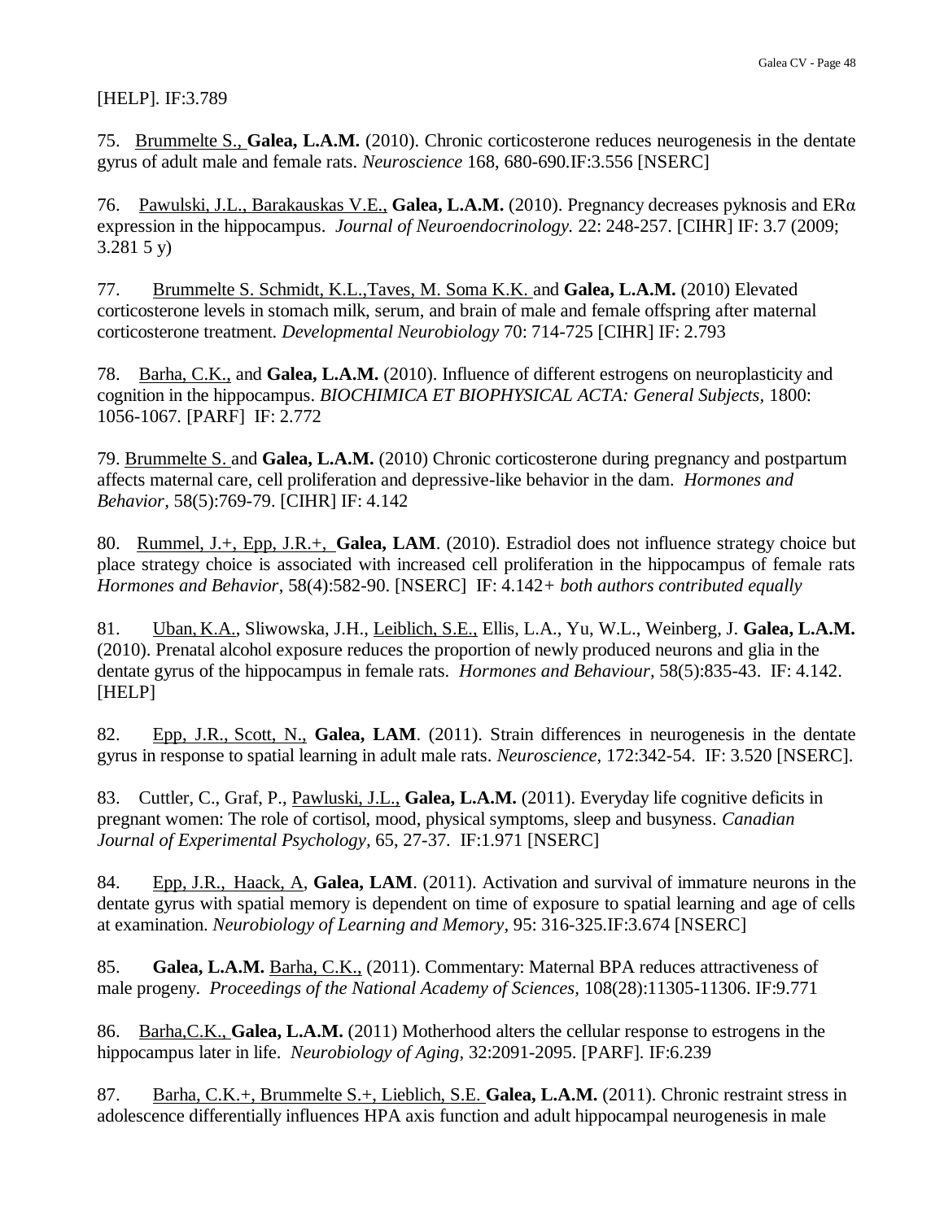[HELP]. IF:3.789

75. Brummelte S., **Galea, L.A.M.** (2010). Chronic corticosterone reduces neurogenesis in the dentate gyrus of adult male and female rats. *Neuroscience* 168, 680-690.IF:3.556 [NSERC]

76. Pawulski, J.L., Barakauskas V.E., **Galea, L.A.M.** (2010). Pregnancy decreases pyknosis and ERα expression in the hippocampus. *Journal of Neuroendocrinology.* 22: 248-257. [CIHR] IF: 3.7 (2009; 3.281 5 y)

77. Brummelte S. Schmidt, K.L.,Taves, M. Soma K.K. and **Galea, L.A.M.** (2010) Elevated corticosterone levels in stomach milk, serum, and brain of male and female offspring after maternal corticosterone treatment. *Developmental Neurobiology* 70: 714-725 [CIHR] IF: 2.793

78. Barha, C.K., and **Galea, L.A.M.** (2010). Influence of different estrogens on neuroplasticity and cognition in the hippocampus. *BIOCHIMICA ET BIOPHYSICAL ACTA: General Subjects,* 1800: 1056-1067. [PARF] IF: 2.772

79. Brummelte S. and **Galea, L.A.M.** (2010) Chronic corticosterone during pregnancy and postpartum affects maternal care, cell proliferation and depressive-like behavior in the dam. *Hormones and Behavior,* 58(5):769-79. [CIHR] IF: 4.142

80. Rummel, J.+, Epp, J.R.+, **Galea, LAM**. (2010). Estradiol does not influence strategy choice but place strategy choice is associated with increased cell proliferation in the hippocampus of female rats *Hormones and Behavior*, 58(4):582-90. [NSERC] IF: 4.142*+ both authors contributed equally*

81. Uban, K.A., Sliwowska, J.H., Leiblich, S.E., Ellis, L.A., Yu, W.L., Weinberg, J. **Galea, L.A.M.** (2010). Prenatal alcohol exposure reduces the proportion of newly produced neurons and glia in the dentate gyrus of the hippocampus in female rats. *Hormones and Behaviour,* 58(5):835-43. IF: 4.142. [HELP]

82. Epp, J.R., Scott, N., **Galea, LAM**. (2011). Strain differences in neurogenesis in the dentate gyrus in response to spatial learning in adult male rats. *Neuroscience,* 172:342-54. IF: 3.520 [NSERC].

83. Cuttler, C., Graf, P., Pawluski, J.L., **Galea, L.A.M.** (2011). Everyday life cognitive deficits in pregnant women: The role of cortisol, mood, physical symptoms, sleep and busyness. *Canadian Journal of Experimental Psychology,* 65, 27-37. IF:1.971 [NSERC]

84. Epp, J.R., Haack, A, **Galea, LAM**. (2011). Activation and survival of immature neurons in the dentate gyrus with spatial memory is dependent on time of exposure to spatial learning and age of cells at examination. *Neurobiology of Learning and Memory,* 95: 316-325.IF:3.674 [NSERC]

85. **Galea, L.A.M.** Barha, C.K., (2011). Commentary: Maternal BPA reduces attractiveness of male progeny. *Proceedings of the National Academy of Sciences,* 108(28):11305-11306. IF:9.771

86. Barha,C.K., **Galea, L.A.M.** (2011) Motherhood alters the cellular response to estrogens in the hippocampus later in life. *Neurobiology of Aging,* 32:2091-2095. [PARF]. IF:6.239

87. Barha, C.K.+, Brummelte S.+, Lieblich, S.E. **Galea, L.A.M.** (2011). Chronic restraint stress in adolescence differentially influences HPA axis function and adult hippocampal neurogenesis in male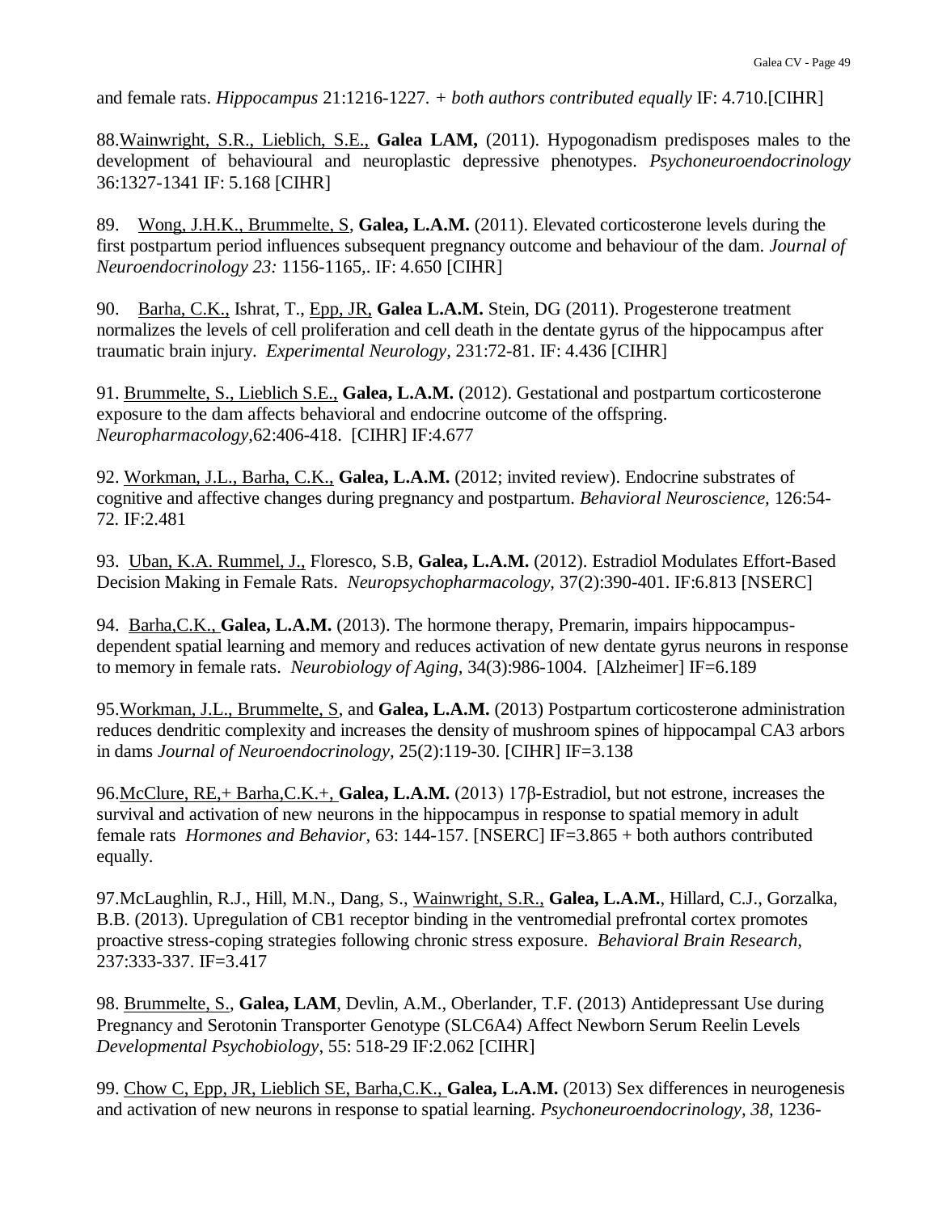and female rats. *Hippocampus* 21:1216-1227. *+ both authors contributed equally* IF: 4.710.[CIHR]

88.<u>Wainwright, S.R., Lieblich, S.E.,</u> **Galea LAM,** (2011). Hypogonadism predisposes males to the development of behavioural and neuroplastic depressive phenotypes. *Psychoneuroendocrinology* 36:1327-1341 IF: 5.168 [CIHR]

89. <u>Wong, J.H.K., Brummelte, S,</u> **Galea, L.A.M.** (2011). Elevated corticosterone levels during the first postpartum period influences subsequent pregnancy outcome and behaviour of the dam. *Journal of Neuroendocrinology 23:* 1156-1165,. IF: 4.650 [CIHR]

90. <u>Barha, C.K.,</u> Ishrat, T., <u>Epp, JR,</u> **Galea L.A.M.** Stein, DG (2011). Progesterone treatment normalizes the levels of cell proliferation and cell death in the dentate gyrus of the hippocampus after traumatic brain injury. *Experimental Neurology*, 231:72-81. IF: 4.436 [CIHR]

91. <u>Brummelte, S., Lieblich S.E.,</u> **Galea, L.A.M.** (2012). Gestational and postpartum corticosterone exposure to the dam affects behavioral and endocrine outcome of the offspring. *Neuropharmacology*,62:406-418. [CIHR] IF:4.677

92. <u>Workman, J.L., Barha, C.K.,</u> **Galea, L.A.M.** (2012; invited review). Endocrine substrates of cognitive and affective changes during pregnancy and postpartum. *Behavioral Neuroscience,* 126:54-72. IF:2.481

93. <u>Uban, K.A. Rummel, J.,</u> Floresco, S.B, **Galea, L.A.M.** (2012). Estradiol Modulates Effort-Based Decision Making in Female Rats. *Neuropsychopharmacology,* 37(2):390-401. IF:6.813 [NSERC]

94. <u>Barha,C.K.,</u> **Galea, L.A.M.** (2013). The hormone therapy, Premarin, impairs hippocampus-dependent spatial learning and memory and reduces activation of new dentate gyrus neurons in response to memory in female rats. *Neurobiology of Aging,* 34(3):986-1004. [Alzheimer] IF=6.189

95.<u>Workman, J.L., Brummelte, S,</u> and **Galea, L.A.M.** (2013) Postpartum corticosterone administration reduces dendritic complexity and increases the density of mushroom spines of hippocampal CA3 arbors in dams *Journal of Neuroendocrinology,* 25(2):119-30. [CIHR] IF=3.138

96.<u>McClure, RE,+ Barha,C.K.+,</u> **Galea, L.A.M.** (2013) 17β-Estradiol, but not estrone, increases the survival and activation of new neurons in the hippocampus in response to spatial memory in adult female rats *Hormones and Behavior,* 63: 144-157. [NSERC] IF=3.865 + both authors contributed equally.

97.McLaughlin, R.J., Hill, M.N., Dang, S., <u>Wainwright, S.R.,</u> **Galea, L.A.M.**, Hillard, C.J., Gorzalka, B.B. (2013). Upregulation of CB1 receptor binding in the ventromedial prefrontal cortex promotes proactive stress-coping strategies following chronic stress exposure. *Behavioral Brain Research*, 237:333-337. IF=3.417

98. <u>Brummelte, S.</u>, **Galea, LAM**, Devlin, A.M., Oberlander, T.F. (2013) Antidepressant Use during Pregnancy and Serotonin Transporter Genotype (SLC6A4) Affect Newborn Serum Reelin Levels *Developmental Psychobiology*, 55: 518-29 IF:2.062 [CIHR]

99. <u>Chow C, Epp, JR, Lieblich SE, Barha,C.K.,</u> **Galea, L.A.M.** (2013) Sex differences in neurogenesis and activation of new neurons in response to spatial learning. *Psychoneuroendocrinology, 38*, 1236-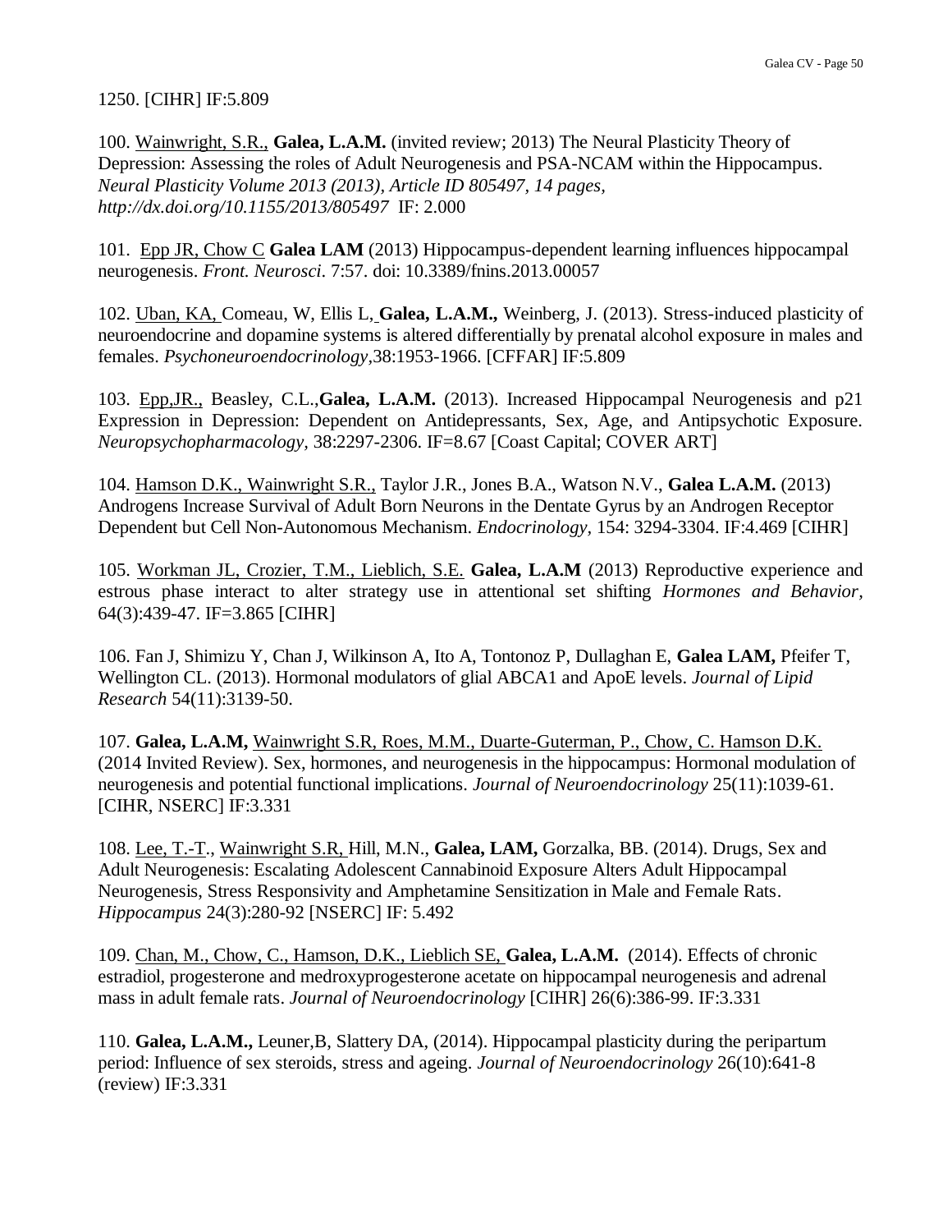1250. [CIHR] IF:5.809

100. Wainwright, S.R., **Galea, L.A.M.** (invited review; 2013) The Neural Plasticity Theory of Depression: Assessing the roles of Adult Neurogenesis and PSA-NCAM within the Hippocampus. *Neural Plasticity Volume 2013 (2013), Article ID 805497, 14 pages, http://dx.doi.org/10.1155/2013/805497* IF: 2.000

101. Epp JR, Chow C **Galea LAM** (2013) Hippocampus-dependent learning influences hippocampal neurogenesis. *Front. Neurosci*. 7:57. doi: 10.3389/fnins.2013.00057

102. Uban, KA, Comeau, W, Ellis L, **Galea, L.A.M.,** Weinberg, J. (2013). Stress-induced plasticity of neuroendocrine and dopamine systems is altered differentially by prenatal alcohol exposure in males and females. *Psychoneuroendocrinology*,38:1953-1966. [CFFAR] IF:5.809

103. Epp,JR., Beasley, C.L.,**Galea, L.A.M.** (2013). Increased Hippocampal Neurogenesis and p21 Expression in Depression: Dependent on Antidepressants, Sex, Age, and Antipsychotic Exposure. *Neuropsychopharmacology,* 38:2297-2306. IF=8.67 [Coast Capital; COVER ART]

104. Hamson D.K., Wainwright S.R., Taylor J.R., Jones B.A., Watson N.V., **Galea L.A.M.** (2013) Androgens Increase Survival of Adult Born Neurons in the Dentate Gyrus by an Androgen Receptor Dependent but Cell Non-Autonomous Mechanism. *Endocrinology,* 154: 3294-3304. IF:4.469 [CIHR]

105. Workman JL, Crozier, T.M., Lieblich, S.E. **Galea, L.A.M** (2013) Reproductive experience and estrous phase interact to alter strategy use in attentional set shifting *Hormones and Behavior,* 64(3):439-47. IF=3.865 [CIHR]

106. Fan J, Shimizu Y, Chan J, Wilkinson A, Ito A, Tontonoz P, Dullaghan E, **Galea LAM,** Pfeifer T, Wellington CL. (2013). Hormonal modulators of glial ABCA1 and ApoE levels. *Journal of Lipid Research* 54(11):3139-50.

107. **Galea, L.A.M,** Wainwright S.R, Roes, M.M., Duarte-Guterman, P., Chow, C. Hamson D.K. (2014 Invited Review). Sex, hormones, and neurogenesis in the hippocampus: Hormonal modulation of neurogenesis and potential functional implications. *Journal of Neuroendocrinology* 25(11):1039-61. [CIHR, NSERC] IF:3.331

108. Lee, T.-T., Wainwright S.R, Hill, M.N., **Galea, LAM,** Gorzalka, BB. (2014). Drugs, Sex and Adult Neurogenesis: Escalating Adolescent Cannabinoid Exposure Alters Adult Hippocampal Neurogenesis, Stress Responsivity and Amphetamine Sensitization in Male and Female Rats. *Hippocampus* 24(3):280-92 [NSERC] IF: 5.492

109. Chan, M., Chow, C., Hamson, D.K., Lieblich SE, **Galea, L.A.M.** (2014). Effects of chronic estradiol, progesterone and medroxyprogesterone acetate on hippocampal neurogenesis and adrenal mass in adult female rats. *Journal of Neuroendocrinology* [CIHR] 26(6):386-99. IF:3.331

110. **Galea, L.A.M.,** Leuner,B, Slattery DA, (2014). Hippocampal plasticity during the peripartum period: Influence of sex steroids, stress and ageing. *Journal of Neuroendocrinology* 26(10):641-8 (review) IF:3.331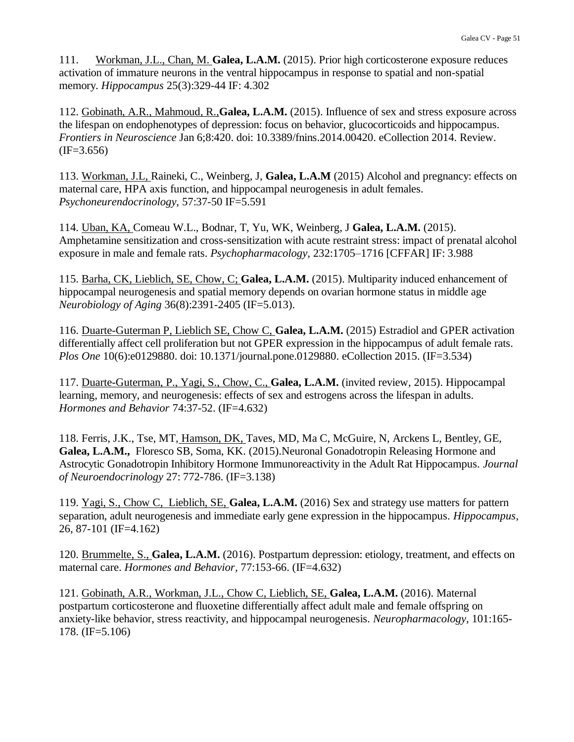111. Workman, J.L., Chan, M. **Galea, L.A.M.** (2015). Prior high corticosterone exposure reduces activation of immature neurons in the ventral hippocampus in response to spatial and non-spatial memory. *Hippocampus* 25(3):329-44 IF: 4.302

112. Gobinath, A.R., Mahmoud, R.,**Galea, L.A.M.** (2015). Influence of sex and stress exposure across the lifespan on endophenotypes of depression: focus on behavior, glucocorticoids and hippocampus. *Frontiers in Neuroscience* Jan 6;8:420. doi: 10.3389/fnins.2014.00420. eCollection 2014. Review. (IF=3.656)

113. Workman, J.L, Raineki, C., Weinberg, J, **Galea, L.A.M** (2015) Alcohol and pregnancy: effects on maternal care, HPA axis function, and hippocampal neurogenesis in adult females. *Psychoneurendocrinology,* 57:37-50 IF=5.591

114. Uban, KA, Comeau W.L., Bodnar, T, Yu, WK, Weinberg, J **Galea, L.A.M.** (2015). Amphetamine sensitization and cross-sensitization with acute restraint stress: impact of prenatal alcohol exposure in male and female rats. *Psychopharmacology,* 232:1705–1716 [CFFAR] IF: 3.988

115. Barha, CK, Lieblich, SE, Chow, C; **Galea, L.A.M.** (2015). Multiparity induced enhancement of hippocampal neurogenesis and spatial memory depends on ovarian hormone status in middle age *Neurobiology of Aging* 36(8):2391-2405 (IF=5.013).

116. Duarte-Guterman P, Lieblich SE, Chow C, **Galea, L.A.M.** (2015) Estradiol and GPER activation differentially affect cell proliferation but not GPER expression in the hippocampus of adult female rats. *Plos One* 10(6):e0129880. doi: 10.1371/journal.pone.0129880. eCollection 2015. (IF=3.534)

117. Duarte-Guterman, P., Yagi, S., Chow, C., **Galea, L.A.M.** (invited review, 2015). Hippocampal learning, memory, and neurogenesis: effects of sex and estrogens across the lifespan in adults. *Hormones and Behavior* 74:37-52. (IF=4.632)

118. Ferris, J.K., Tse, MT, Hamson, DK, Taves, MD, Ma C, McGuire, N, Arckens L, Bentley, GE, **Galea, L.A.M.,** Floresco SB, Soma, KK. (2015).Neuronal Gonadotropin Releasing Hormone and Astrocytic Gonadotropin Inhibitory Hormone Immunoreactivity in the Adult Rat Hippocampus. *Journal of Neuroendocrinology* 27: 772-786. (IF=3.138)

119. Yagi, S., Chow C, Lieblich, SE, **Galea, L.A.M.** (2016) Sex and strategy use matters for pattern separation, adult neurogenesis and immediate early gene expression in the hippocampus. *Hippocampus,* 26, 87-101 (IF=4.162)

120. Brummelte, S., **Galea, L.A.M.** (2016). Postpartum depression: etiology, treatment, and effects on maternal care. *Hormones and Behavior,* 77:153-66. (IF=4.632)

121. Gobinath, A.R., Workman, J.L., Chow C, Lieblich, SE, **Galea, L.A.M.** (2016). Maternal postpartum corticosterone and fluoxetine differentially affect adult male and female offspring on anxiety-like behavior, stress reactivity, and hippocampal neurogenesis. *Neuropharmacology,* 101:165-178. (IF=5.106)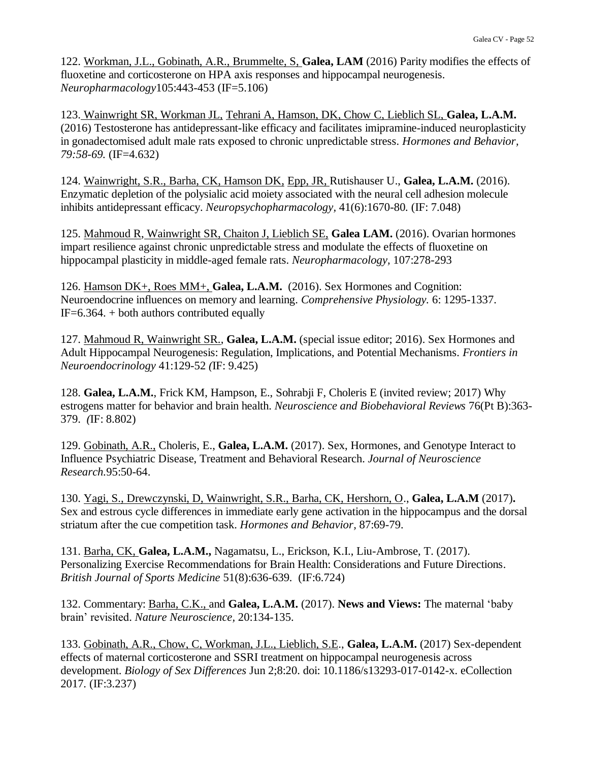122. Workman, J.L., Gobinath, A.R., Brummelte, S, **Galea, LAM** (2016) Parity modifies the effects of fluoxetine and corticosterone on HPA axis responses and hippocampal neurogenesis. *Neuropharmacology*105:443-453 (IF=5.106)

123. Wainwright SR, Workman JL, Tehrani A, Hamson, DK, Chow C, Lieblich SL, **Galea, L.A.M.** (2016) Testosterone has antidepressant-like efficacy and facilitates imipramine-induced neuroplasticity in gonadectomised adult male rats exposed to chronic unpredictable stress. *Hormones and Behavior, 79:58-69.* (IF=4.632)

124. Wainwright, S.R., Barha, CK, Hamson DK, Epp, JR, Rutishauser U., **Galea, L.A.M.** (2016). Enzymatic depletion of the polysialic acid moiety associated with the neural cell adhesion molecule inhibits antidepressant efficacy. *Neuropsychopharmacology*, 41(6):1670-80. (IF: 7.048)

125. Mahmoud R, Wainwright SR, Chaiton J, Lieblich SE, **Galea LAM.** (2016). Ovarian hormones impart resilience against chronic unpredictable stress and modulate the effects of fluoxetine on hippocampal plasticity in middle-aged female rats. *Neuropharmacology,* 107:278-293

126. Hamson DK+, Roes MM+, **Galea, L.A.M.** (2016). Sex Hormones and Cognition: Neuroendocrine influences on memory and learning. *Comprehensive Physiology.* 6: 1295-1337. IF=6.364. + both authors contributed equally

127. Mahmoud R, Wainwright SR., **Galea, L.A.M.** (special issue editor; 2016). Sex Hormones and Adult Hippocampal Neurogenesis: Regulation, Implications, and Potential Mechanisms. *Frontiers in Neuroendocrinology* 41:129-52 *(*IF: 9.425)

128. **Galea, L.A.M.**, Frick KM, Hampson, E., Sohrabji F, Choleris E (invited review; 2017) Why estrogens matter for behavior and brain health. *Neuroscience and Biobehavioral Reviews* 76(Pt B):363-379. *(*IF: 8.802)

129. Gobinath, A.R., Choleris, E., **Galea, L.A.M.** (2017). Sex, Hormones, and Genotype Interact to Influence Psychiatric Disease, Treatment and Behavioral Research. *Journal of Neuroscience Research*.95:50-64.

130. Yagi, S., Drewczynski, D, Wainwright, S.R., Barha, CK, Hershorn, O., **Galea, L.A.M** (2017**).** Sex and estrous cycle differences in immediate early gene activation in the hippocampus and the dorsal striatum after the cue competition task. *Hormones and Behavior,* 87:69-79.

131. Barha, CK, **Galea, L.A.M.,** Nagamatsu, L., Erickson, K.I., Liu-Ambrose, T. (2017). Personalizing Exercise Recommendations for Brain Health: Considerations and Future Directions. *British Journal of Sports Medicine* 51(8):636-639. (IF:6.724)

132. Commentary: Barha, C.K., and **Galea, L.A.M.** (2017). **News and Views:** The maternal 'baby brain' revisited. *Nature Neuroscience,* 20:134-135.

133. Gobinath, A.R., Chow, C, Workman, J.L., Lieblich, S.E., **Galea, L.A.M.** (2017) Sex-dependent effects of maternal corticosterone and SSRI treatment on hippocampal neurogenesis across development. *Biology of Sex Differences* Jun 2;8:20. doi: 10.1186/s13293-017-0142-x. eCollection 2017. (IF:3.237)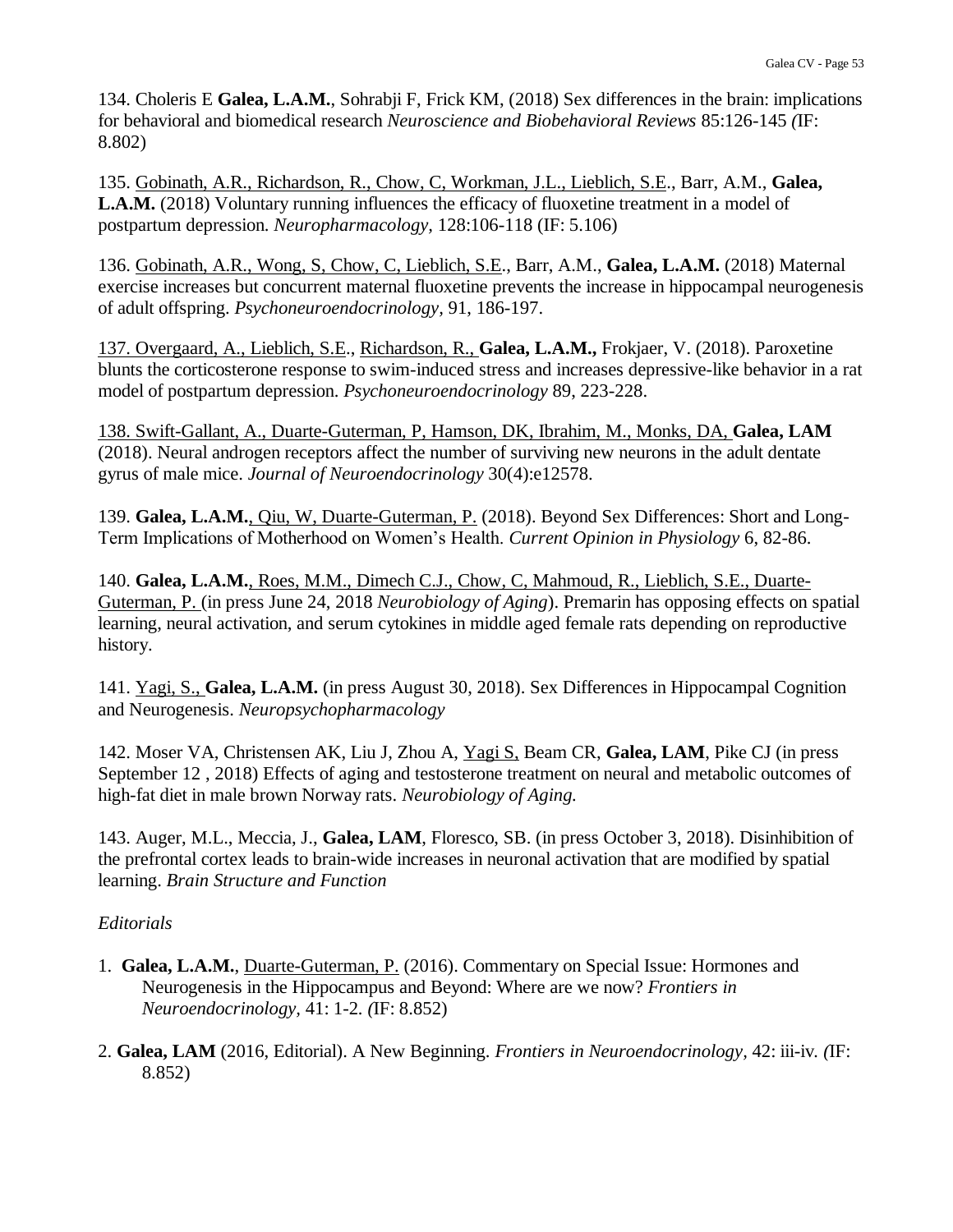134. Choleris E **Galea, L.A.M.**, Sohrabji F, Frick KM, (2018) Sex differences in the brain: implications for behavioral and biomedical research *Neuroscience and Biobehavioral Reviews* 85:126-145 (IF: 8.802)

135. Gobinath, A.R., Richardson, R., Chow, C, Workman, J.L., Lieblich, S.E., Barr, A.M., **Galea, L.A.M.** (2018) Voluntary running influences the efficacy of fluoxetine treatment in a model of postpartum depression. *Neuropharmacology,* 128:106-118 (IF: 5.106)

136. Gobinath, A.R., Wong, S, Chow, C, Lieblich, S.E., Barr, A.M., **Galea, L.A.M.** (2018) Maternal exercise increases but concurrent maternal fluoxetine prevents the increase in hippocampal neurogenesis of adult offspring. *Psychoneuroendocrinology,* 91, 186-197.

137. Overgaard, A., Lieblich, S.E., Richardson, R., **Galea, L.A.M.,** Frokjaer, V. (2018). Paroxetine blunts the corticosterone response to swim-induced stress and increases depressive-like behavior in a rat model of postpartum depression. *Psychoneuroendocrinology* 89, 223-228.

138. Swift-Gallant, A., Duarte-Guterman, P, Hamson, DK, Ibrahim, M., Monks, DA, **Galea, LAM** (2018). Neural androgen receptors affect the number of surviving new neurons in the adult dentate gyrus of male mice. *Journal of Neuroendocrinology* 30(4):e12578.

139. **Galea, L.A.M.**, Qiu, W, Duarte-Guterman, P. (2018). Beyond Sex Differences: Short and Long-Term Implications of Motherhood on Women's Health. *Current Opinion in Physiology* 6, 82-86.

140. **Galea, L.A.M.**, Roes, M.M., Dimech C.J., Chow, C, Mahmoud, R., Lieblich, S.E., Duarte-Guterman, P. (in press June 24, 2018 *Neurobiology of Aging*). Premarin has opposing effects on spatial learning, neural activation, and serum cytokines in middle aged female rats depending on reproductive history.

141. Yagi, S., **Galea, L.A.M.** (in press August 30, 2018). Sex Differences in Hippocampal Cognition and Neurogenesis. *Neuropsychopharmacology*

142. Moser VA, Christensen AK, Liu J, Zhou A, Yagi S, Beam CR, **Galea, LAM**, Pike CJ (in press September 12 , 2018) Effects of aging and testosterone treatment on neural and metabolic outcomes of high-fat diet in male brown Norway rats. *Neurobiology of Aging.*

143. Auger, M.L., Meccia, J., **Galea, LAM**, Floresco, SB. (in press October 3, 2018). Disinhibition of the prefrontal cortex leads to brain-wide increases in neuronal activation that are modified by spatial learning. *Brain Structure and Function*

*Editorials*

1. **Galea, L.A.M.**, Duarte-Guterman, P. (2016). Commentary on Special Issue: Hormones and Neurogenesis in the Hippocampus and Beyond: Where are we now? *Frontiers in Neuroendocrinology,* 41: 1-2. (IF: 8.852)

2. **Galea, LAM** (2016, Editorial). A New Beginning. *Frontiers in Neuroendocrinology,* 42: iii-iv. (IF: 8.852)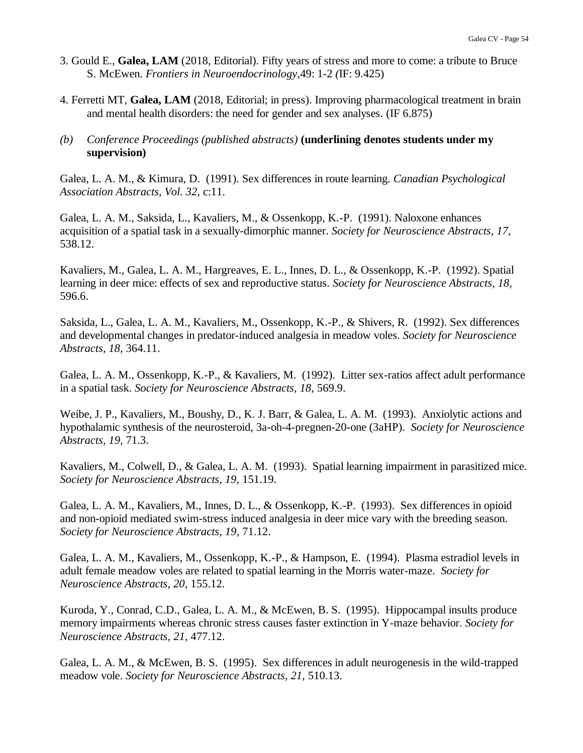3. Gould E., **Galea, LAM** (2018, Editorial). Fifty years of stress and more to come: a tribute to Bruce S. McEwen. *Frontiers in Neuroendocrinology,*49: 1-2 *(*IF: 9.425)

4. Ferretti MT, **Galea, LAM** (2018, Editorial; in press). Improving pharmacological treatment in brain and mental health disorders: the need for gender and sex analyses. (IF 6.875)

*(b) Conference Proceedings (published abstracts)* **(underlining denotes students under my supervision)**

Galea, L. A. M., & Kimura, D. (1991). Sex differences in route learning. *Canadian Psychological Association Abstracts, Vol. 32,* c:11.

Galea, L. A. M., Saksida, L., Kavaliers, M., & Ossenkopp, K.-P. (1991). Naloxone enhances acquisition of a spatial task in a sexually-dimorphic manner. *Society for Neuroscience Abstracts, 17,* 538.12.

Kavaliers, M., Galea, L. A. M., Hargreaves, E. L., Innes, D. L., & Ossenkopp, K.-P. (1992). Spatial learning in deer mice: effects of sex and reproductive status. *Society for Neuroscience Abstracts, 18,* 596.6.

Saksida, L., Galea, L. A. M., Kavaliers, M., Ossenkopp, K.-P., & Shivers, R. (1992). Sex differences and developmental changes in predator-induced analgesia in meadow voles. *Society for Neuroscience Abstracts, 18,* 364.11.

Galea, L. A. M., Ossenkopp, K.-P., & Kavaliers, M. (1992). Litter sex-ratios affect adult performance in a spatial task. *Society for Neuroscience Abstracts, 18,* 569.9.

Weibe, J. P., Kavaliers, M., Boushy, D., K. J. Barr, & Galea, L. A. M. (1993). Anxiolytic actions and hypothalamic synthesis of the neurosteroid, 3a-oh-4-pregnen-20-one (3aHP). *Society for Neuroscience Abstracts, 19,* 71.3.

Kavaliers, M., Colwell, D., & Galea, L. A. M. (1993). Spatial learning impairment in parasitized mice. *Society for Neuroscience Abstracts, 19,* 151.19.

Galea, L. A. M., Kavaliers, M., Innes, D. L., & Ossenkopp, K.-P. (1993). Sex differences in opioid and non-opioid mediated swim-stress induced analgesia in deer mice vary with the breeding season. *Society for Neuroscience Abstracts, 19*, 71.12.

Galea, L. A. M., Kavaliers, M., Ossenkopp, K.-P., & Hampson, E. (1994). Plasma estradiol levels in adult female meadow voles are related to spatial learning in the Morris water-maze. *Society for Neuroscience Abstracts, 20,* 155.12.

Kuroda, Y., Conrad, C.D., Galea, L. A. M., & McEwen, B. S. (1995). Hippocampal insults produce memory impairments whereas chronic stress causes faster extinction in Y-maze behavior. *Society for Neuroscience Abstracts, 21*, 477.12.

Galea, L. A. M., & McEwen, B. S. (1995). Sex differences in adult neurogenesis in the wild-trapped meadow vole. *Society for Neuroscience Abstracts, 21,* 510.13.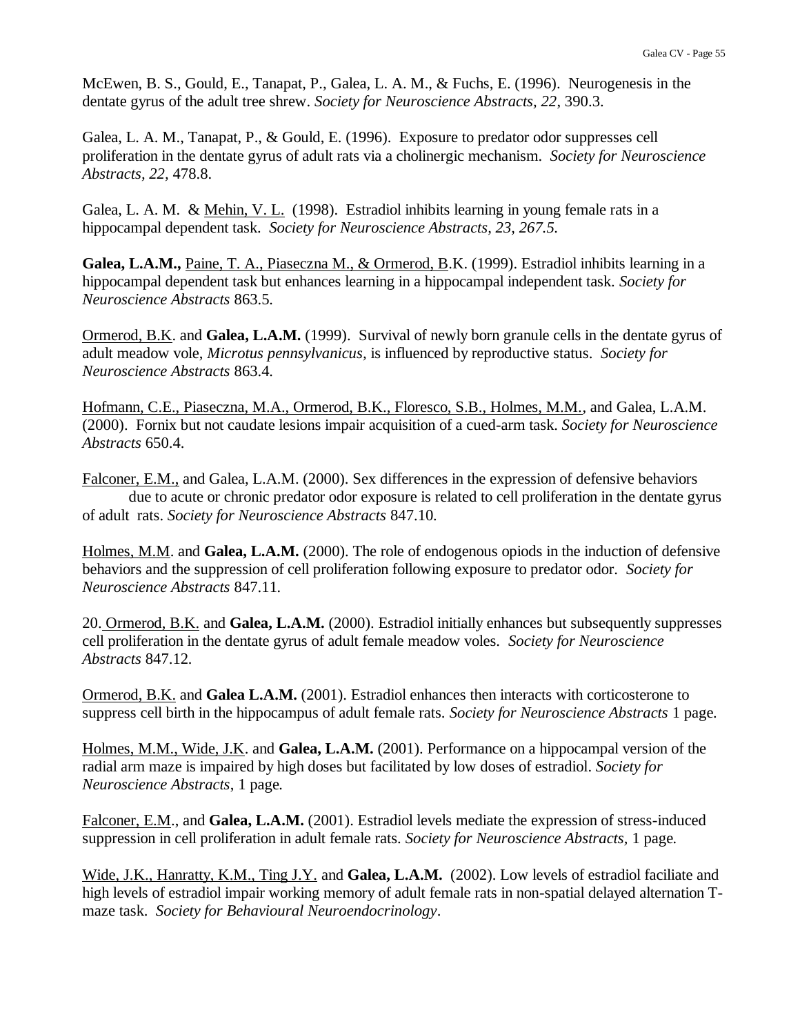McEwen, B. S., Gould, E., Tanapat, P., Galea, L. A. M., & Fuchs, E. (1996). Neurogenesis in the dentate gyrus of the adult tree shrew. *Society for Neuroscience Abstracts, 22,* 390.3.

Galea, L. A. M., Tanapat, P., & Gould, E. (1996). Exposure to predator odor suppresses cell proliferation in the dentate gyrus of adult rats via a cholinergic mechanism. *Society for Neuroscience Abstracts, 22,* 478.8.

Galea, L. A. M. & <u>Mehin, V. L.</u> (1998). Estradiol inhibits learning in young female rats in a hippocampal dependent task. *Society for Neuroscience Abstracts, 23, 267.5.*

**Galea, L.A.M.,** <u>Paine, T. A., Piaseczna M., & Ormerod, B</u>.K. (1999). Estradiol inhibits learning in a hippocampal dependent task but enhances learning in a hippocampal independent task. *Society for Neuroscience Abstracts* 863.5.

<u>Ormerod, B.K</u>. and **Galea, L.A.M.** (1999). Survival of newly born granule cells in the dentate gyrus of adult meadow vole, *Microtus pennsylvanicus,* is influenced by reproductive status. *Society for Neuroscience Abstracts* 863.4.

<u>Hofmann, C.E., Piaseczna, M.A., Ormerod, B.K., Floresco, S.B., Holmes, M.M.</u>, and Galea, L.A.M. (2000). Fornix but not caudate lesions impair acquisition of a cued-arm task. *Society for Neuroscience Abstracts* 650.4.

<u>Falconer, E.M.,</u> and Galea, L.A.M. (2000). Sex differences in the expression of defensive behaviors due to acute or chronic predator odor exposure is related to cell proliferation in the dentate gyrus of adult rats. *Society for Neuroscience Abstracts* 847.10.

<u>Holmes, M.M</u>. and **Galea, L.A.M.** (2000). The role of endogenous opiods in the induction of defensive behaviors and the suppression of cell proliferation following exposure to predator odor. *Society for Neuroscience Abstracts* 847.11.

20. <u>Ormerod, B.K.</u> and **Galea, L.A.M.** (2000). Estradiol initially enhances but subsequently suppresses cell proliferation in the dentate gyrus of adult female meadow voles. *Society for Neuroscience Abstracts* 847.12.

<u>Ormerod, B.K.</u> and **Galea L.A.M.** (2001). Estradiol enhances then interacts with corticosterone to suppress cell birth in the hippocampus of adult female rats. *Society for Neuroscience Abstracts* 1 page.

<u>Holmes, M.M., Wide, J.K</u>. and **Galea, L.A.M.** (2001). Performance on a hippocampal version of the radial arm maze is impaired by high doses but facilitated by low doses of estradiol. *Society for Neuroscience Abstracts*, 1 page.

<u>Falconer, E.M</u>., and **Galea, L.A.M.** (2001). Estradiol levels mediate the expression of stress-induced suppression in cell proliferation in adult female rats. *Society for Neuroscience Abstracts*, 1 page.

<u>Wide, J.K., Hanratty, K.M., Ting J.Y.</u> and **Galea, L.A.M.** (2002). Low levels of estradiol faciliate and high levels of estradiol impair working memory of adult female rats in non-spatial delayed alternation T-maze task. *Society for Behavioural Neuroendocrinology*.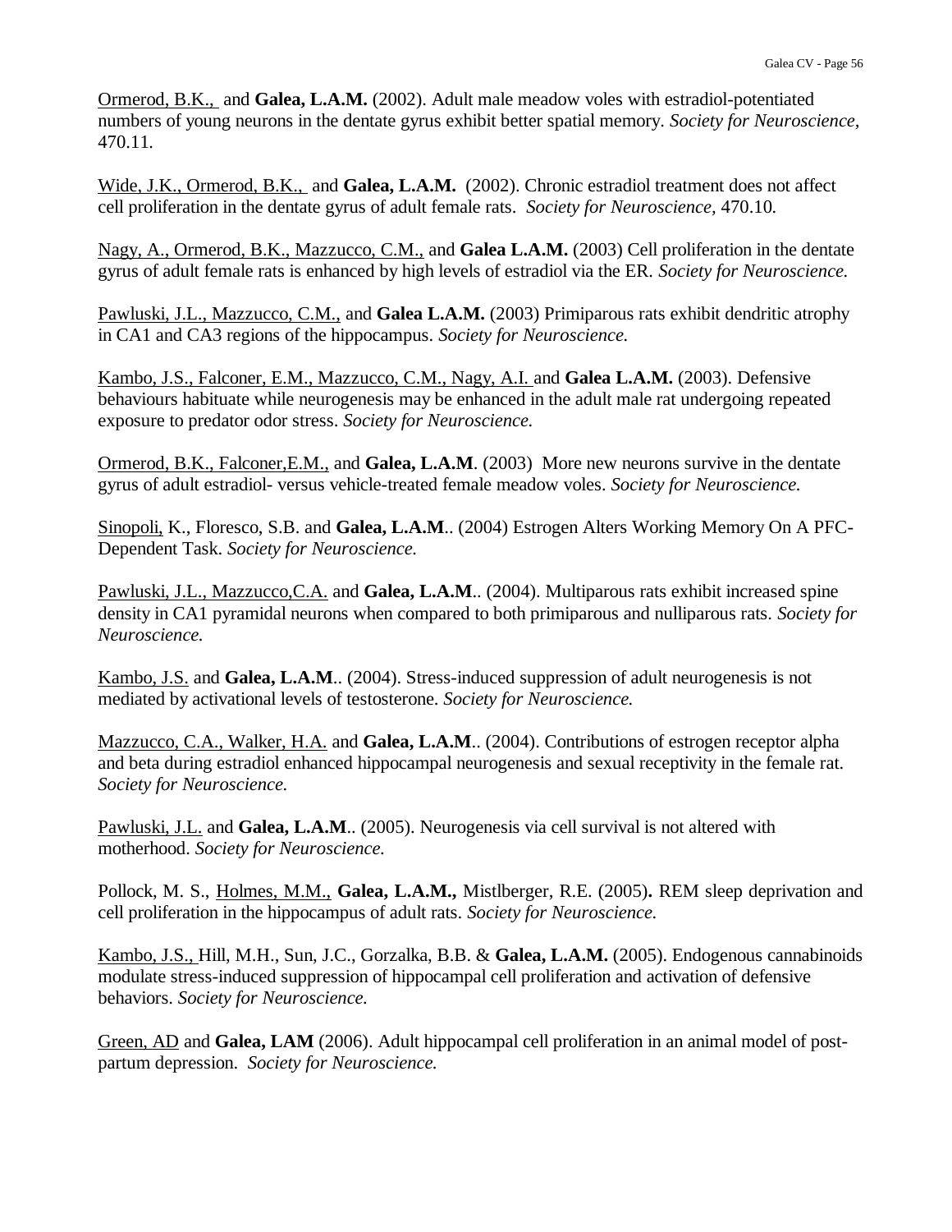Ormerod, B.K., and **Galea, L.A.M.** (2002). Adult male meadow voles with estradiol-potentiated numbers of young neurons in the dentate gyrus exhibit better spatial memory. *Society for Neuroscience*, 470.11.

Wide, J.K., Ormerod, B.K., and **Galea, L.A.M.** (2002). Chronic estradiol treatment does not affect cell proliferation in the dentate gyrus of adult female rats. *Society for Neuroscience*, 470.10.

Nagy, A., Ormerod, B.K., Mazzucco, C.M., and **Galea L.A.M.** (2003) Cell proliferation in the dentate gyrus of adult female rats is enhanced by high levels of estradiol via the ER. *Society for Neuroscience.*

Pawluski, J.L., Mazzucco, C.M., and **Galea L.A.M.** (2003) Primiparous rats exhibit dendritic atrophy in CA1 and CA3 regions of the hippocampus. *Society for Neuroscience.*

Kambo, J.S., Falconer, E.M., Mazzucco, C.M., Nagy, A.I. and **Galea L.A.M.** (2003). Defensive behaviours habituate while neurogenesis may be enhanced in the adult male rat undergoing repeated exposure to predator odor stress. *Society for Neuroscience.*

Ormerod, B.K., Falconer,E.M., and **Galea, L.A.M**. (2003) More new neurons survive in the dentate gyrus of adult estradiol- versus vehicle-treated female meadow voles. *Society for Neuroscience.*

Sinopoli, K., Floresco, S.B. and **Galea, L.A.M**.. (2004) Estrogen Alters Working Memory On A PFC-Dependent Task. *Society for Neuroscience.*

Pawluski, J.L., Mazzucco,C.A. and **Galea, L.A.M**.. (2004). Multiparous rats exhibit increased spine density in CA1 pyramidal neurons when compared to both primiparous and nulliparous rats. *Society for Neuroscience.*

Kambo, J.S. and **Galea, L.A.M**.. (2004). Stress-induced suppression of adult neurogenesis is not mediated by activational levels of testosterone. *Society for Neuroscience.*

Mazzucco, C.A., Walker, H.A. and **Galea, L.A.M**.. (2004). Contributions of estrogen receptor alpha and beta during estradiol enhanced hippocampal neurogenesis and sexual receptivity in the female rat. *Society for Neuroscience.*

Pawluski, J.L. and **Galea, L.A.M**.. (2005). Neurogenesis via cell survival is not altered with motherhood. *Society for Neuroscience.*

Pollock, M. S., Holmes, M.M., **Galea, L.A.M.,** Mistlberger, R.E. (2005)**.** REM sleep deprivation and cell proliferation in the hippocampus of adult rats. *Society for Neuroscience.*

Kambo, J.S., Hill, M.H., Sun, J.C., Gorzalka, B.B. & **Galea, L.A.M.** (2005). Endogenous cannabinoids modulate stress-induced suppression of hippocampal cell proliferation and activation of defensive behaviors. *Society for Neuroscience.*

Green, AD and **Galea, LAM** (2006). Adult hippocampal cell proliferation in an animal model of post-partum depression. *Society for Neuroscience.*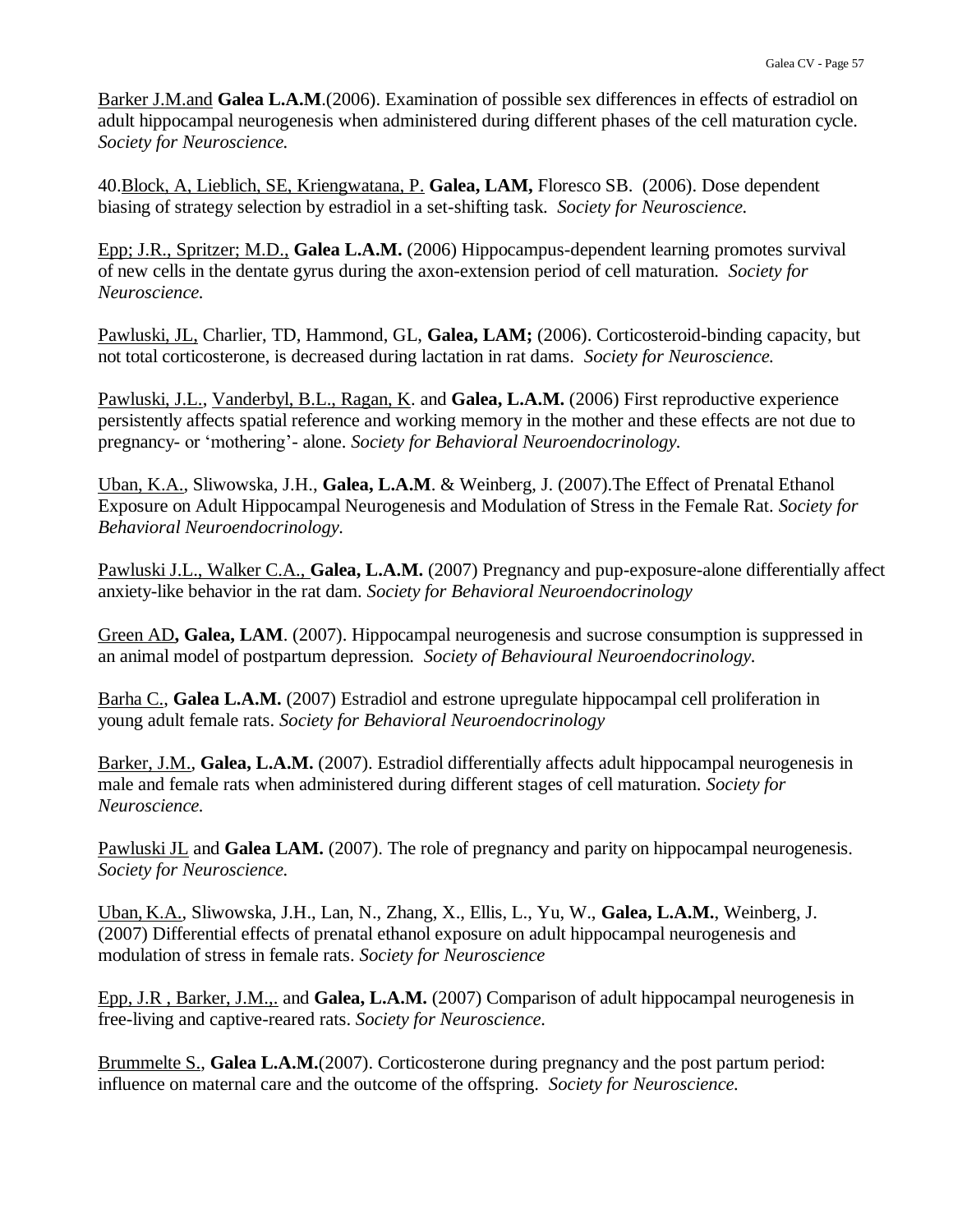Barker J.M.and **Galea L.A.M**.(2006). Examination of possible sex differences in effects of estradiol on adult hippocampal neurogenesis when administered during different phases of the cell maturation cycle. *Society for Neuroscience.*

40.Block, A, Lieblich, SE, Kriengwatana, P. **Galea, LAM,** Floresco SB. (2006). Dose dependent biasing of strategy selection by estradiol in a set-shifting task. *Society for Neuroscience.*

Epp; J.R., Spritzer; M.D., **Galea L.A.M.** (2006) Hippocampus-dependent learning promotes survival of new cells in the dentate gyrus during the axon-extension period of cell maturation. *Society for Neuroscience.*

Pawluski, JL, Charlier, TD, Hammond, GL, **Galea, LAM;** (2006). Corticosteroid-binding capacity, but not total corticosterone, is decreased during lactation in rat dams. *Society for Neuroscience.*

Pawluski, J.L., Vanderbyl, B.L., Ragan, K. and **Galea, L.A.M.** (2006) First reproductive experience persistently affects spatial reference and working memory in the mother and these effects are not due to pregnancy- or 'mothering'- alone. *Society for Behavioral Neuroendocrinology.*

Uban, K.A., Sliwowska, J.H., **Galea, L.A.M**. & Weinberg, J. (2007).The Effect of Prenatal Ethanol Exposure on Adult Hippocampal Neurogenesis and Modulation of Stress in the Female Rat. *Society for Behavioral Neuroendocrinology.*

Pawluski J.L., Walker C.A., **Galea, L.A.M.** (2007) Pregnancy and pup-exposure-alone differentially affect anxiety-like behavior in the rat dam. *Society for Behavioral Neuroendocrinology*

Green AD**, Galea, LAM**. (2007). Hippocampal neurogenesis and sucrose consumption is suppressed in an animal model of postpartum depression. *Society of Behavioural Neuroendocrinology.*

Barha C., **Galea L.A.M.** (2007) Estradiol and estrone upregulate hippocampal cell proliferation in young adult female rats. *Society for Behavioral Neuroendocrinology*

Barker, J.M., **Galea, L.A.M.** (2007). Estradiol differentially affects adult hippocampal neurogenesis in male and female rats when administered during different stages of cell maturation. *Society for Neuroscience.*

Pawluski JL and **Galea LAM.** (2007). The role of pregnancy and parity on hippocampal neurogenesis. *Society for Neuroscience.*

Uban, K.A., Sliwowska, J.H., Lan, N., Zhang, X., Ellis, L., Yu, W., **Galea, L.A.M.**, Weinberg, J. (2007) Differential effects of prenatal ethanol exposure on adult hippocampal neurogenesis and modulation of stress in female rats. *Society for Neuroscience*

Epp, J.R , Barker, J.M.,. and **Galea, L.A.M.** (2007) Comparison of adult hippocampal neurogenesis in free-living and captive-reared rats. *Society for Neuroscience.*

Brummelte S., **Galea L.A.M.**(2007). Corticosterone during pregnancy and the post partum period: influence on maternal care and the outcome of the offspring. *Society for Neuroscience.*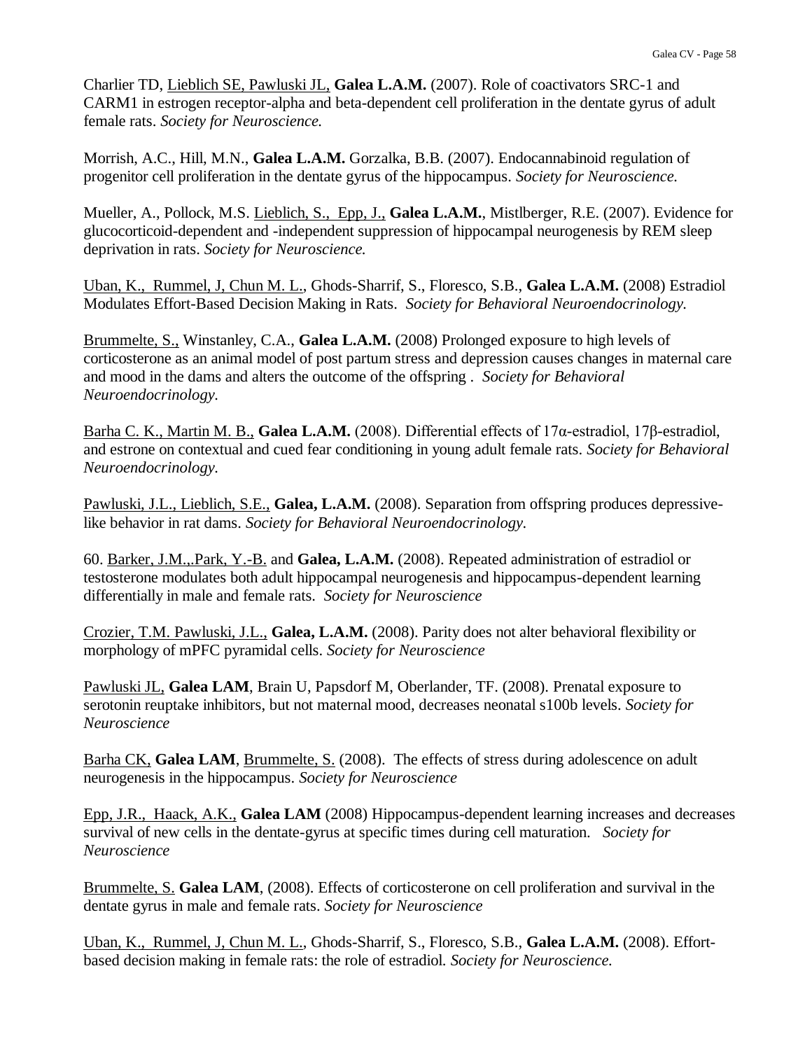Charlier TD, Lieblich SE, Pawluski JL, **Galea L.A.M.** (2007). Role of coactivators SRC-1 and CARM1 in estrogen receptor-alpha and beta-dependent cell proliferation in the dentate gyrus of adult female rats. *Society for Neuroscience.*

Morrish, A.C., Hill, M.N., **Galea L.A.M.** Gorzalka, B.B. (2007). Endocannabinoid regulation of progenitor cell proliferation in the dentate gyrus of the hippocampus. *Society for Neuroscience.*

Mueller, A., Pollock, M.S. Lieblich, S., Epp, J., **Galea L.A.M.**, Mistlberger, R.E. (2007). Evidence for glucocorticoid-dependent and -independent suppression of hippocampal neurogenesis by REM sleep deprivation in rats. *Society for Neuroscience.*

Uban, K., Rummel, J, Chun M. L., Ghods-Sharrif, S., Floresco, S.B., **Galea L.A.M.** (2008) Estradiol Modulates Effort-Based Decision Making in Rats. *Society for Behavioral Neuroendocrinology.*

Brummelte, S., Winstanley, C.A., **Galea L.A.M.** (2008) Prolonged exposure to high levels of corticosterone as an animal model of post partum stress and depression causes changes in maternal care and mood in the dams and alters the outcome of the offspring . *Society for Behavioral Neuroendocrinology.*

Barha C. K., Martin M. B., **Galea L.A.M.** (2008). Differential effects of 17α-estradiol, 17β-estradiol, and estrone on contextual and cued fear conditioning in young adult female rats. *Society for Behavioral Neuroendocrinology.*

Pawluski, J.L., Lieblich, S.E., **Galea, L.A.M.** (2008). Separation from offspring produces depressive-like behavior in rat dams. *Society for Behavioral Neuroendocrinology.*

60. Barker, J.M.,.Park, Y.-B. and **Galea, L.A.M.** (2008). Repeated administration of estradiol or testosterone modulates both adult hippocampal neurogenesis and hippocampus-dependent learning differentially in male and female rats. *Society for Neuroscience*

Crozier, T.M. Pawluski, J.L., **Galea, L.A.M.** (2008). Parity does not alter behavioral flexibility or morphology of mPFC pyramidal cells. *Society for Neuroscience*

Pawluski JL, **Galea LAM**, Brain U, Papsdorf M, Oberlander, TF. (2008). Prenatal exposure to serotonin reuptake inhibitors, but not maternal mood, decreases neonatal s100b levels. *Society for Neuroscience*

Barha CK, **Galea LAM**, Brummelte, S. (2008). The effects of stress during adolescence on adult neurogenesis in the hippocampus. *Society for Neuroscience*

Epp, J.R., Haack, A.K., **Galea LAM** (2008) Hippocampus-dependent learning increases and decreases survival of new cells in the dentate-gyrus at specific times during cell maturation. *Society for Neuroscience*

Brummelte, S. **Galea LAM**, (2008). Effects of corticosterone on cell proliferation and survival in the dentate gyrus in male and female rats. *Society for Neuroscience*

Uban, K., Rummel, J, Chun M. L., Ghods-Sharrif, S., Floresco, S.B., **Galea L.A.M.** (2008). Effort-based decision making in female rats: the role of estradiol. *Society for Neuroscience.*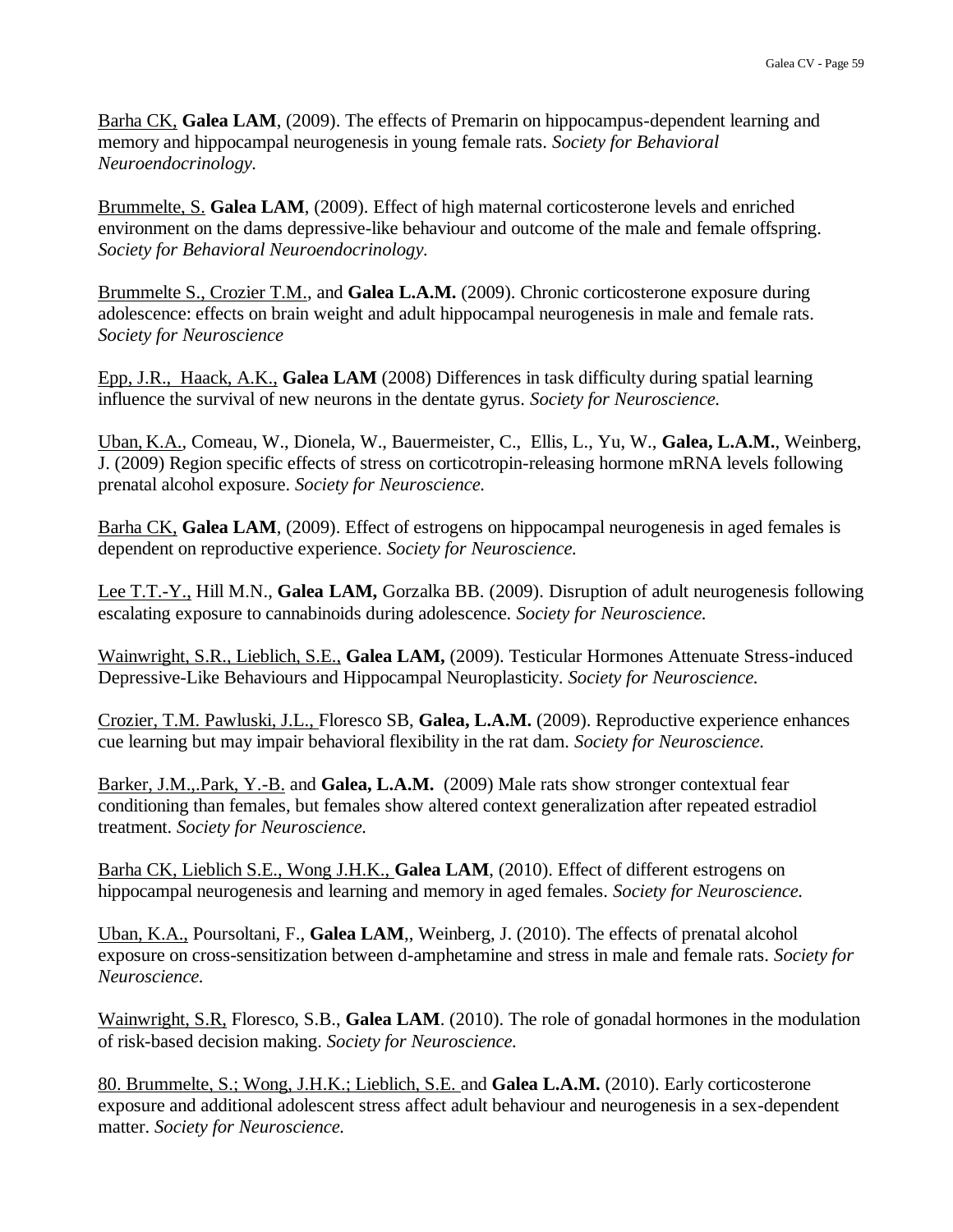Barha CK, **Galea LAM**, (2009). The effects of Premarin on hippocampus-dependent learning and memory and hippocampal neurogenesis in young female rats. *Society for Behavioral Neuroendocrinology.*

Brummelte, S. **Galea LAM**, (2009). Effect of high maternal corticosterone levels and enriched environment on the dams depressive-like behaviour and outcome of the male and female offspring. *Society for Behavioral Neuroendocrinology.*

Brummelte S., Crozier T.M., and **Galea L.A.M.** (2009). Chronic corticosterone exposure during adolescence: effects on brain weight and adult hippocampal neurogenesis in male and female rats. *Society for Neuroscience*

Epp, J.R., Haack, A.K., **Galea LAM** (2008) Differences in task difficulty during spatial learning influence the survival of new neurons in the dentate gyrus. *Society for Neuroscience.*

Uban, K.A., Comeau, W., Dionela, W., Bauermeister, C., Ellis, L., Yu, W., **Galea, L.A.M.**, Weinberg, J. (2009) Region specific effects of stress on corticotropin-releasing hormone mRNA levels following prenatal alcohol exposure. *Society for Neuroscience.*

Barha CK, **Galea LAM**, (2009). Effect of estrogens on hippocampal neurogenesis in aged females is dependent on reproductive experience. *Society for Neuroscience.*

Lee T.T.-Y., Hill M.N., **Galea LAM,** Gorzalka BB. (2009). Disruption of adult neurogenesis following escalating exposure to cannabinoids during adolescence. *Society for Neuroscience.*

Wainwright, S.R., Lieblich, S.E., **Galea LAM,** (2009). Testicular Hormones Attenuate Stress-induced Depressive-Like Behaviours and Hippocampal Neuroplasticity. *Society for Neuroscience.*

Crozier, T.M. Pawluski, J.L., Floresco SB, **Galea, L.A.M.** (2009). Reproductive experience enhances cue learning but may impair behavioral flexibility in the rat dam. *Society for Neuroscience.*

Barker, J.M.,.Park, Y.-B. and **Galea, L.A.M.** (2009) Male rats show stronger contextual fear conditioning than females, but females show altered context generalization after repeated estradiol treatment. *Society for Neuroscience.*

Barha CK, Lieblich S.E., Wong J.H.K., **Galea LAM**, (2010). Effect of different estrogens on hippocampal neurogenesis and learning and memory in aged females. *Society for Neuroscience.*

Uban, K.A., Poursoltani, F., **Galea LAM**,, Weinberg, J. (2010). The effects of prenatal alcohol exposure on cross-sensitization between d-amphetamine and stress in male and female rats. *Society for Neuroscience.*

Wainwright, S.R, Floresco, S.B., **Galea LAM**. (2010). The role of gonadal hormones in the modulation of risk-based decision making. *Society for Neuroscience.*

80. Brummelte, S.; Wong, J.H.K.; Lieblich, S.E. and **Galea L.A.M.** (2010). Early corticosterone exposure and additional adolescent stress affect adult behaviour and neurogenesis in a sex-dependent matter. *Society for Neuroscience.*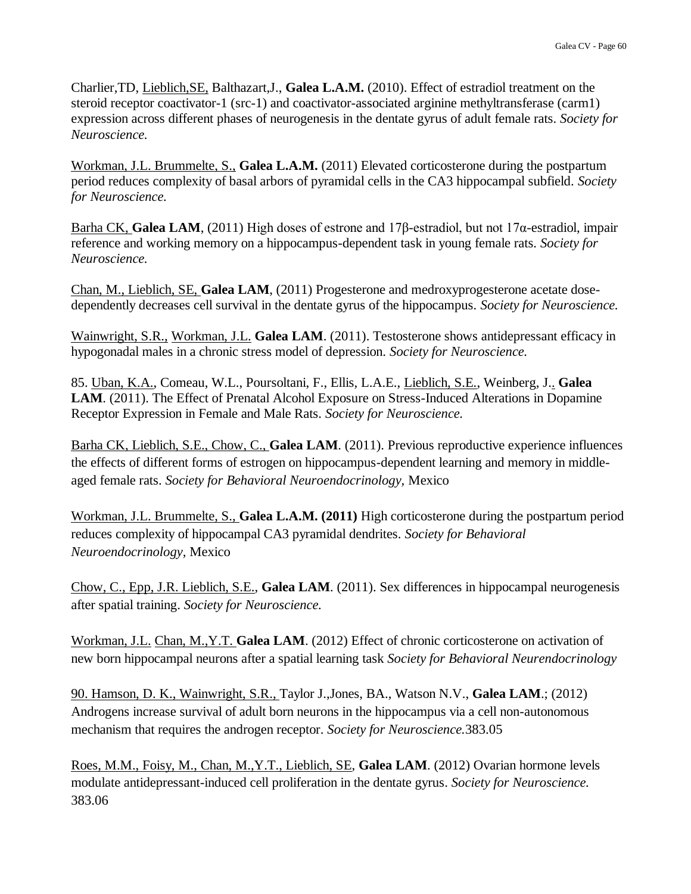Charlier,TD, Lieblich,SE, Balthazart,J., **Galea L.A.M.** (2010). Effect of estradiol treatment on the steroid receptor coactivator-1 (src-1) and coactivator-associated arginine methyltransferase (carm1) expression across different phases of neurogenesis in the dentate gyrus of adult female rats. *Society for Neuroscience.*

Workman, J.L. Brummelte, S., **Galea L.A.M.** (2011) Elevated corticosterone during the postpartum period reduces complexity of basal arbors of pyramidal cells in the CA3 hippocampal subfield. *Society for Neuroscience.*

Barha CK, **Galea LAM**, (2011) High doses of estrone and 17β-estradiol, but not 17α-estradiol, impair reference and working memory on a hippocampus-dependent task in young female rats. *Society for Neuroscience.*

Chan, M., Lieblich, SE, **Galea LAM**, (2011) Progesterone and medroxyprogesterone acetate dose-dependently decreases cell survival in the dentate gyrus of the hippocampus. *Society for Neuroscience.*

Wainwright, S.R., Workman, J.L. **Galea LAM**. (2011). Testosterone shows antidepressant efficacy in hypogonadal males in a chronic stress model of depression. *Society for Neuroscience.*

85. Uban, K.A., Comeau, W.L., Poursoltani, F., Ellis, L.A.E., Lieblich, S.E., Weinberg, J.. **Galea LAM**. (2011). The Effect of Prenatal Alcohol Exposure on Stress-Induced Alterations in Dopamine Receptor Expression in Female and Male Rats. *Society for Neuroscience.*

Barha CK, Lieblich, S.E., Chow, C., **Galea LAM**. (2011). Previous reproductive experience influences the effects of different forms of estrogen on hippocampus-dependent learning and memory in middle-aged female rats. *Society for Behavioral Neuroendocrinology,* Mexico

Workman, J.L. Brummelte, S., **Galea L.A.M. (2011)** High corticosterone during the postpartum period reduces complexity of hippocampal CA3 pyramidal dendrites. *Society for Behavioral Neuroendocrinology,* Mexico

Chow, C., Epp, J.R. Lieblich, S.E., **Galea LAM**. (2011). Sex differences in hippocampal neurogenesis after spatial training. *Society for Neuroscience.*

Workman, J.L. Chan, M.,Y.T. **Galea LAM**. (2012) Effect of chronic corticosterone on activation of new born hippocampal neurons after a spatial learning task *Society for Behavioral Neurendocrinology*

90. Hamson, D. K., Wainwright, S.R., Taylor J.,Jones, BA., Watson N.V., **Galea LAM**.; (2012) Androgens increase survival of adult born neurons in the hippocampus via a cell non-autonomous mechanism that requires the androgen receptor. *Society for Neuroscience.*383.05

Roes, M.M., Foisy, M., Chan, M.,Y.T., Lieblich, SE, **Galea LAM**. (2012) Ovarian hormone levels modulate antidepressant-induced cell proliferation in the dentate gyrus. *Society for Neuroscience.* 383.06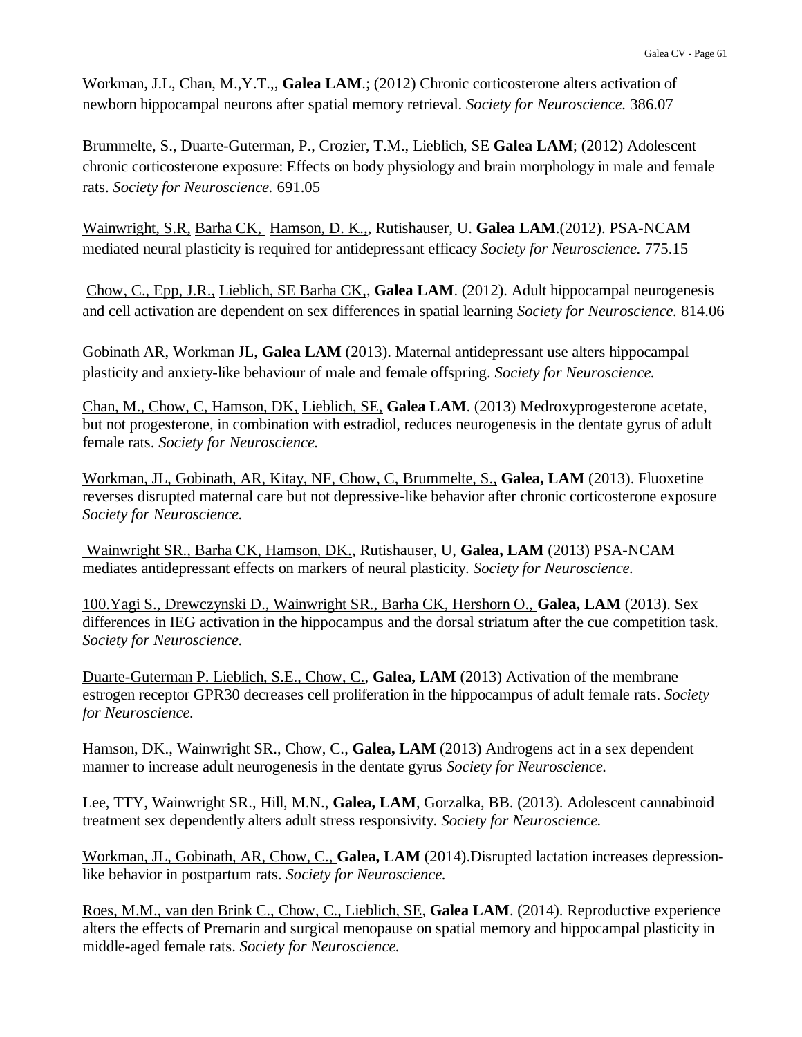Workman, J.L, Chan, M.,Y.T.,, **Galea LAM**.; (2012) Chronic corticosterone alters activation of newborn hippocampal neurons after spatial memory retrieval. *Society for Neuroscience.* 386.07

Brummelte, S., Duarte-Guterman, P., Crozier, T.M., Lieblich, SE **Galea LAM**; (2012) Adolescent chronic corticosterone exposure: Effects on body physiology and brain morphology in male and female rats. *Society for Neuroscience.* 691.05

Wainwright, S.R, Barha CK, Hamson, D. K.,, Rutishauser, U. **Galea LAM**.(2012). PSA-NCAM mediated neural plasticity is required for antidepressant efficacy *Society for Neuroscience.* 775.15

Chow, C., Epp, J.R., Lieblich, SE Barha CK,, **Galea LAM**. (2012). Adult hippocampal neurogenesis and cell activation are dependent on sex differences in spatial learning *Society for Neuroscience.* 814.06

Gobinath AR, Workman JL, **Galea LAM** (2013). Maternal antidepressant use alters hippocampal plasticity and anxiety-like behaviour of male and female offspring. *Society for Neuroscience.*

Chan, M., Chow, C, Hamson, DK, Lieblich, SE, **Galea LAM**. (2013) Medroxyprogesterone acetate, but not progesterone, in combination with estradiol, reduces neurogenesis in the dentate gyrus of adult female rats. *Society for Neuroscience.*

Workman, JL, Gobinath, AR, Kitay, NF, Chow, C, Brummelte, S., **Galea, LAM** (2013). Fluoxetine reverses disrupted maternal care but not depressive-like behavior after chronic corticosterone exposure *Society for Neuroscience.*

Wainwright SR., Barha CK, Hamson, DK., Rutishauser, U, **Galea, LAM** (2013) PSA-NCAM mediates antidepressant effects on markers of neural plasticity. *Society for Neuroscience.*

100.Yagi S., Drewczynski D., Wainwright SR., Barha CK, Hershorn O., **Galea, LAM** (2013). Sex differences in IEG activation in the hippocampus and the dorsal striatum after the cue competition task. *Society for Neuroscience.*

Duarte-Guterman P. Lieblich, S.E., Chow, C., **Galea, LAM** (2013) Activation of the membrane estrogen receptor GPR30 decreases cell proliferation in the hippocampus of adult female rats. *Society for Neuroscience.*

Hamson, DK., Wainwright SR., Chow, C., **Galea, LAM** (2013) Androgens act in a sex dependent manner to increase adult neurogenesis in the dentate gyrus *Society for Neuroscience.*

Lee, TTY, Wainwright SR., Hill, M.N., **Galea, LAM**, Gorzalka, BB. (2013). Adolescent cannabinoid treatment sex dependently alters adult stress responsivity. *Society for Neuroscience.*

Workman, JL, Gobinath, AR, Chow, C., **Galea, LAM** (2014).Disrupted lactation increases depression-like behavior in postpartum rats. *Society for Neuroscience.*

Roes, M.M., van den Brink C., Chow, C., Lieblich, SE, **Galea LAM**. (2014). Reproductive experience alters the effects of Premarin and surgical menopause on spatial memory and hippocampal plasticity in middle-aged female rats. *Society for Neuroscience.*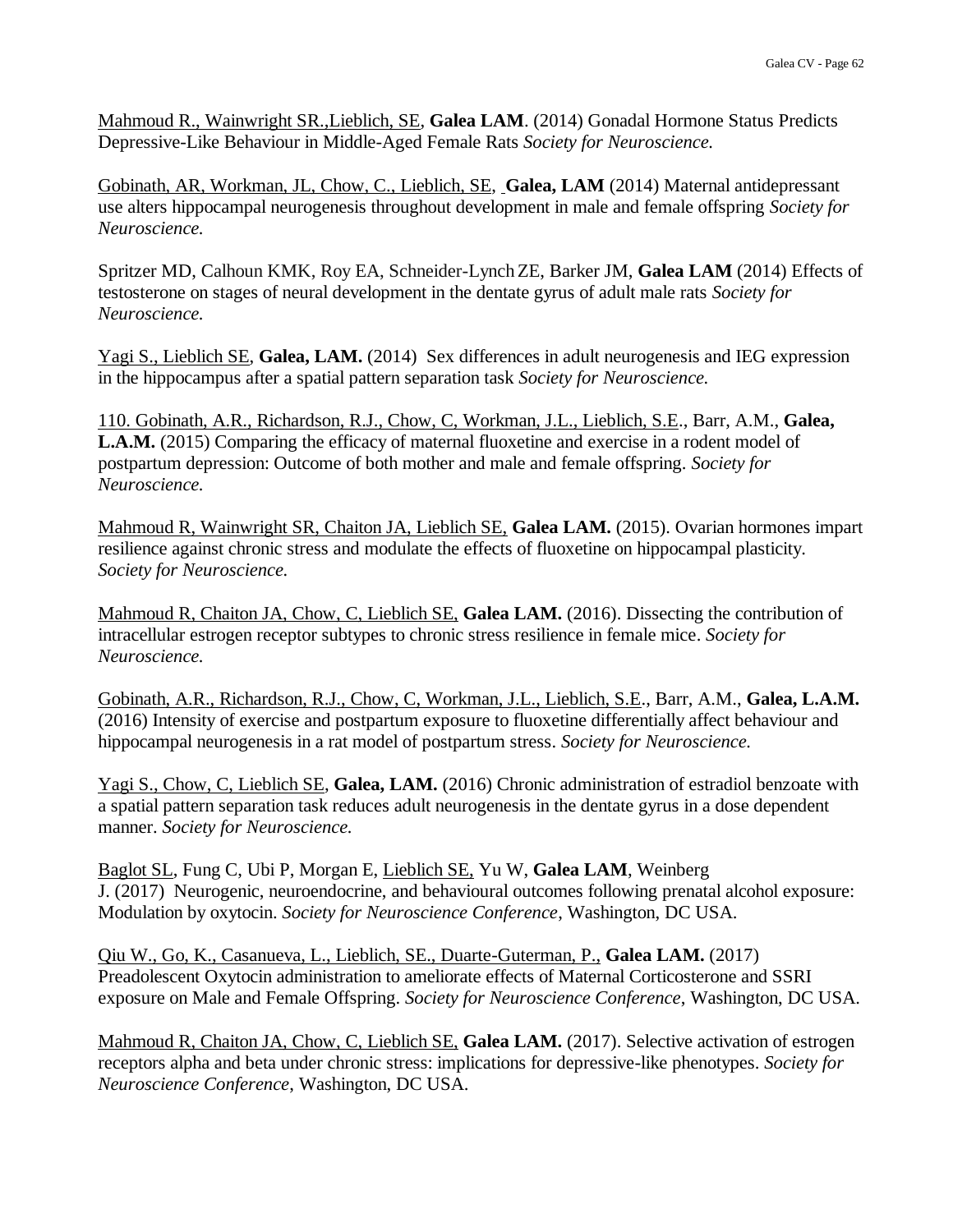Mahmoud R., Wainwright SR.,Lieblich, SE, **Galea LAM**. (2014) Gonadal Hormone Status Predicts Depressive-Like Behaviour in Middle-Aged Female Rats *Society for Neuroscience.*

Gobinath, AR, Workman, JL, Chow, C., Lieblich, SE, **Galea, LAM** (2014) Maternal antidepressant use alters hippocampal neurogenesis throughout development in male and female offspring *Society for Neuroscience.*

Spritzer MD, Calhoun KMK, Roy EA, Schneider-Lynch ZE, Barker JM, **Galea LAM** (2014) Effects of testosterone on stages of neural development in the dentate gyrus of adult male rats *Society for Neuroscience.*

Yagi S., Lieblich SE, **Galea, LAM.** (2014) Sex differences in adult neurogenesis and IEG expression in the hippocampus after a spatial pattern separation task *Society for Neuroscience.*

110. Gobinath, A.R., Richardson, R.J., Chow, C, Workman, J.L., Lieblich, S.E., Barr, A.M., **Galea, L.A.M.** (2015) Comparing the efficacy of maternal fluoxetine and exercise in a rodent model of postpartum depression: Outcome of both mother and male and female offspring. *Society for Neuroscience.*

Mahmoud R, Wainwright SR, Chaiton JA, Lieblich SE, **Galea LAM.** (2015). Ovarian hormones impart resilience against chronic stress and modulate the effects of fluoxetine on hippocampal plasticity. *Society for Neuroscience.*

Mahmoud R, Chaiton JA, Chow, C, Lieblich SE, **Galea LAM.** (2016). Dissecting the contribution of intracellular estrogen receptor subtypes to chronic stress resilience in female mice. *Society for Neuroscience.*

Gobinath, A.R., Richardson, R.J., Chow, C, Workman, J.L., Lieblich, S.E., Barr, A.M., **Galea, L.A.M.** (2016) Intensity of exercise and postpartum exposure to fluoxetine differentially affect behaviour and hippocampal neurogenesis in a rat model of postpartum stress. *Society for Neuroscience.*

Yagi S., Chow, C, Lieblich SE, **Galea, LAM.** (2016) Chronic administration of estradiol benzoate with a spatial pattern separation task reduces adult neurogenesis in the dentate gyrus in a dose dependent manner. *Society for Neuroscience.*

Baglot SL, Fung C, Ubi P, Morgan E, Lieblich SE, Yu W, **Galea LAM**, Weinberg J. (2017) Neurogenic, neuroendocrine, and behavioural outcomes following prenatal alcohol exposure: Modulation by oxytocin. *Society for Neuroscience Conference*, Washington, DC USA.

Qiu W., Go, K., Casanueva, L., Lieblich, SE., Duarte-Guterman, P., **Galea LAM.** (2017) Preadolescent Oxytocin administration to ameliorate effects of Maternal Corticosterone and SSRI exposure on Male and Female Offspring. *Society for Neuroscience Conference*, Washington, DC USA.

Mahmoud R, Chaiton JA, Chow, C, Lieblich SE, **Galea LAM.** (2017). Selective activation of estrogen receptors alpha and beta under chronic stress: implications for depressive-like phenotypes. *Society for Neuroscience Conference*, Washington, DC USA.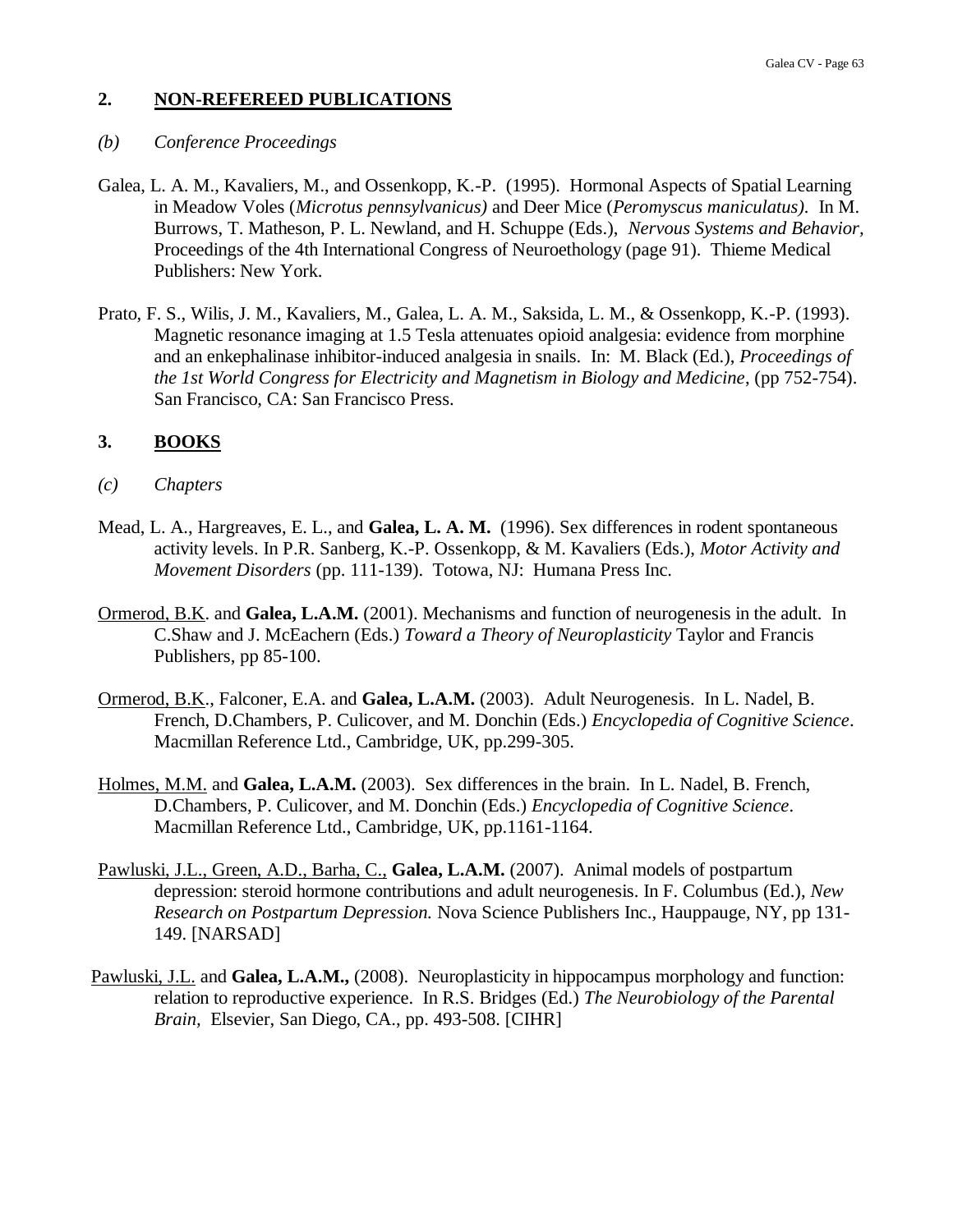## 2. <u>NON-REFEREED PUBLICATIONS</u>

*(b) Conference Proceedings*

Galea, L. A. M., Kavaliers, M., and Ossenkopp, K.-P. (1995). Hormonal Aspects of Spatial Learning in Meadow Voles (*Microtus pennsylvanicus)* and Deer Mice (*Peromyscus maniculatus)*. In M. Burrows, T. Matheson, P. L. Newland, and H. Schuppe (Eds.), *Nervous Systems and Behavior,* Proceedings of the 4th International Congress of Neuroethology (page 91). Thieme Medical Publishers: New York.

Prato, F. S., Wilis, J. M., Kavaliers, M., Galea, L. A. M., Saksida, L. M., & Ossenkopp, K.-P. (1993). Magnetic resonance imaging at 1.5 Tesla attenuates opioid analgesia: evidence from morphine and an enkephalinase inhibitor-induced analgesia in snails. In: M. Black (Ed.), *Proceedings of the 1st World Congress for Electricity and Magnetism in Biology and Medicine*, (pp 752-754). San Francisco, CA: San Francisco Press.

## 3. <u>BOOKS</u>

*(c) Chapters*

Mead, L. A., Hargreaves, E. L., and **Galea, L. A. M.** (1996). Sex differences in rodent spontaneous activity levels. In P.R. Sanberg, K.-P. Ossenkopp, & M. Kavaliers (Eds.), *Motor Activity and Movement Disorders* (pp. 111-139). Totowa, NJ: Humana Press Inc.

<u>Ormerod, B.K</u>. and **Galea, L.A.M.** (2001). Mechanisms and function of neurogenesis in the adult. In C.Shaw and J. McEachern (Eds.) *Toward a Theory of Neuroplasticity* Taylor and Francis Publishers, pp 85-100.

<u>Ormerod, B.K</u>., Falconer, E.A. and **Galea, L.A.M.** (2003). Adult Neurogenesis. In L. Nadel, B. French, D.Chambers, P. Culicover, and M. Donchin (Eds.) *Encyclopedia of Cognitive Science*. Macmillan Reference Ltd., Cambridge, UK, pp.299-305.

<u>Holmes, M.M.</u> and **Galea, L.A.M.** (2003). Sex differences in the brain. In L. Nadel, B. French, D.Chambers, P. Culicover, and M. Donchin (Eds.) *Encyclopedia of Cognitive Science*. Macmillan Reference Ltd., Cambridge, UK, pp.1161-1164.

<u>Pawluski, J.L., Green, A.D., Barha, C.,</u> **Galea, L.A.M.** (2007). Animal models of postpartum depression: steroid hormone contributions and adult neurogenesis. In F. Columbus (Ed.), *New Research on Postpartum Depression.* Nova Science Publishers Inc., Hauppauge, NY, pp 131-149. [NARSAD]

<u>Pawluski, J.L.</u> and **Galea, L.A.M.,** (2008). Neuroplasticity in hippocampus morphology and function: relation to reproductive experience. In R.S. Bridges (Ed.) *The Neurobiology of the Parental Brain,* Elsevier, San Diego, CA., pp. 493-508. [CIHR]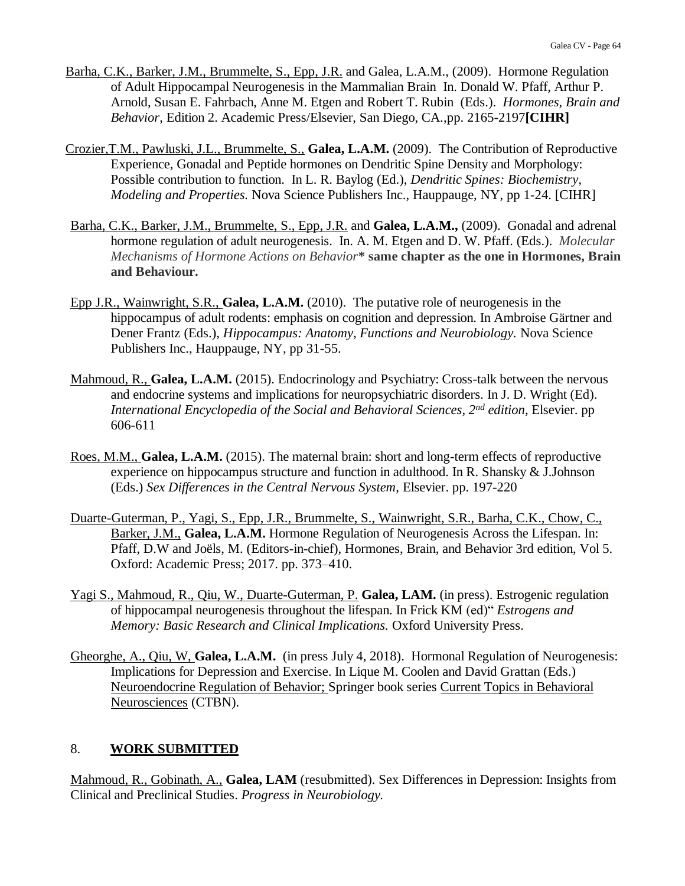Barha, C.K., Barker, J.M., Brummelte, S., Epp, J.R. and Galea, L.A.M., (2009). Hormone Regulation of Adult Hippocampal Neurogenesis in the Mammalian Brain In. Donald W. Pfaff, Arthur P. Arnold, Susan E. Fahrbach, Anne M. Etgen and Robert T. Rubin (Eds.). *Hormones, Brain and Behavior*, Edition 2. Academic Press/Elsevier, San Diego, CA.,pp. 2165-2197**[CIHR]**

Crozier,T.M., Pawluski, J.L., Brummelte, S., **Galea, L.A.M.** (2009). The Contribution of Reproductive Experience, Gonadal and Peptide hormones on Dendritic Spine Density and Morphology: Possible contribution to function. In L. R. Baylog (Ed.), *Dendritic Spines: Biochemistry, Modeling and Properties.* Nova Science Publishers Inc., Hauppauge, NY, pp 1-24. [CIHR]

Barha, C.K., Barker, J.M., Brummelte, S., Epp, J.R. and **Galea, L.A.M.,** (2009). Gonadal and adrenal hormone regulation of adult neurogenesis. In. A. M. Etgen and D. W. Pfaff. (Eds.). *Molecular Mechanisms of Hormone Actions on Behavior* **\* same chapter as the one in Hormones, Brain and Behaviour.**

Epp J.R., Wainwright, S.R., **Galea, L.A.M.** (2010). The putative role of neurogenesis in the hippocampus of adult rodents: emphasis on cognition and depression. In Ambroise Gärtner and Dener Frantz (Eds.), *Hippocampus: Anatomy, Functions and Neurobiology.* Nova Science Publishers Inc., Hauppauge, NY, pp 31-55.

Mahmoud, R., **Galea, L.A.M.** (2015). Endocrinology and Psychiatry: Cross-talk between the nervous and endocrine systems and implications for neuropsychiatric disorders. In J. D. Wright (Ed). *International Encyclopedia of the Social and Behavioral Sciences, 2nd edition,* Elsevier. pp 606-611

Roes, M.M., **Galea, L.A.M.** (2015). The maternal brain: short and long-term effects of reproductive experience on hippocampus structure and function in adulthood. In R. Shansky & J.Johnson (Eds.) *Sex Differences in the Central Nervous System,* Elsevier. pp. 197-220

Duarte-Guterman, P., Yagi, S., Epp, J.R., Brummelte, S., Wainwright, S.R., Barha, C.K., Chow, C., Barker, J.M., **Galea, L.A.M.** Hormone Regulation of Neurogenesis Across the Lifespan. In: Pfaff, D.W and Joëls, M. (Editors-in-chief), Hormones, Brain, and Behavior 3rd edition, Vol 5. Oxford: Academic Press; 2017. pp. 373–410.

Yagi S., Mahmoud, R., Qiu, W., Duarte-Guterman, P. **Galea, LAM.** (in press). Estrogenic regulation of hippocampal neurogenesis throughout the lifespan. In Frick KM (ed)" *Estrogens and Memory: Basic Research and Clinical Implications.* Oxford University Press.

Gheorghe, A., Qiu, W, **Galea, L.A.M.** (in press July 4, 2018). Hormonal Regulation of Neurogenesis: Implications for Depression and Exercise. In Lique M. Coolen and David Grattan (Eds.) Neuroendocrine Regulation of Behavior; Springer book series Current Topics in Behavioral Neurosciences (CTBN).

## 8. WORK SUBMITTED

Mahmoud, R., Gobinath, A., **Galea, LAM** (resubmitted). Sex Differences in Depression: Insights from Clinical and Preclinical Studies. *Progress in Neurobiology.*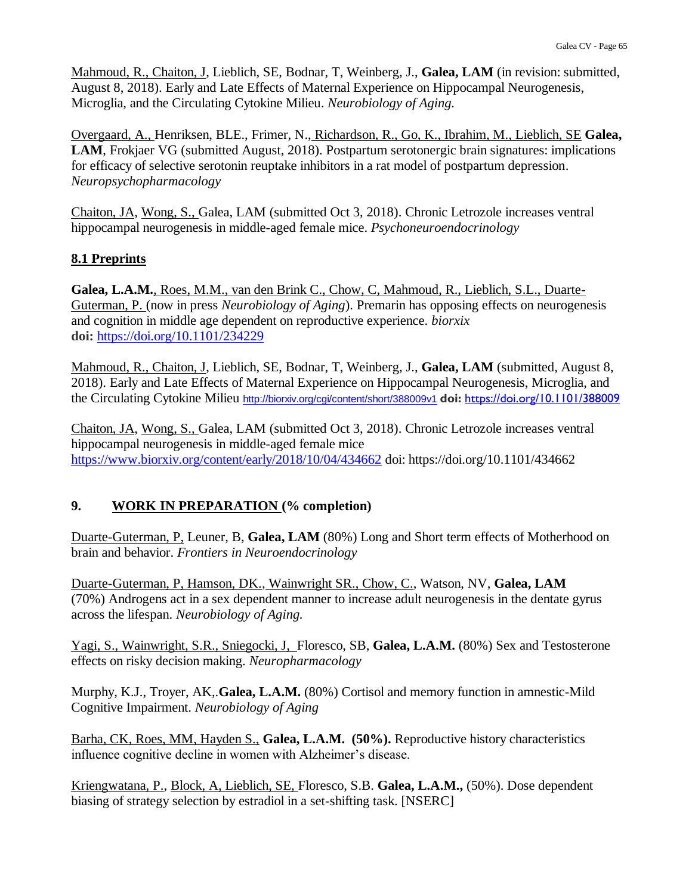Mahmoud, R., Chaiton, J, Lieblich, SE, Bodnar, T, Weinberg, J., **Galea, LAM** (in revision: submitted, August 8, 2018). Early and Late Effects of Maternal Experience on Hippocampal Neurogenesis, Microglia, and the Circulating Cytokine Milieu. *Neurobiology of Aging.*

Overgaard, A., Henriksen, BLE., Frimer, N., Richardson, R., Go, K., Ibrahim, M., Lieblich, SE **Galea, LAM**, Frokjaer VG (submitted August, 2018). Postpartum serotonergic brain signatures: implications for efficacy of selective serotonin reuptake inhibitors in a rat model of postpartum depression. *Neuropsychopharmacology*

Chaiton, JA, Wong, S., Galea, LAM (submitted Oct 3, 2018). Chronic Letrozole increases ventral hippocampal neurogenesis in middle-aged female mice. *Psychoneuroendocrinology*

## 8.1 Preprints

**Galea, L.A.M.**, Roes, M.M., van den Brink C., Chow, C, Mahmoud, R., Lieblich, S.L., Duarte-Guterman, P. (now in press *Neurobiology of Aging*). Premarin has opposing effects on neurogenesis and cognition in middle age dependent on reproductive experience. *biorxix*
**doi:** https://doi.org/10.1101/234229

Mahmoud, R., Chaiton, J, Lieblich, SE, Bodnar, T, Weinberg, J., **Galea, LAM** (submitted, August 8, 2018). Early and Late Effects of Maternal Experience on Hippocampal Neurogenesis, Microglia, and the Circulating Cytokine Milieu http://biorxiv.org/cgi/content/short/388009v1 **doi:** https://doi.org/10.1101/388009

Chaiton, JA, Wong, S., Galea, LAM (submitted Oct 3, 2018). Chronic Letrozole increases ventral hippocampal neurogenesis in middle-aged female mice https://www.biorxiv.org/content/early/2018/10/04/434662 doi: https://doi.org/10.1101/434662

## 9. WORK IN PREPARATION (% completion)

Duarte-Guterman, P, Leuner, B, **Galea, LAM** (80%) Long and Short term effects of Motherhood on brain and behavior. *Frontiers in Neuroendocrinology*

Duarte-Guterman, P, Hamson, DK., Wainwright SR., Chow, C., Watson, NV, **Galea, LAM** (70%) Androgens act in a sex dependent manner to increase adult neurogenesis in the dentate gyrus across the lifespan. *Neurobiology of Aging.*

Yagi, S., Wainwright, S.R., Sniegocki, J, Floresco, SB, **Galea, L.A.M.** (80%) Sex and Testosterone effects on risky decision making. *Neuropharmacology*

Murphy, K.J., Troyer, AK,.**Galea, L.A.M.** (80%) Cortisol and memory function in amnestic-Mild Cognitive Impairment. *Neurobiology of Aging*

Barha, CK, Roes, MM, Hayden S., **Galea, L.A.M. (50%).** Reproductive history characteristics influence cognitive decline in women with Alzheimer's disease.

Kriengwatana, P., Block, A, Lieblich, SE, Floresco, S.B. **Galea, L.A.M.,** (50%). Dose dependent biasing of strategy selection by estradiol in a set-shifting task. [NSERC]